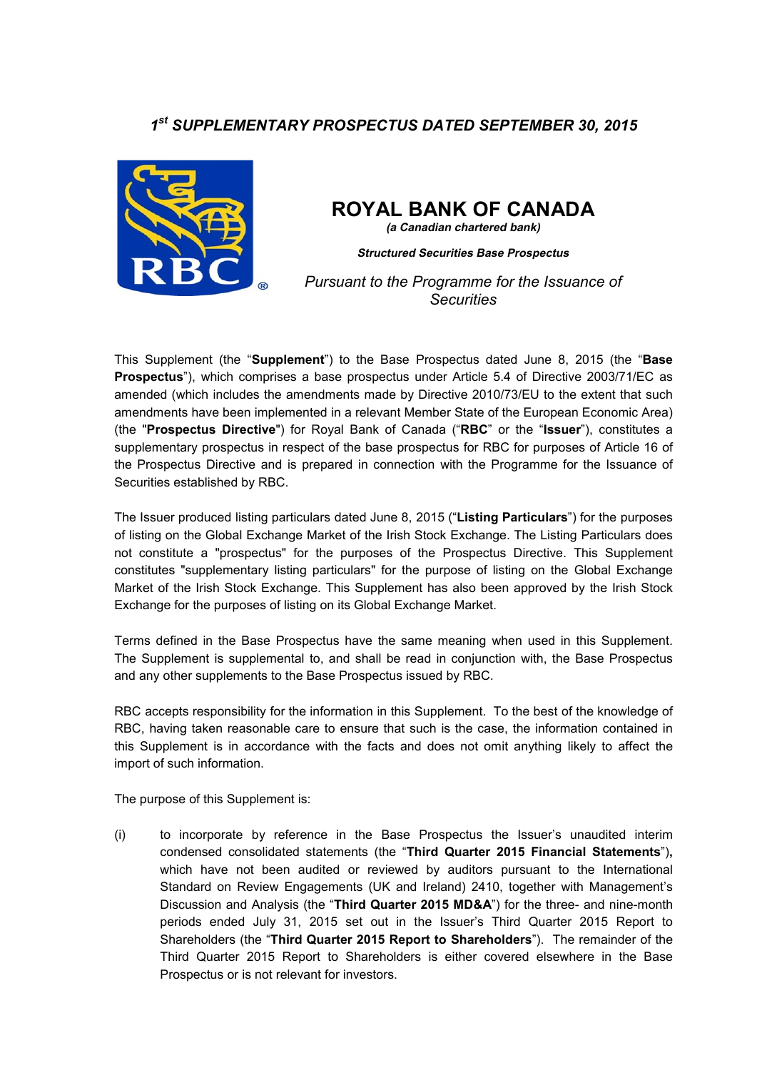# *1st SUPPLEMENTARY PROSPECTUS DATED SEPTEMBER 30, 2015*

## ROYAL BANK OF CANADA

***(a Canadian chartered bank)***

***Structured Securities Base Prospectus***

*Pursuant to the Programme for the Issuance of Securities*

This Supplement (the "**Supplement**") to the Base Prospectus dated June 8, 2015 (the "**Base Prospectus**"), which comprises a base prospectus under Article 5.4 of Directive 2003/71/EC as amended (which includes the amendments made by Directive 2010/73/EU to the extent that such amendments have been implemented in a relevant Member State of the European Economic Area) (the "**Prospectus Directive**") for Royal Bank of Canada ("**RBC**" or the "**Issuer**"), constitutes a supplementary prospectus in respect of the base prospectus for RBC for purposes of Article 16 of the Prospectus Directive and is prepared in connection with the Programme for the Issuance of Securities established by RBC.

The Issuer produced listing particulars dated June 8, 2015 ("**Listing Particulars**") for the purposes of listing on the Global Exchange Market of the Irish Stock Exchange. The Listing Particulars does not constitute a "prospectus" for the purposes of the Prospectus Directive. This Supplement constitutes "supplementary listing particulars" for the purpose of listing on the Global Exchange Market of the Irish Stock Exchange. This Supplement has also been approved by the Irish Stock Exchange for the purposes of listing on its Global Exchange Market.

Terms defined in the Base Prospectus have the same meaning when used in this Supplement. The Supplement is supplemental to, and shall be read in conjunction with, the Base Prospectus and any other supplements to the Base Prospectus issued by RBC.

RBC accepts responsibility for the information in this Supplement. To the best of the knowledge of RBC, having taken reasonable care to ensure that such is the case, the information contained in this Supplement is in accordance with the facts and does not omit anything likely to affect the import of such information.

The purpose of this Supplement is:

(i) to incorporate by reference in the Base Prospectus the Issuer's unaudited interim condensed consolidated statements (the "**Third Quarter 2015 Financial Statements**")**,** which have not been audited or reviewed by auditors pursuant to the International Standard on Review Engagements (UK and Ireland) 2410, together with Management's Discussion and Analysis (the "**Third Quarter 2015 MD&A**") for the three- and nine-month periods ended July 31, 2015 set out in the Issuer's Third Quarter 2015 Report to Shareholders (the "**Third Quarter 2015 Report to Shareholders**"). The remainder of the Third Quarter 2015 Report to Shareholders is either covered elsewhere in the Base Prospectus or is not relevant for investors.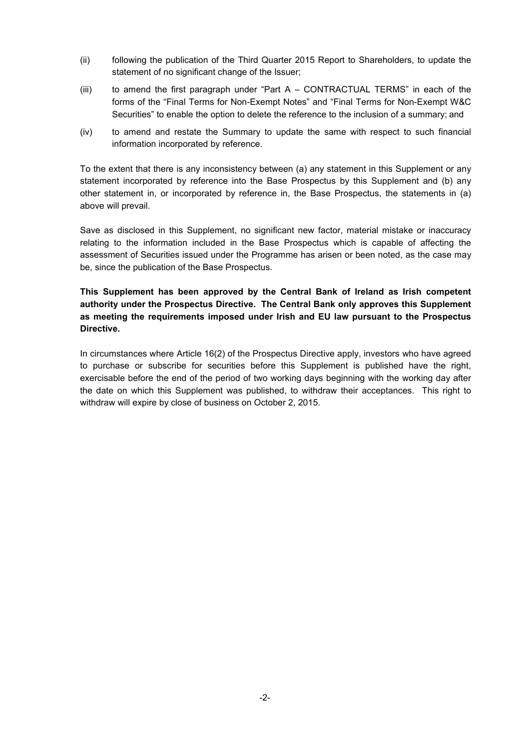(ii) following the publication of the Third Quarter 2015 Report to Shareholders, to update the statement of no significant change of the Issuer;

(iii) to amend the first paragraph under "Part A – CONTRACTUAL TERMS" in each of the forms of the "Final Terms for Non-Exempt Notes" and "Final Terms for Non-Exempt W&C Securities" to enable the option to delete the reference to the inclusion of a summary; and

(iv) to amend and restate the Summary to update the same with respect to such financial information incorporated by reference.

To the extent that there is any inconsistency between (a) any statement in this Supplement or any statement incorporated by reference into the Base Prospectus by this Supplement and (b) any other statement in, or incorporated by reference in, the Base Prospectus, the statements in (a) above will prevail.

Save as disclosed in this Supplement, no significant new factor, material mistake or inaccuracy relating to the information included in the Base Prospectus which is capable of affecting the assessment of Securities issued under the Programme has arisen or been noted, as the case may be, since the publication of the Base Prospectus.

**This Supplement has been approved by the Central Bank of Ireland as Irish competent authority under the Prospectus Directive. The Central Bank only approves this Supplement as meeting the requirements imposed under Irish and EU law pursuant to the Prospectus Directive.**

In circumstances where Article 16(2) of the Prospectus Directive apply, investors who have agreed to purchase or subscribe for securities before this Supplement is published have the right, exercisable before the end of the period of two working days beginning with the working day after the date on which this Supplement was published, to withdraw their acceptances. This right to withdraw will expire by close of business on October 2, 2015.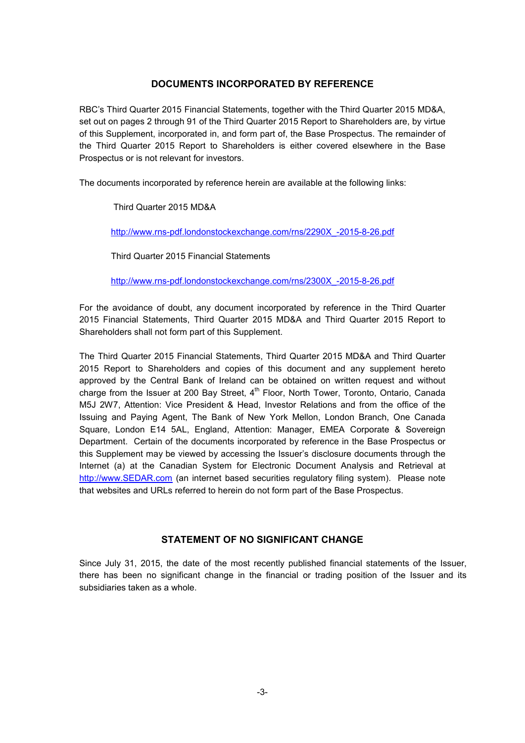## DOCUMENTS INCORPORATED BY REFERENCE

RBC's Third Quarter 2015 Financial Statements, together with the Third Quarter 2015 MD&A, set out on pages 2 through 91 of the Third Quarter 2015 Report to Shareholders are, by virtue of this Supplement, incorporated in, and form part of, the Base Prospectus. The remainder of the Third Quarter 2015 Report to Shareholders is either covered elsewhere in the Base Prospectus or is not relevant for investors.

The documents incorporated by reference herein are available at the following links:

Third Quarter 2015 MD&A

http://www.rns-pdf.londonstockexchange.com/rns/2290X_-2015-8-26.pdf

Third Quarter 2015 Financial Statements

http://www.rns-pdf.londonstockexchange.com/rns/2300X_-2015-8-26.pdf

For the avoidance of doubt, any document incorporated by reference in the Third Quarter 2015 Financial Statements, Third Quarter 2015 MD&A and Third Quarter 2015 Report to Shareholders shall not form part of this Supplement.

The Third Quarter 2015 Financial Statements, Third Quarter 2015 MD&A and Third Quarter 2015 Report to Shareholders and copies of this document and any supplement hereto approved by the Central Bank of Ireland can be obtained on written request and without charge from the Issuer at 200 Bay Street, 4th Floor, North Tower, Toronto, Ontario, Canada M5J 2W7, Attention: Vice President & Head, Investor Relations and from the office of the Issuing and Paying Agent, The Bank of New York Mellon, London Branch, One Canada Square, London E14 5AL, England, Attention: Manager, EMEA Corporate & Sovereign Department. Certain of the documents incorporated by reference in the Base Prospectus or this Supplement may be viewed by accessing the Issuer's disclosure documents through the Internet (a) at the Canadian System for Electronic Document Analysis and Retrieval at http://www.SEDAR.com (an internet based securities regulatory filing system). Please note that websites and URLs referred to herein do not form part of the Base Prospectus.

## STATEMENT OF NO SIGNIFICANT CHANGE

Since July 31, 2015, the date of the most recently published financial statements of the Issuer, there has been no significant change in the financial or trading position of the Issuer and its subsidiaries taken as a whole.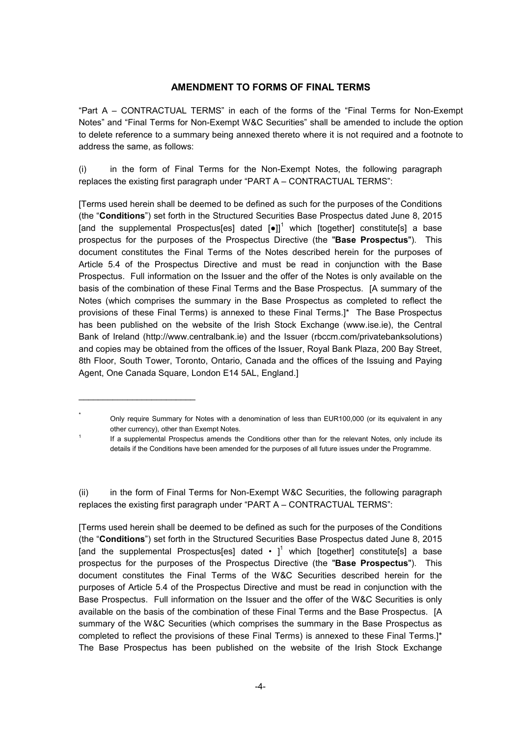## AMENDMENT TO FORMS OF FINAL TERMS

"Part A – CONTRACTUAL TERMS" in each of the forms of the "Final Terms for Non-Exempt Notes" and "Final Terms for Non-Exempt W&C Securities" shall be amended to include the option to delete reference to a summary being annexed thereto where it is not required and a footnote to address the same, as follows:

(i) in the form of Final Terms for the Non-Exempt Notes, the following paragraph replaces the existing first paragraph under "PART A – CONTRACTUAL TERMS":

[Terms used herein shall be deemed to be defined as such for the purposes of the Conditions (the "**Conditions**") set forth in the Structured Securities Base Prospectus dated June 8, 2015 [and the supplemental Prospectus[es] dated [●]][1] which [together] constitute[s] a base prospectus for the purposes of the Prospectus Directive (the "**Base Prospectus**"). This document constitutes the Final Terms of the Notes described herein for the purposes of Article 5.4 of the Prospectus Directive and must be read in conjunction with the Base Prospectus. Full information on the Issuer and the offer of the Notes is only available on the basis of the combination of these Final Terms and the Base Prospectus. [A summary of the Notes (which comprises the summary in the Base Prospectus as completed to reflect the provisions of these Final Terms) is annexed to these Final Terms.]* The Base Prospectus has been published on the website of the Irish Stock Exchange (www.ise.ie), the Central Bank of Ireland (http://www.centralbank.ie) and the Issuer (rbccm.com/privatebanksolutions) and copies may be obtained from the offices of the Issuer, Royal Bank Plaza, 200 Bay Street, 8th Floor, South Tower, Toronto, Ontario, Canada and the offices of the Issuing and Paying Agent, One Canada Square, London E14 5AL, England.]

---

\* Only require Summary for Notes with a denomination of less than EUR100,000 (or its equivalent in any other currency), other than Exempt Notes.

[1] If a supplemental Prospectus amends the Conditions other than for the relevant Notes, only include its details if the Conditions have been amended for the purposes of all future issues under the Programme.

(ii) in the form of Final Terms for Non-Exempt W&C Securities, the following paragraph replaces the existing first paragraph under "PART A – CONTRACTUAL TERMS":

[Terms used herein shall be deemed to be defined as such for the purposes of the Conditions (the "**Conditions**") set forth in the Structured Securities Base Prospectus dated June 8, 2015 [and the supplemental Prospectus[es] dated • ][1] which [together] constitute[s] a base prospectus for the purposes of the Prospectus Directive (the "**Base Prospectus**"). This document constitutes the Final Terms of the W&C Securities described herein for the purposes of Article 5.4 of the Prospectus Directive and must be read in conjunction with the Base Prospectus. Full information on the Issuer and the offer of the W&C Securities is only available on the basis of the combination of these Final Terms and the Base Prospectus. [A summary of the W&C Securities (which comprises the summary in the Base Prospectus as completed to reflect the provisions of these Final Terms) is annexed to these Final Terms.]* The Base Prospectus has been published on the website of the Irish Stock Exchange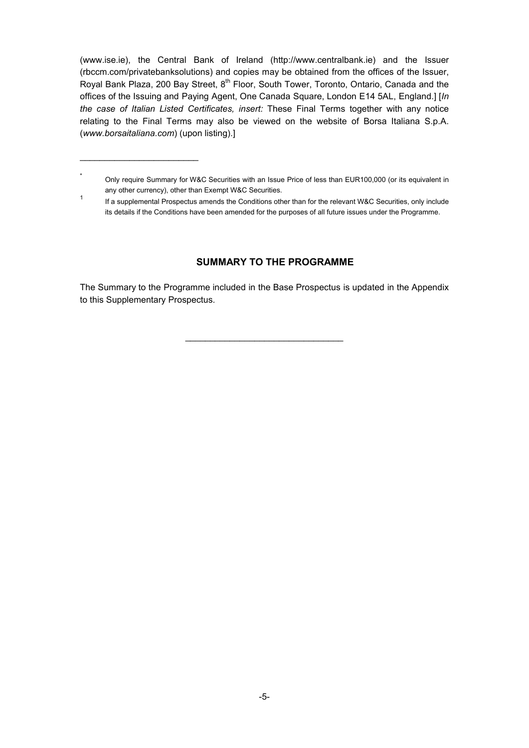(www.ise.ie), the Central Bank of Ireland (http://www.centralbank.ie) and the Issuer (rbccm.com/privatebanksolutions) and copies may be obtained from the offices of the Issuer, Royal Bank Plaza, 200 Bay Street, 8th Floor, South Tower, Toronto, Ontario, Canada and the offices of the Issuing and Paying Agent, One Canada Square, London E14 5AL, England.] [*In the case of Italian Listed Certificates, insert:* These Final Terms together with any notice relating to the Final Terms may also be viewed on the website of Borsa Italiana S.p.A. (*www.borsaitaliana.com*) (upon listing).]

---

[*] Only require Summary for W&C Securities with an Issue Price of less than EUR100,000 (or its equivalent in any other currency), other than Exempt W&C Securities.

[1] If a supplemental Prospectus amends the Conditions other than for the relevant W&C Securities, only include its details if the Conditions have been amended for the purposes of all future issues under the Programme.

## SUMMARY TO THE PROGRAMME

The Summary to the Programme included in the Base Prospectus is updated in the Appendix to this Supplementary Prospectus.

---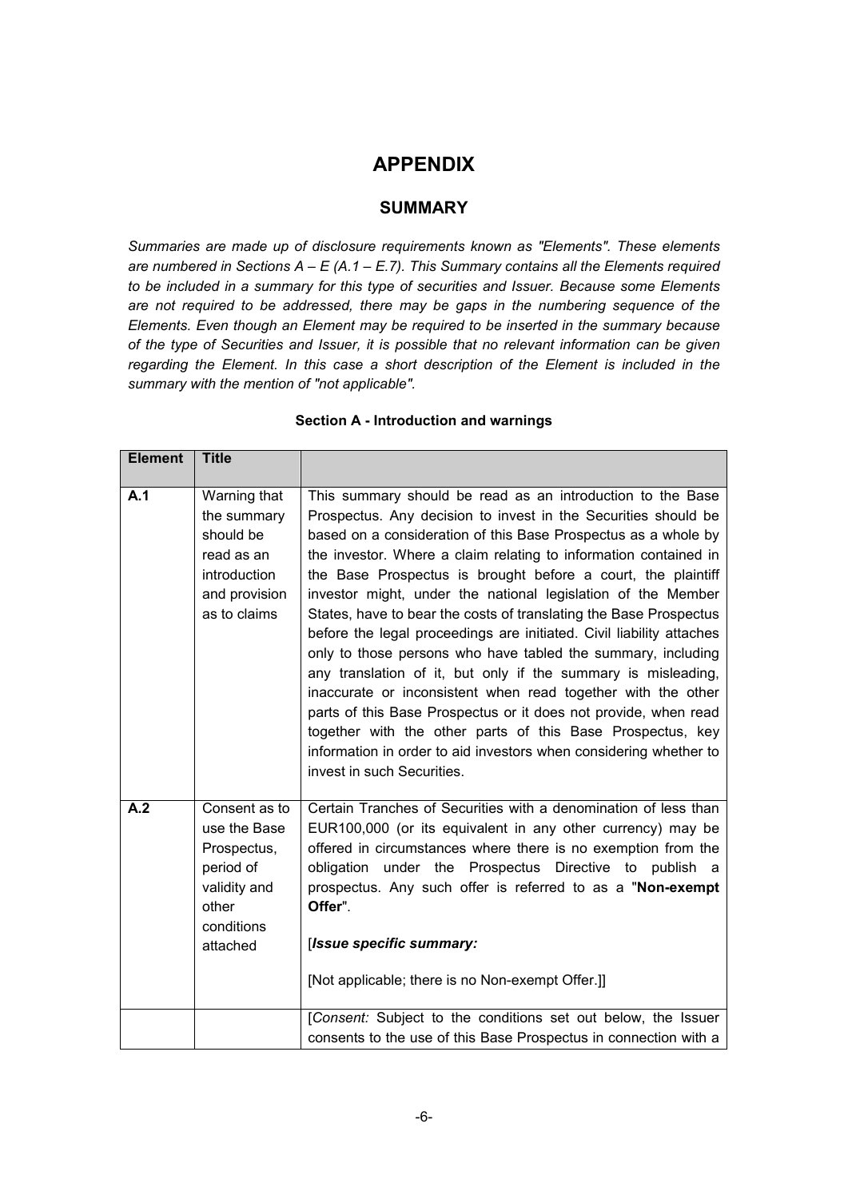# APPENDIX

## SUMMARY

*Summaries are made up of disclosure requirements known as "Elements". These elements are numbered in Sections A – E (A.1 – E.7). This Summary contains all the Elements required to be included in a summary for this type of securities and Issuer. Because some Elements are not required to be addressed, there may be gaps in the numbering sequence of the Elements. Even though an Element may be required to be inserted in the summary because of the type of Securities and Issuer, it is possible that no relevant information can be given regarding the Element. In this case a short description of the Element is included in the summary with the mention of "not applicable".*

### Section A - Introduction and warnings

| Element | Title | |
|---|---|---|
| **A.1** | Warning that the summary should be read as an introduction and provision as to claims | This summary should be read as an introduction to the Base Prospectus. Any decision to invest in the Securities should be based on a consideration of this Base Prospectus as a whole by the investor. Where a claim relating to information contained in the Base Prospectus is brought before a court, the plaintiff investor might, under the national legislation of the Member States, have to bear the costs of translating the Base Prospectus before the legal proceedings are initiated. Civil liability attaches only to those persons who have tabled the summary, including any translation of it, but only if the summary is misleading, inaccurate or inconsistent when read together with the other parts of this Base Prospectus or it does not provide, when read together with the other parts of this Base Prospectus, key information in order to aid investors when considering whether to invest in such Securities. |
| **A.2** | Consent as to use the Base Prospectus, period of validity and other conditions attached | Certain Tranches of Securities with a denomination of less than EUR100,000 (or its equivalent in any other currency) may be offered in circumstances where there is no exemption from the obligation under the Prospectus Directive to publish a prospectus. Any such offer is referred to as a "**Non-exempt Offer**".<br><br>[***Issue specific summary:***<br><br>[Not applicable; there is no Non-exempt Offer.]] |
| | | [*Consent:* Subject to the conditions set out below, the Issuer consents to the use of this Base Prospectus in connection with a |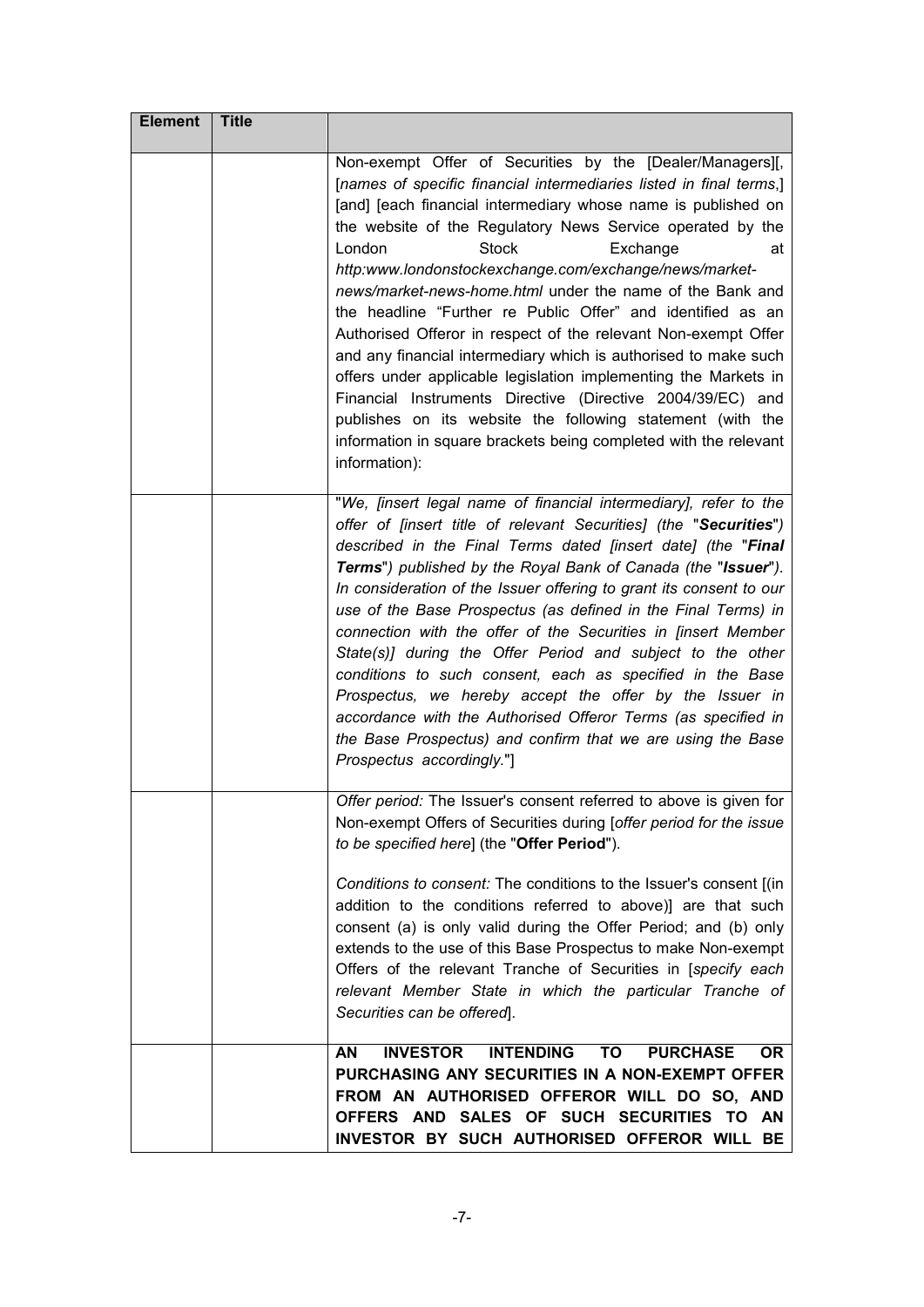| Element | Title | |
|---|---|---|
| | | Non-exempt Offer of Securities by the [Dealer/Managers][, [*names of specific financial intermediaries listed in final terms*,] [and] [each financial intermediary whose name is published on the website of the Regulatory News Service operated by the London Stock Exchange at *http:www.londonstockexchange.com/exchange/news/market-news/market-news-home.html* under the name of the Bank and the headline "Further re Public Offer" and identified as an Authorised Offeror in respect of the relevant Non-exempt Offer and any financial intermediary which is authorised to make such offers under applicable legislation implementing the Markets in Financial Instruments Directive (Directive 2004/39/EC) and publishes on its website the following statement (with the information in square brackets being completed with the relevant information): |
| | | "*We, [insert legal name of financial intermediary], refer to the offer of [insert title of relevant Securities] (the "**Securities**") described in the Final Terms dated [insert date] (the "**Final Terms**") published by the Royal Bank of Canada (the "**Issuer**"). In consideration of the Issuer offering to grant its consent to our use of the Base Prospectus (as defined in the Final Terms) in connection with the offer of the Securities in [insert Member State(s)] during the Offer Period and subject to the other conditions to such consent, each as specified in the Base Prospectus, we hereby accept the offer by the Issuer in accordance with the Authorised Offeror Terms (as specified in the Base Prospectus) and confirm that we are using the Base Prospectus accordingly.*"] |
| | | *Offer period:* The Issuer's consent referred to above is given for Non-exempt Offers of Securities during [*offer period for the issue to be specified here*] (the "**Offer Period**").<br><br>*Conditions to consent:* The conditions to the Issuer's consent [(in addition to the conditions referred to above)] are that such consent (a) is only valid during the Offer Period; and (b) only extends to the use of this Base Prospectus to make Non-exempt Offers of the relevant Tranche of Securities in [*specify each relevant Member State in which the particular Tranche of Securities can be offered*]. |
| | | **AN INVESTOR INTENDING TO PURCHASE OR PURCHASING ANY SECURITIES IN A NON-EXEMPT OFFER FROM AN AUTHORISED OFFEROR WILL DO SO, AND OFFERS AND SALES OF SUCH SECURITIES TO AN INVESTOR BY SUCH AUTHORISED OFFEROR WILL BE** |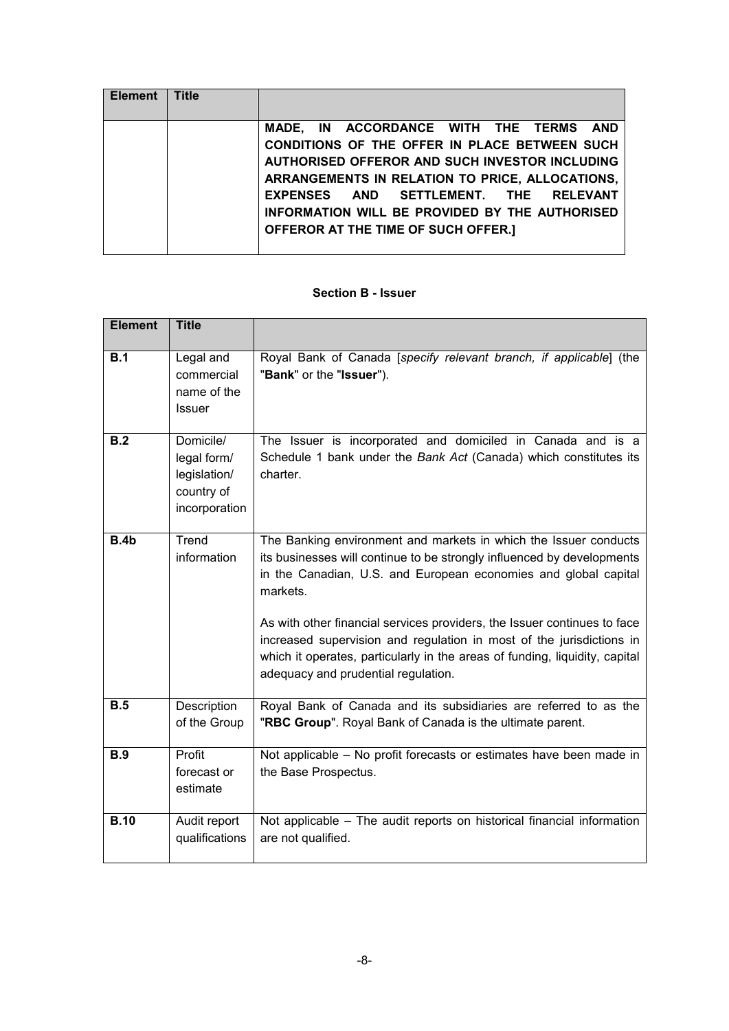| Element | Title | |
|---|---|---|
| | | **MADE, IN ACCORDANCE WITH THE TERMS AND CONDITIONS OF THE OFFER IN PLACE BETWEEN SUCH AUTHORISED OFFEROR AND SUCH INVESTOR INCLUDING ARRANGEMENTS IN RELATION TO PRICE, ALLOCATIONS, EXPENSES AND SETTLEMENT. THE RELEVANT INFORMATION WILL BE PROVIDED BY THE AUTHORISED OFFEROR AT THE TIME OF SUCH OFFER.]** |

**Section B - Issuer**

| Element | Title | |
|---|---|---|
| **B.1** | Legal and commercial name of the Issuer | Royal Bank of Canada [*specify relevant branch, if applicable*] (the "**Bank**" or the "**Issuer**"). |
| **B.2** | Domicile/ legal form/ legislation/ country of incorporation | The Issuer is incorporated and domiciled in Canada and is a Schedule 1 bank under the *Bank Act* (Canada) which constitutes its charter. |
| **B.4b** | Trend information | The Banking environment and markets in which the Issuer conducts its businesses will continue to be strongly influenced by developments in the Canadian, U.S. and European economies and global capital markets.<br><br>As with other financial services providers, the Issuer continues to face increased supervision and regulation in most of the jurisdictions in which it operates, particularly in the areas of funding, liquidity, capital adequacy and prudential regulation. |
| **B.5** | Description of the Group | Royal Bank of Canada and its subsidiaries are referred to as the "**RBC Group**". Royal Bank of Canada is the ultimate parent. |
| **B.9** | Profit forecast or estimate | Not applicable – No profit forecasts or estimates have been made in the Base Prospectus. |
| **B.10** | Audit report qualifications | Not applicable – The audit reports on historical financial information are not qualified. |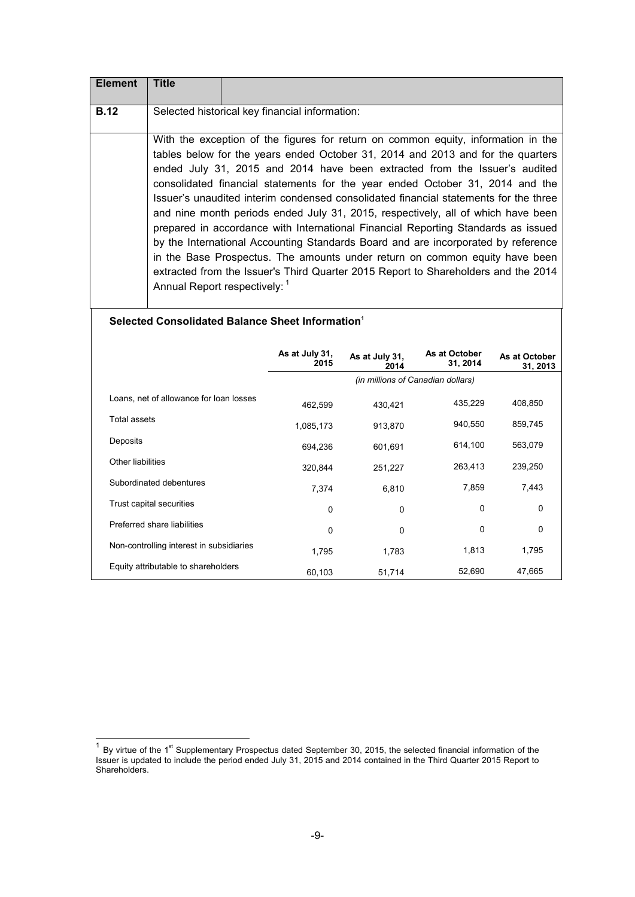| Element | Title |
|---|---|
| **B.12** | Selected historical key financial information: |
| | With the exception of the figures for return on common equity, information in the tables below for the years ended October 31, 2014 and 2013 and for the quarters ended July 31, 2015 and 2014 have been extracted from the Issuer's audited consolidated financial statements for the year ended October 31, 2014 and the Issuer's unaudited interim condensed consolidated financial statements for the three and nine month periods ended July 31, 2015, respectively, all of which have been prepared in accordance with International Financial Reporting Standards as issued by the International Accounting Standards Board and are incorporated by reference in the Base Prospectus. The amounts under return on common equity have been extracted from the Issuer's Third Quarter 2015 Report to Shareholders and the 2014 Annual Report respectively: [1] |

**Selected Consolidated Balance Sheet Information**[1]

| | As at July 31, 2015 | As at July 31, 2014 | As at October 31, 2014 | As at October 31, 2013 |
|---|---|---|---|---|
| | *(in millions of Canadian dollars)* | | | |
| Loans, net of allowance for loan losses | 462,599 | 430,421 | 435,229 | 408,850 |
| Total assets | 1,085,173 | 913,870 | 940,550 | 859,745 |
| Deposits | 694,236 | 601,691 | 614,100 | 563,079 |
| Other liabilities | 320,844 | 251,227 | 263,413 | 239,250 |
| Subordinated debentures | 7,374 | 6,810 | 7,859 | 7,443 |
| Trust capital securities | 0 | 0 | 0 | 0 |
| Preferred share liabilities | 0 | 0 | 0 | 0 |
| Non-controlling interest in subsidiaries | 1,795 | 1,783 | 1,813 | 1,795 |
| Equity attributable to shareholders | 60,103 | 51,714 | 52,690 | 47,665 |

[1] By virtue of the 1st Supplementary Prospectus dated September 30, 2015, the selected financial information of the Issuer is updated to include the period ended July 31, 2015 and 2014 contained in the Third Quarter 2015 Report to Shareholders.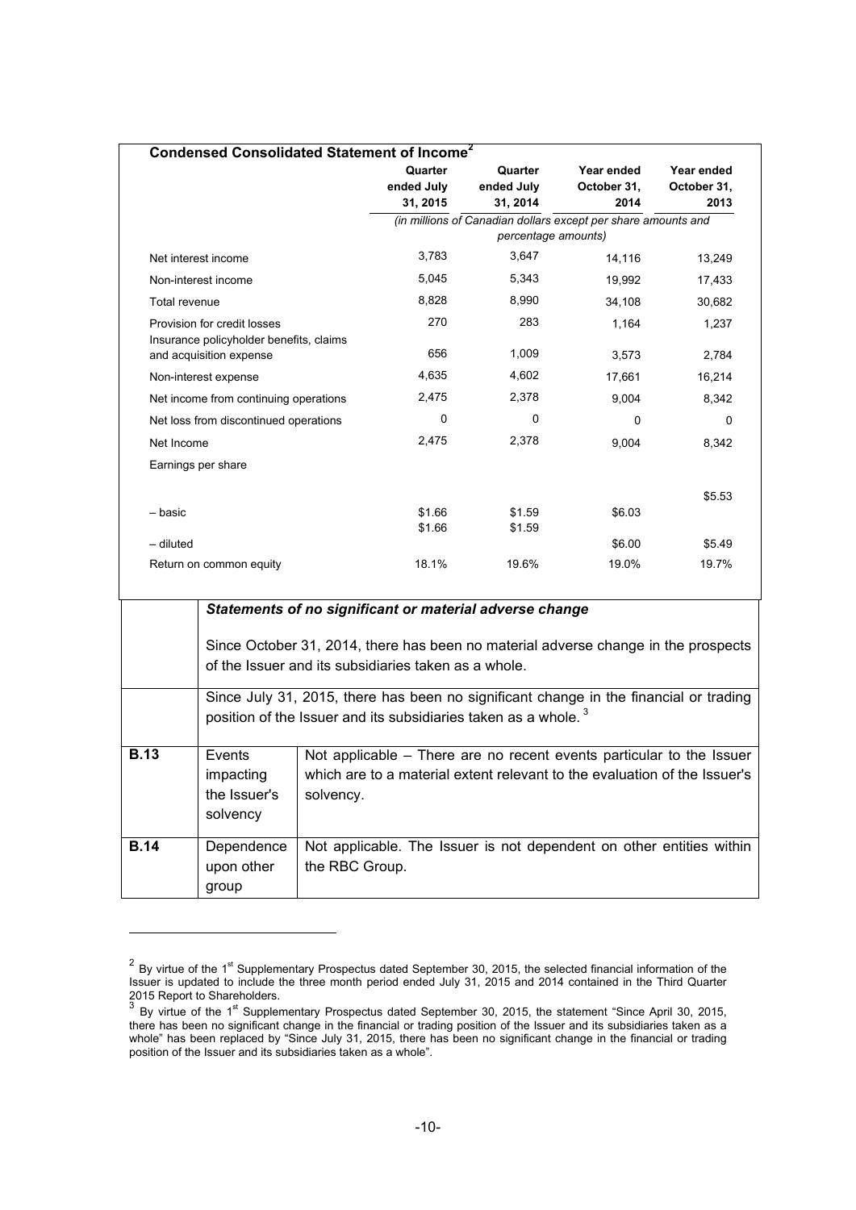**Condensed Consolidated Statement of Income**[2]

| | Quarter ended July 31, 2015 | Quarter ended July 31, 2014 | Year ended October 31, 2014 | Year ended October 31, 2013 |
|---|---|---|---|---|
| | *(in millions of Canadian dollars except per share amounts and percentage amounts)* | | | |
| Net interest income | 3,783 | 3,647 | 14,116 | 13,249 |
| Non-interest income | 5,045 | 5,343 | 19,992 | 17,433 |
| Total revenue | 8,828 | 8,990 | 34,108 | 30,682 |
| Provision for credit losses | 270 | 283 | 1,164 | 1,237 |
| Insurance policyholder benefits, claims and acquisition expense | 656 | 1,009 | 3,573 | 2,784 |
| Non-interest expense | 4,635 | 4,602 | 17,661 | 16,214 |
| Net income from continuing operations | 2,475 | 2,378 | 9,004 | 8,342 |
| Net loss from discontinued operations | 0 | 0 | 0 | 0 |
| Net Income | 2,475 | 2,378 | 9,004 | 8,342 |
| Earnings per share | | | | |
| – basic | $1.66 | $1.59 | $6.03 | $5.53 |
| – diluted | $1.66 | $1.59 | $6.00 | $5.49 |
| Return on common equity | 18.1% | 19.6% | 19.0% | 19.7% |

| | | |
|---|---|---|
| | ***Statements of no significant or material adverse change*** <br><br> Since October 31, 2014, there has been no material adverse change in the prospects of the Issuer and its subsidiaries taken as a whole. | |
| | Since July 31, 2015, there has been no significant change in the financial or trading position of the Issuer and its subsidiaries taken as a whole. [3] | |
| **B.13** | Events impacting the Issuer's solvency | Not applicable – There are no recent events particular to the Issuer which are to a material extent relevant to the evaluation of the Issuer's solvency. |
| **B.14** | Dependence upon other group | Not applicable. The Issuer is not dependent on other entities within the RBC Group. |

[2] By virtue of the 1st Supplementary Prospectus dated September 30, 2015, the selected financial information of the Issuer is updated to include the three month period ended July 31, 2015 and 2014 contained in the Third Quarter 2015 Report to Shareholders.

[3] By virtue of the 1st Supplementary Prospectus dated September 30, 2015, the statement "Since April 30, 2015, there has been no significant change in the financial or trading position of the Issuer and its subsidiaries taken as a whole" has been replaced by "Since July 31, 2015, there has been no significant change in the financial or trading position of the Issuer and its subsidiaries taken as a whole".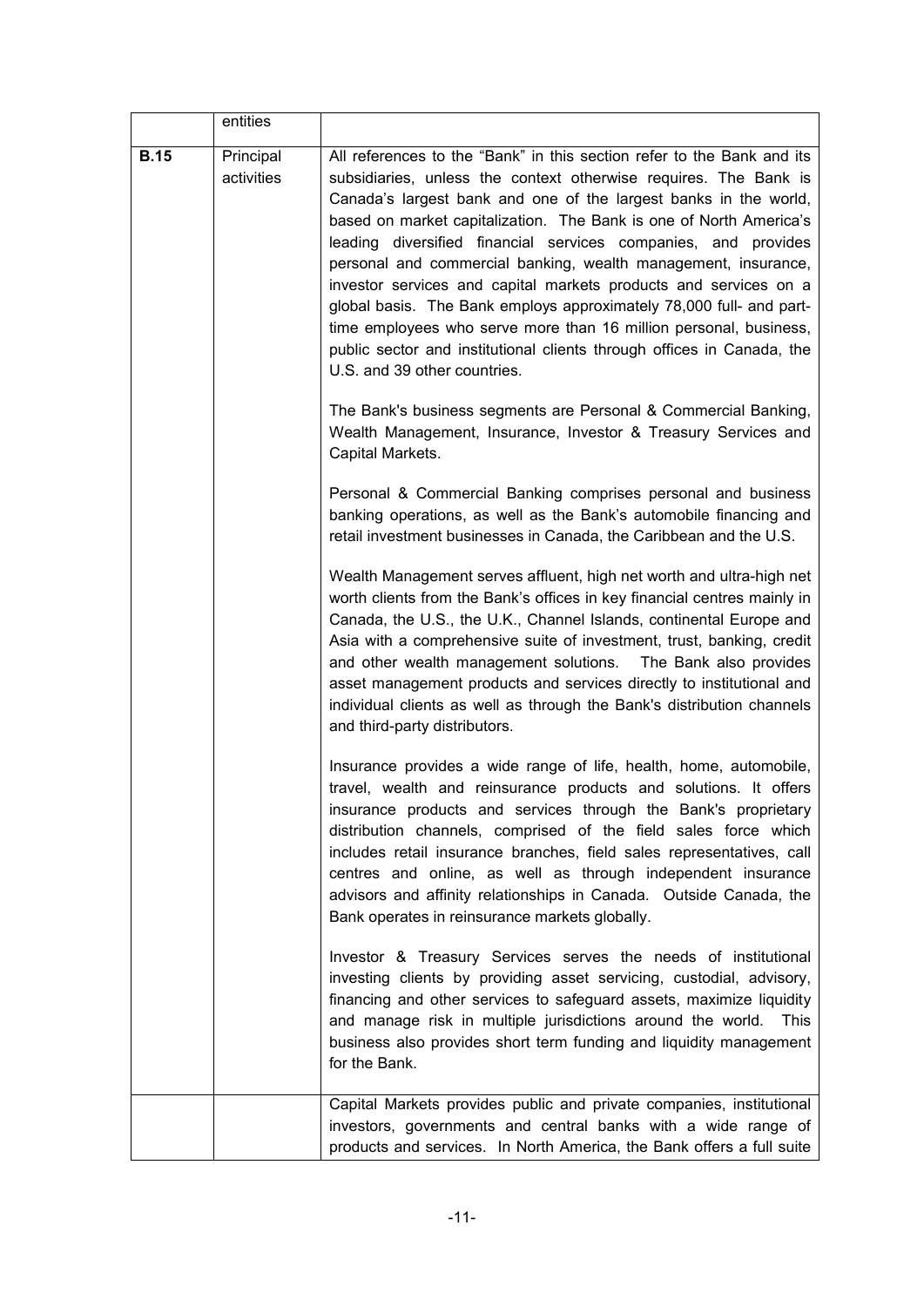|  | entities |  |
|---|---|---|
| **B.15** | Principal activities | All references to the "Bank" in this section refer to the Bank and its subsidiaries, unless the context otherwise requires. The Bank is Canada's largest bank and one of the largest banks in the world, based on market capitalization. The Bank is one of North America's leading diversified financial services companies, and provides personal and commercial banking, wealth management, insurance, investor services and capital markets products and services on a global basis. The Bank employs approximately 78,000 full- and part-time employees who serve more than 16 million personal, business, public sector and institutional clients through offices in Canada, the U.S. and 39 other countries.<br><br>The Bank's business segments are Personal & Commercial Banking, Wealth Management, Insurance, Investor & Treasury Services and Capital Markets.<br><br>Personal & Commercial Banking comprises personal and business banking operations, as well as the Bank's automobile financing and retail investment businesses in Canada, the Caribbean and the U.S.<br><br>Wealth Management serves affluent, high net worth and ultra-high net worth clients from the Bank's offices in key financial centres mainly in Canada, the U.S., the U.K., Channel Islands, continental Europe and Asia with a comprehensive suite of investment, trust, banking, credit and other wealth management solutions. The Bank also provides asset management products and services directly to institutional and individual clients as well as through the Bank's distribution channels and third-party distributors.<br><br>Insurance provides a wide range of life, health, home, automobile, travel, wealth and reinsurance products and solutions. It offers insurance products and services through the Bank's proprietary distribution channels, comprised of the field sales force which includes retail insurance branches, field sales representatives, call centres and online, as well as through independent insurance advisors and affinity relationships in Canada. Outside Canada, the Bank operates in reinsurance markets globally.<br><br>Investor & Treasury Services serves the needs of institutional investing clients by providing asset servicing, custodial, advisory, financing and other services to safeguard assets, maximize liquidity and manage risk in multiple jurisdictions around the world. This business also provides short term funding and liquidity management for the Bank. |
|  |  | Capital Markets provides public and private companies, institutional investors, governments and central banks with a wide range of products and services. In North America, the Bank offers a full suite |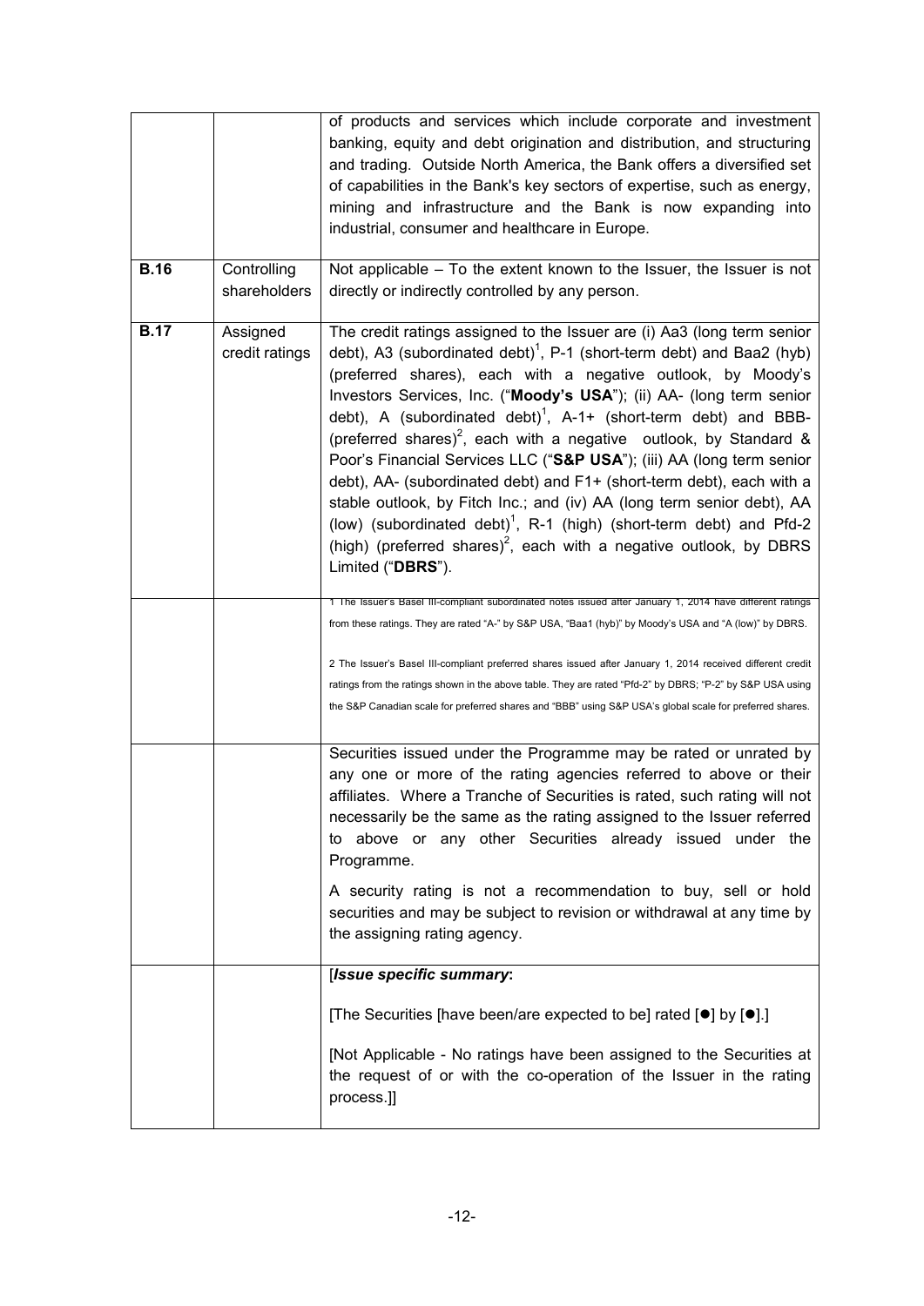| | | |
|---|---|---|
| | | of products and services which include corporate and investment banking, equity and debt origination and distribution, and structuring and trading. Outside North America, the Bank offers a diversified set of capabilities in the Bank's key sectors of expertise, such as energy, mining and infrastructure and the Bank is now expanding into industrial, consumer and healthcare in Europe. |
| **B.16** | Controlling shareholders | Not applicable – To the extent known to the Issuer, the Issuer is not directly or indirectly controlled by any person. |
| **B.17** | Assigned credit ratings | The credit ratings assigned to the Issuer are (i) Aa3 (long term senior debt), A3 (subordinated debt)[1], P-1 (short-term debt) and Baa2 (hyb) (preferred shares), each with a negative outlook, by Moody's Investors Services, Inc. ("**Moody's USA**"); (ii) AA- (long term senior debt), A (subordinated debt)[1], A-1+ (short-term debt) and BBB- (preferred shares)[2], each with a negative outlook, by Standard & Poor's Financial Services LLC ("**S&P USA**"); (iii) AA (long term senior debt), AA- (subordinated debt) and F1+ (short-term debt), each with a stable outlook, by Fitch Inc.; and (iv) AA (long term senior debt), AA (low) (subordinated debt)[1], R-1 (high) (short-term debt) and Pfd-2 (high) (preferred shares)[2], each with a negative outlook, by DBRS Limited ("**DBRS**"). |
| | | 1 The Issuer's Basel III-compliant subordinated notes issued after January 1, 2014 have different ratings from these ratings. They are rated "A-" by S&P USA, "Baa1 (hyb)" by Moody's USA and "A (low)" by DBRS.<br><br>2 The Issuer's Basel III-compliant preferred shares issued after January 1, 2014 received different credit ratings from the ratings shown in the above table. They are rated "Pfd-2" by DBRS; "P-2" by S&P USA using the S&P Canadian scale for preferred shares and "BBB" using S&P USA's global scale for preferred shares. |
| | | Securities issued under the Programme may be rated or unrated by any one or more of the rating agencies referred to above or their affiliates. Where a Tranche of Securities is rated, such rating will not necessarily be the same as the rating assigned to the Issuer referred to above or any other Securities already issued under the Programme.<br><br>A security rating is not a recommendation to buy, sell or hold securities and may be subject to revision or withdrawal at any time by the assigning rating agency. |
| | | [***Issue specific summary*:**<br><br>[The Securities [have been/are expected to be] rated [●] by [●].]<br><br>[Not Applicable - No ratings have been assigned to the Securities at the request of or with the co-operation of the Issuer in the rating process.]] |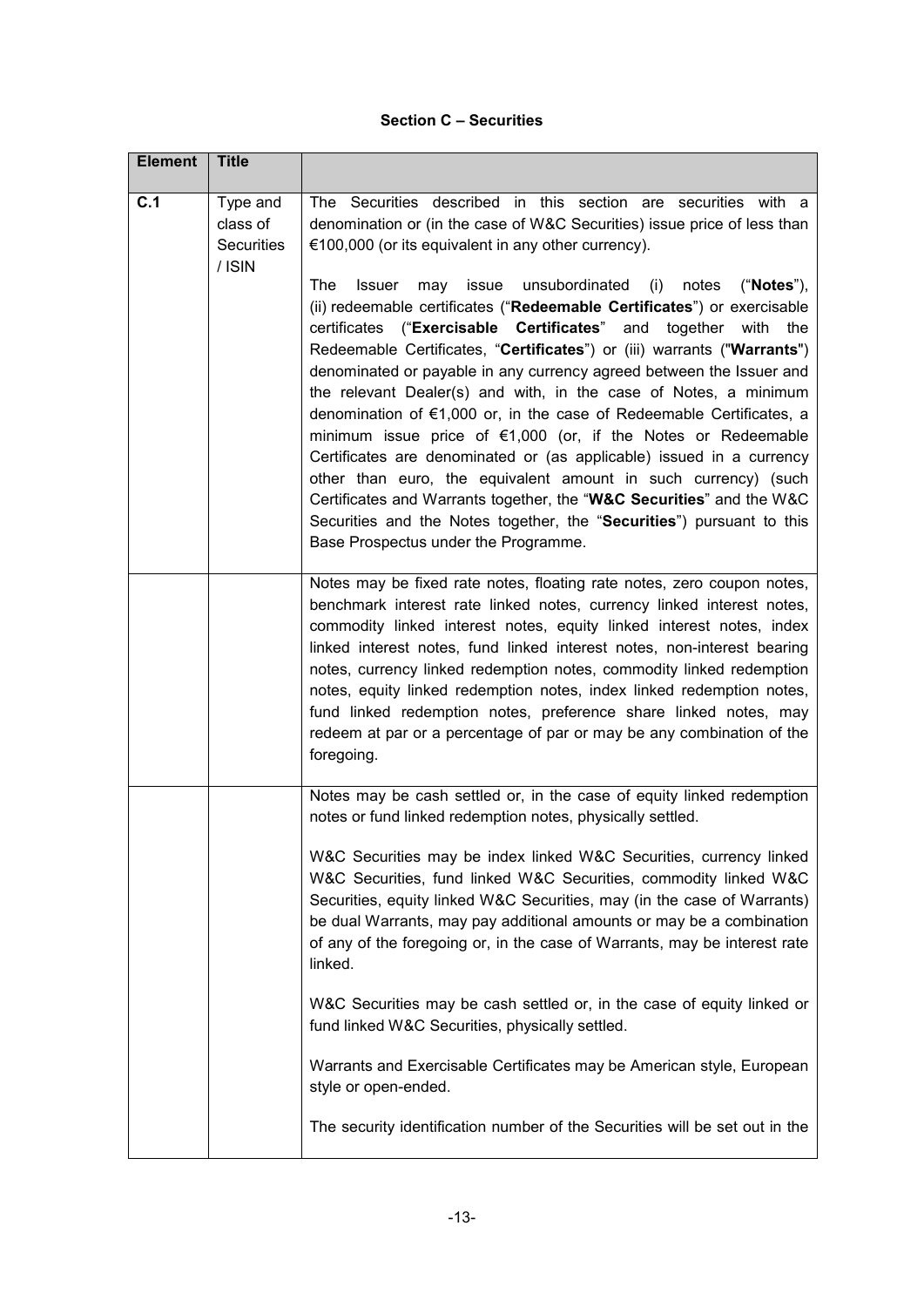**Section C – Securities**

| Element | Title | |
|---|---|---|
| **C.1** | Type and class of Securities / ISIN | The Securities described in this section are securities with a denomination or (in the case of W&C Securities) issue price of less than €100,000 (or its equivalent in any other currency).<br><br>The Issuer may issue unsubordinated (i) notes ("**Notes**"), (ii) redeemable certificates ("**Redeemable Certificates**") or exercisable certificates ("**Exercisable Certificates**" and together with the Redeemable Certificates, "**Certificates**") or (iii) warrants ("**Warrants**") denominated or payable in any currency agreed between the Issuer and the relevant Dealer(s) and with, in the case of Notes, a minimum denomination of €1,000 or, in the case of Redeemable Certificates, a minimum issue price of €1,000 (or, if the Notes or Redeemable Certificates are denominated or (as applicable) issued in a currency other than euro, the equivalent amount in such currency) (such Certificates and Warrants together, the "**W&C Securities**" and the W&C Securities and the Notes together, the "**Securities**") pursuant to this Base Prospectus under the Programme. |
| | | Notes may be fixed rate notes, floating rate notes, zero coupon notes, benchmark interest rate linked notes, currency linked interest notes, commodity linked interest notes, equity linked interest notes, index linked interest notes, fund linked interest notes, non-interest bearing notes, currency linked redemption notes, commodity linked redemption notes, equity linked redemption notes, index linked redemption notes, fund linked redemption notes, preference share linked notes, may redeem at par or a percentage of par or may be any combination of the foregoing. |
| | | Notes may be cash settled or, in the case of equity linked redemption notes or fund linked redemption notes, physically settled.<br><br>W&C Securities may be index linked W&C Securities, currency linked W&C Securities, fund linked W&C Securities, commodity linked W&C Securities, equity linked W&C Securities, may (in the case of Warrants) be dual Warrants, may pay additional amounts or may be a combination of any of the foregoing or, in the case of Warrants, may be interest rate linked.<br><br>W&C Securities may be cash settled or, in the case of equity linked or fund linked W&C Securities, physically settled.<br><br>Warrants and Exercisable Certificates may be American style, European style or open-ended.<br><br>The security identification number of the Securities will be set out in the |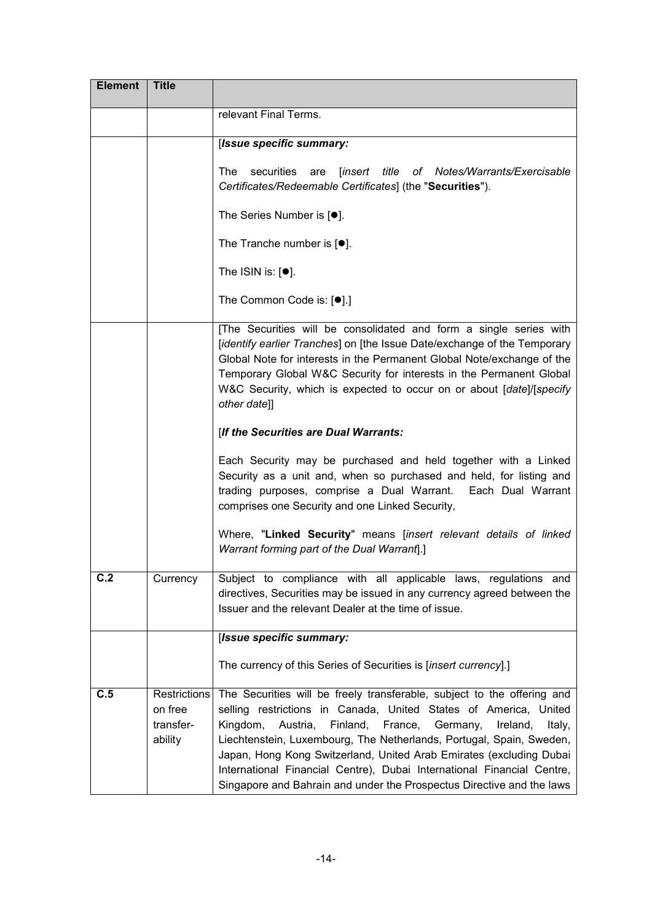| Element | Title | |
|---|---|---|
| | | relevant Final Terms. |
| | | [***Issue specific summary:***<br><br>The securities are [*insert title of Notes/Warrants/Exercisable Certificates/Redeemable Certificates*] (the "**Securities**").<br><br>The Series Number is [●].<br><br>The Tranche number is [●].<br><br>The ISIN is: [●].<br><br>The Common Code is: [●].] |
| | | [The Securities will be consolidated and form a single series with [*identify earlier Tranches*] on [the Issue Date/exchange of the Temporary Global Note for interests in the Permanent Global Note/exchange of the Temporary Global W&C Security for interests in the Permanent Global W&C Security, which is expected to occur on or about [*date*]/[*specify other date*]]<br><br>[***If the Securities are Dual Warrants:***<br><br>Each Security may be purchased and held together with a Linked Security as a unit and, when so purchased and held, for listing and trading purposes, comprise a Dual Warrant. Each Dual Warrant comprises one Security and one Linked Security,<br><br>Where, "**Linked Security**" means [*insert relevant details of linked Warrant forming part of the Dual Warrant*].] |
| **C.2** | Currency | Subject to compliance with all applicable laws, regulations and directives, Securities may be issued in any currency agreed between the Issuer and the relevant Dealer at the time of issue. |
| | | [***Issue specific summary:***<br><br>The currency of this Series of Securities is [*insert currency*].] |
| **C.5** | Restrictions on free transfer-ability | The Securities will be freely transferable, subject to the offering and selling restrictions in Canada, United States of America, United Kingdom, Austria, Finland, France, Germany, Ireland, Italy, Liechtenstein, Luxembourg, The Netherlands, Portugal, Spain, Sweden, Japan, Hong Kong Switzerland, United Arab Emirates (excluding Dubai International Financial Centre), Dubai International Financial Centre, Singapore and Bahrain and under the Prospectus Directive and the laws |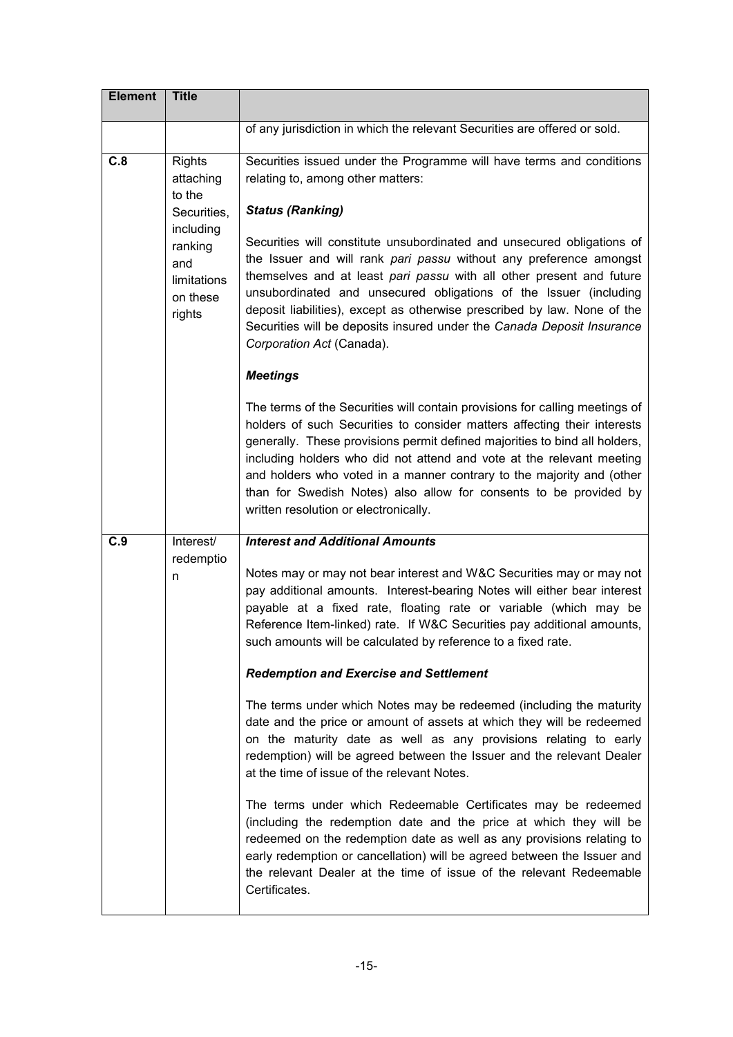| Element | Title | |
|---|---|---|
| | | of any jurisdiction in which the relevant Securities are offered or sold. |
| **C.8** | Rights attaching to the Securities, including ranking and limitations on these rights | Securities issued under the Programme will have terms and conditions relating to, among other matters:<br><br>***Status (Ranking)***<br><br>Securities will constitute unsubordinated and unsecured obligations of the Issuer and will rank *pari passu* without any preference amongst themselves and at least *pari passu* with all other present and future unsubordinated and unsecured obligations of the Issuer (including deposit liabilities), except as otherwise prescribed by law. None of the Securities will be deposits insured under the *Canada Deposit Insurance Corporation Act* (Canada).<br><br>***Meetings***<br><br>The terms of the Securities will contain provisions for calling meetings of holders of such Securities to consider matters affecting their interests generally. These provisions permit defined majorities to bind all holders, including holders who did not attend and vote at the relevant meeting and holders who voted in a manner contrary to the majority and (other than for Swedish Notes) also allow for consents to be provided by written resolution or electronically. |
| **C.9** | Interest/ redemption | ***Interest and Additional Amounts***<br><br>Notes may or may not bear interest and W&C Securities may or may not pay additional amounts. Interest-bearing Notes will either bear interest payable at a fixed rate, floating rate or variable (which may be Reference Item-linked) rate. If W&C Securities pay additional amounts, such amounts will be calculated by reference to a fixed rate.<br><br>***Redemption and Exercise and Settlement***<br><br>The terms under which Notes may be redeemed (including the maturity date and the price or amount of assets at which they will be redeemed on the maturity date as well as any provisions relating to early redemption) will be agreed between the Issuer and the relevant Dealer at the time of issue of the relevant Notes.<br><br>The terms under which Redeemable Certificates may be redeemed (including the redemption date and the price at which they will be redeemed on the redemption date as well as any provisions relating to early redemption or cancellation) will be agreed between the Issuer and the relevant Dealer at the time of issue of the relevant Redeemable Certificates. |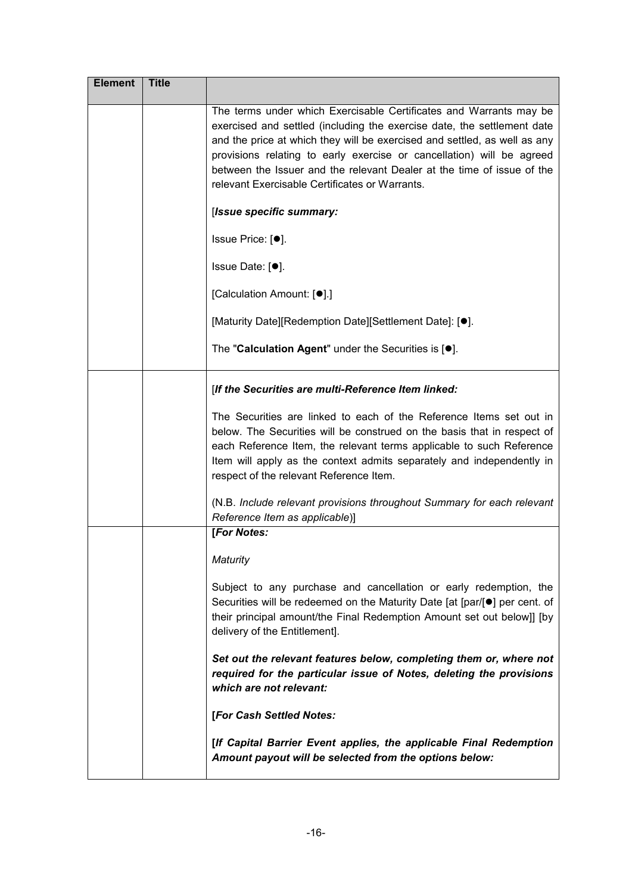| Element | Title | |
|---|---|---|
| | | The terms under which Exercisable Certificates and Warrants may be exercised and settled (including the exercise date, the settlement date and the price at which they will be exercised and settled, as well as any provisions relating to early exercise or cancellation) will be agreed between the Issuer and the relevant Dealer at the time of issue of the relevant Exercisable Certificates or Warrants.<br><br>[***Issue specific summary:***<br><br>Issue Price: [●].<br><br>Issue Date: [●].<br><br>[Calculation Amount: [●].]<br><br>[Maturity Date][Redemption Date][Settlement Date]: [●].<br><br>The "**Calculation Agent**" under the Securities is [●]. |
| | | [***If the Securities are multi-Reference Item linked:***<br><br>The Securities are linked to each of the Reference Items set out in below. The Securities will be construed on the basis that in respect of each Reference Item, the relevant terms applicable to such Reference Item will apply as the context admits separately and independently in respect of the relevant Reference Item.<br><br>(N.B. *Include relevant provisions throughout Summary for each relevant Reference Item as applicable*)] |
| | | **[*For Notes:***<br><br>*Maturity*<br><br>Subject to any purchase and cancellation or early redemption, the Securities will be redeemed on the Maturity Date [at [par/[●] per cent. of their principal amount/the Final Redemption Amount set out below]] [by delivery of the Entitlement].<br><br>***Set out the relevant features below, completing them or, where not required for the particular issue of Notes, deleting the provisions which are not relevant:***<br><br>**[*For Cash Settled Notes:***<br><br>**[*If Capital Barrier Event applies, the applicable Final Redemption Amount payout will be selected from the options below:*** |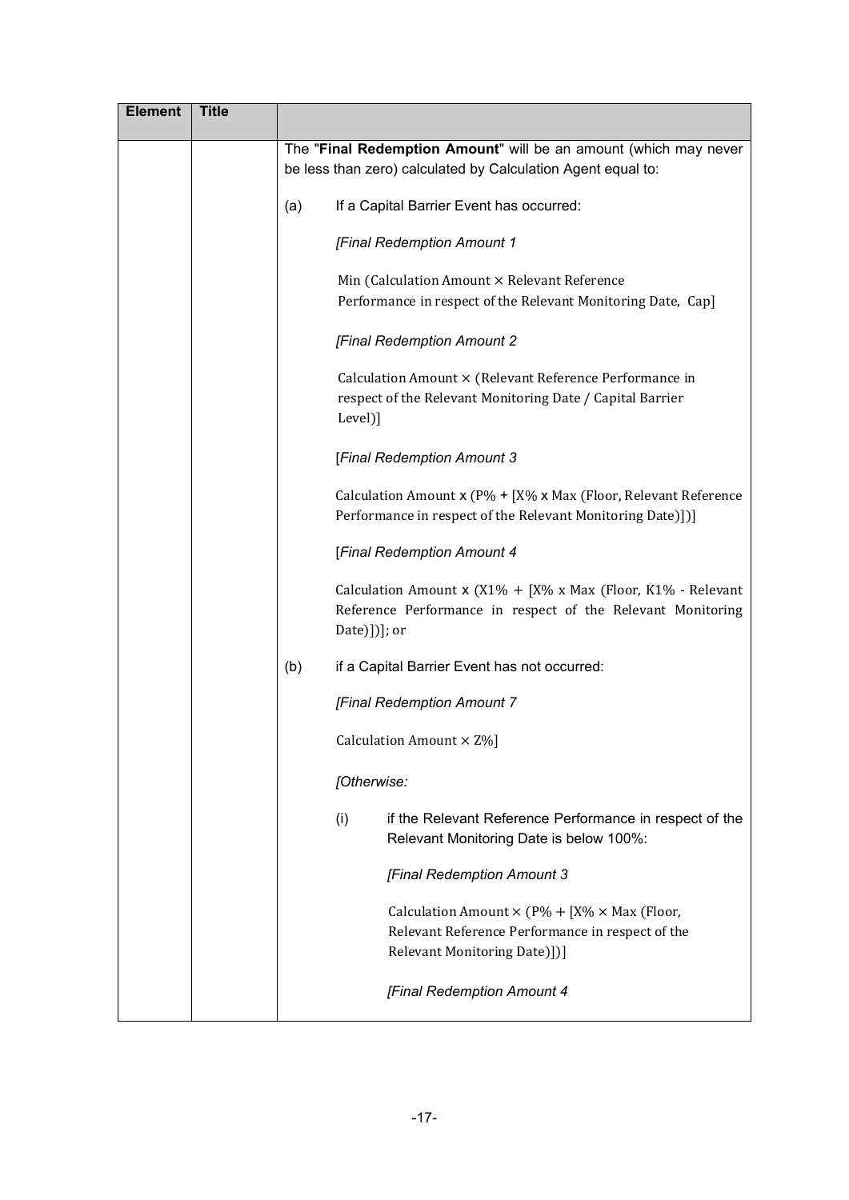| Element | Title | |
|---|---|---|
| | | The "**Final Redemption Amount**" will be an amount (which may never be less than zero) calculated by Calculation Agent equal to:<br><br>(a) If a Capital Barrier Event has occurred:<br><br>*[Final Redemption Amount 1*<br><br>Min (Calculation Amount × Relevant Reference Performance in respect of the Relevant Monitoring Date, Cap]<br><br>*[Final Redemption Amount 2*<br><br>Calculation Amount × (Relevant Reference Performance in respect of the Relevant Monitoring Date / Capital Barrier Level)]<br><br>[*Final Redemption Amount 3*<br><br>Calculation Amount x (P% + [X% x Max (Floor, Relevant Reference Performance in respect of the Relevant Monitoring Date)])]<br><br>[*Final Redemption Amount 4*<br><br>Calculation Amount x (X1% + [X% x Max (Floor, K1% - Relevant Reference Performance in respect of the Relevant Monitoring Date)])]; or<br><br>(b) if a Capital Barrier Event has not occurred:<br><br>*[Final Redemption Amount 7*<br><br>Calculation Amount × Z%]<br><br>*[Otherwise:*<br><br>(i) if the Relevant Reference Performance in respect of the Relevant Monitoring Date is below 100%:<br><br>*[Final Redemption Amount 3*<br><br>Calculation Amount × (P% + [X% × Max (Floor, Relevant Reference Performance in respect of the Relevant Monitoring Date)])]<br><br>*[Final Redemption Amount 4* |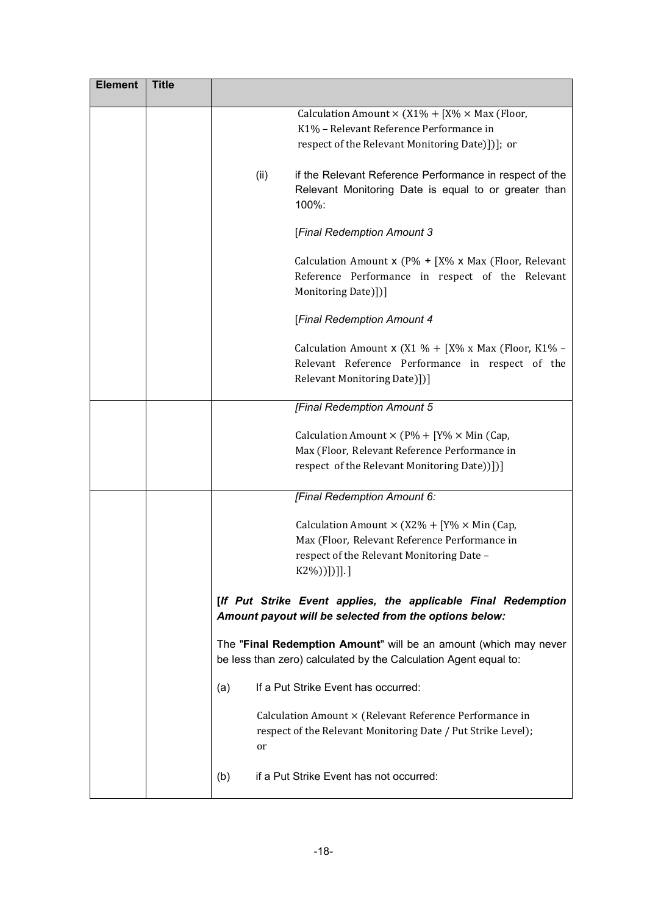| Element | Title | |
|---|---|---|
| | | Calculation Amount × (X1% + [X% × Max (Floor, K1% – Relevant Reference Performance in respect of the Relevant Monitoring Date)])]; or<br><br>(ii) if the Relevant Reference Performance in respect of the Relevant Monitoring Date is equal to or greater than 100%:<br><br>[*Final Redemption Amount 3*<br><br>Calculation Amount x (P% + [X% x Max (Floor, Relevant Reference Performance in respect of the Relevant Monitoring Date)])]<br><br>[*Final Redemption Amount 4*<br><br>Calculation Amount x (X1 % + [X% x Max (Floor, K1% – Relevant Reference Performance in respect of the Relevant Monitoring Date)])] |
| | | *[Final Redemption Amount 5*<br><br>Calculation Amount × (P% + [Y% × Min (Cap, Max (Floor, Relevant Reference Performance in respect of the Relevant Monitoring Date))])] |
| | | *[Final Redemption Amount 6:*<br><br>Calculation Amount × (X2% + [Y% × Min (Cap, Max (Floor, Relevant Reference Performance in respect of the Relevant Monitoring Date – K2%))])]]. ]<br><br>**[*If Put Strike Event applies, the applicable Final Redemption Amount payout will be selected from the options below:***<br><br>The "**Final Redemption Amount**" will be an amount (which may never be less than zero) calculated by the Calculation Agent equal to:<br><br>(a) If a Put Strike Event has occurred:<br><br>Calculation Amount × (Relevant Reference Performance in respect of the Relevant Monitoring Date / Put Strike Level); or<br><br>(b) if a Put Strike Event has not occurred: |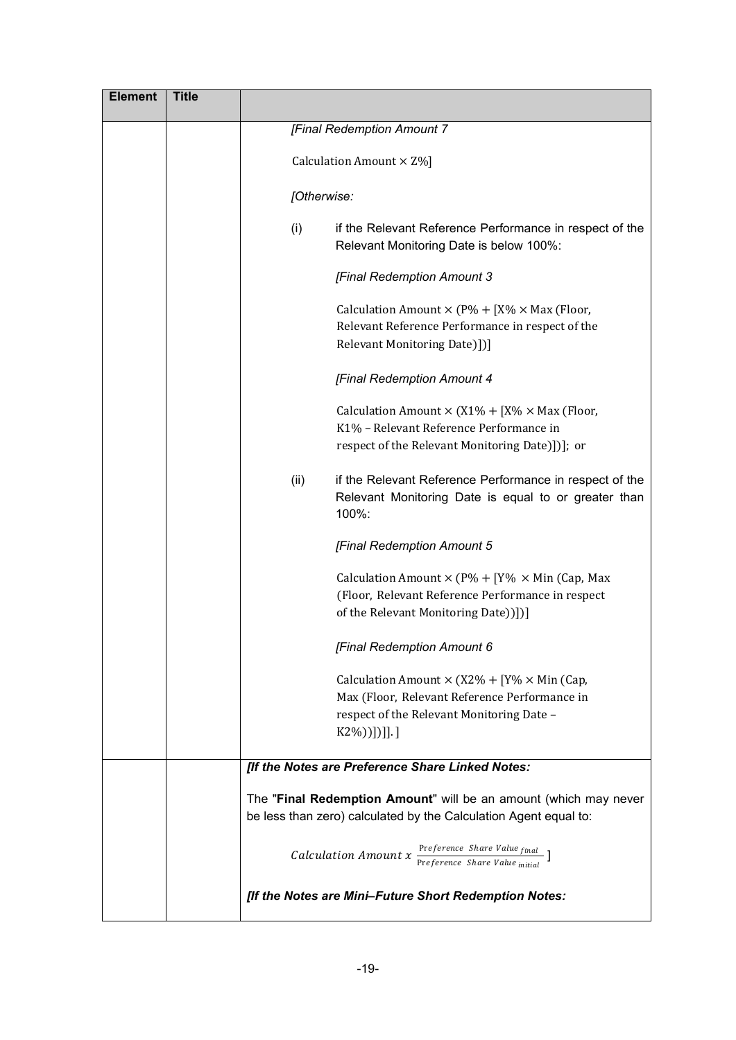| Element | Title | |
|---|---|---|
| | | *[Final Redemption Amount 7*<br><br>Calculation Amount × Z%]<br><br>*[Otherwise:*<br><br>(i) if the Relevant Reference Performance in respect of the Relevant Monitoring Date is below 100%:<br><br>*[Final Redemption Amount 3*<br><br>Calculation Amount × (P% + [X% × Max (Floor, Relevant Reference Performance in respect of the Relevant Monitoring Date)])]<br><br>*[Final Redemption Amount 4*<br><br>Calculation Amount × (X1% + [X% × Max (Floor, K1% – Relevant Reference Performance in respect of the Relevant Monitoring Date)])]; or<br><br>(ii) if the Relevant Reference Performance in respect of the Relevant Monitoring Date is equal to or greater than 100%:<br><br>*[Final Redemption Amount 5*<br><br>Calculation Amount × (P% + [Y% × Min (Cap, Max (Floor, Relevant Reference Performance in respect of the Relevant Monitoring Date))])]<br><br>*[Final Redemption Amount 6*<br><br>Calculation Amount × (X2% + [Y% × Min (Cap, Max (Floor, Relevant Reference Performance in respect of the Relevant Monitoring Date – K2%))])]]. ] |
| | | ***[If the Notes are Preference Share Linked Notes:***<br><br>The "**Final Redemption Amount**" will be an amount (which may never be less than zero) calculated by the Calculation Agent equal to:<br><br>$Calculation\ Amount\ x\ \frac{Preference\ \ Share\ Value_{final}}{Preference\ \ Share\ Value_{initial}}$ ]<br><br>***[If the Notes are Mini–Future Short Redemption Notes:*** |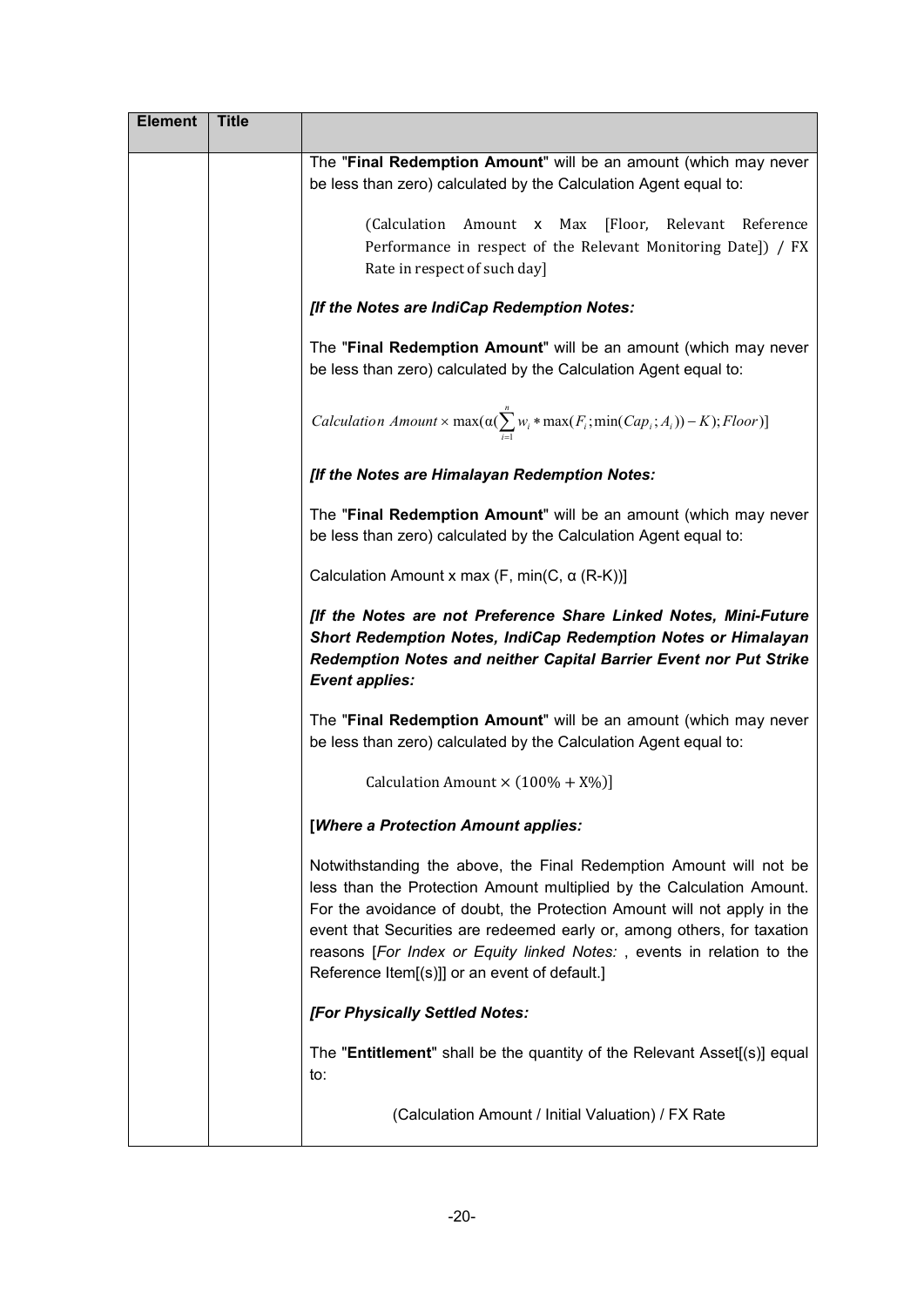| Element | Title | |
|---|---|---|
| | | The "**Final Redemption Amount**" will be an amount (which may never be less than zero) calculated by the Calculation Agent equal to:<br><br>(Calculation Amount x Max [Floor, Relevant Reference Performance in respect of the Relevant Monitoring Date]) / FX Rate in respect of such day]<br><br>***[If the Notes are IndiCap Redemption Notes:***<br><br>The "**Final Redemption Amount**" will be an amount (which may never be less than zero) calculated by the Calculation Agent equal to:<br><br>$Calculation\ Amount \times \max(\alpha(\sum_{i=1}^{n} w_i * \max(F_i; \min(Cap_i; A_i)) - K); Floor)]$<br><br>***[If the Notes are Himalayan Redemption Notes:***<br><br>The "**Final Redemption Amount**" will be an amount (which may never be less than zero) calculated by the Calculation Agent equal to:<br><br>Calculation Amount x max (F, min(C, α (R-K))]<br><br>***[If the Notes are not Preference Share Linked Notes, Mini-Future Short Redemption Notes, IndiCap Redemption Notes or Himalayan Redemption Notes and neither Capital Barrier Event nor Put Strike Event applies:***<br><br>The "**Final Redemption Amount**" will be an amount (which may never be less than zero) calculated by the Calculation Agent equal to:<br><br>$\text{Calculation Amount} \times (100\% + X\%)]$<br><br>**[*Where a Protection Amount applies:***<br><br>Notwithstanding the above, the Final Redemption Amount will not be less than the Protection Amount multiplied by the Calculation Amount. For the avoidance of doubt, the Protection Amount will not apply in the event that Securities are redeemed early or, among others, for taxation reasons [*For Index or Equity linked Notes:* , events in relation to the Reference Item[(s)]] or an event of default.]<br><br>***[For Physically Settled Notes:***<br><br>The "**Entitlement**" shall be the quantity of the Relevant Asset[(s)] equal to:<br><br>(Calculation Amount / Initial Valuation) / FX Rate |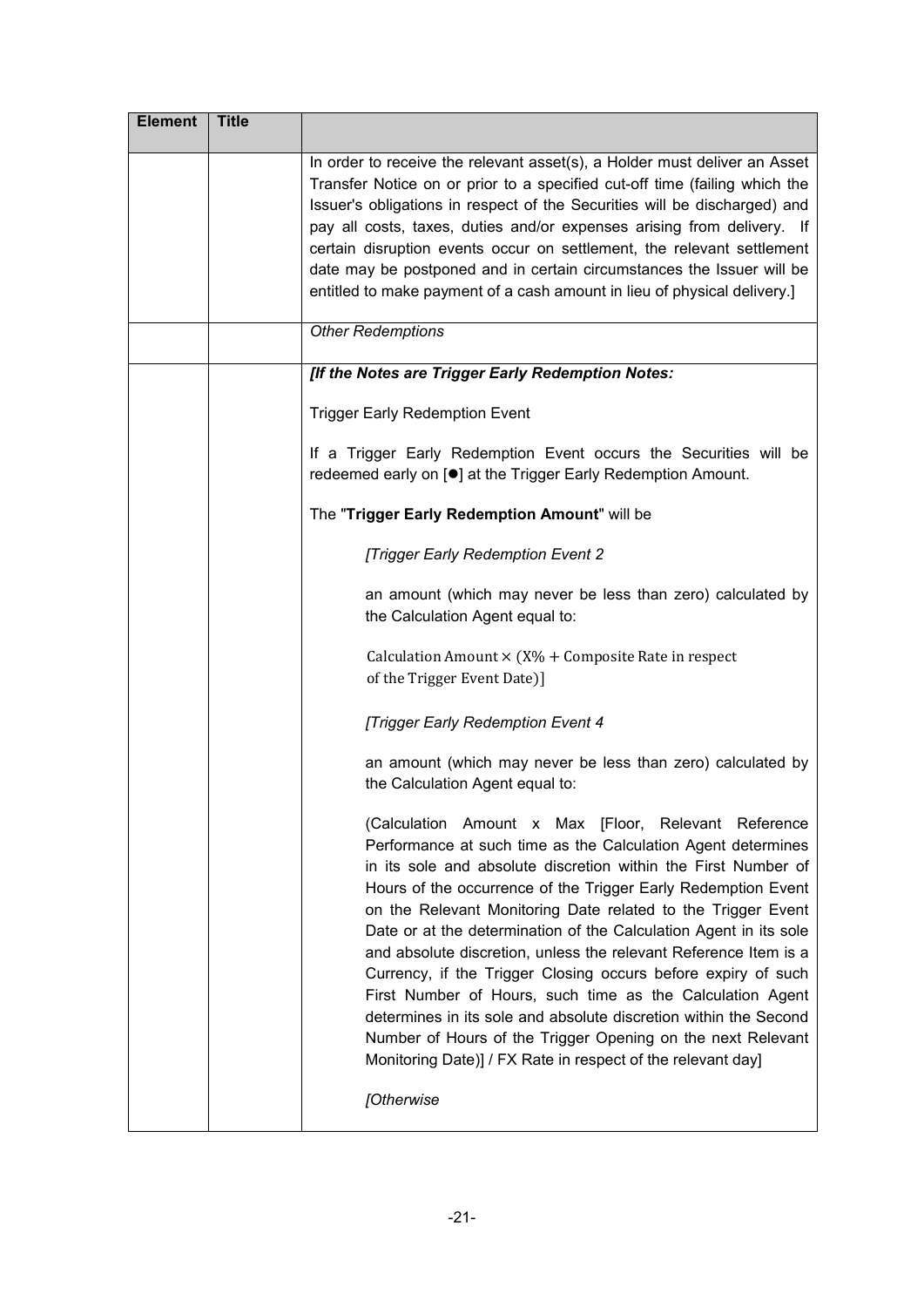| Element | Title | |
|---|---|---|
| | | In order to receive the relevant asset(s), a Holder must deliver an Asset Transfer Notice on or prior to a specified cut-off time (failing which the Issuer's obligations in respect of the Securities will be discharged) and pay all costs, taxes, duties and/or expenses arising from delivery. If certain disruption events occur on settlement, the relevant settlement date may be postponed and in certain circumstances the Issuer will be entitled to make payment of a cash amount in lieu of physical delivery.] |
| | | *Other Redemptions* |
| | | ***[If the Notes are Trigger Early Redemption Notes:***<br><br>Trigger Early Redemption Event<br><br>If a Trigger Early Redemption Event occurs the Securities will be redeemed early on [●] at the Trigger Early Redemption Amount.<br><br>The "**Trigger Early Redemption Amount**" will be<br><br>*[Trigger Early Redemption Event 2*<br><br>an amount (which may never be less than zero) calculated by the Calculation Agent equal to:<br><br>$\text{Calculation Amount} \times (\text{X\%} + \text{Composite Rate in respect of the Trigger Event Date})$]<br><br>*[Trigger Early Redemption Event 4*<br><br>an amount (which may never be less than zero) calculated by the Calculation Agent equal to:<br><br>(Calculation Amount x Max [Floor, Relevant Reference Performance at such time as the Calculation Agent determines in its sole and absolute discretion within the First Number of Hours of the occurrence of the Trigger Early Redemption Event on the Relevant Monitoring Date related to the Trigger Event Date or at the determination of the Calculation Agent in its sole and absolute discretion, unless the relevant Reference Item is a Currency, if the Trigger Closing occurs before expiry of such First Number of Hours, such time as the Calculation Agent determines in its sole and absolute discretion within the Second Number of Hours of the Trigger Opening on the next Relevant Monitoring Date)] / FX Rate in respect of the relevant day]<br><br>*[Otherwise* |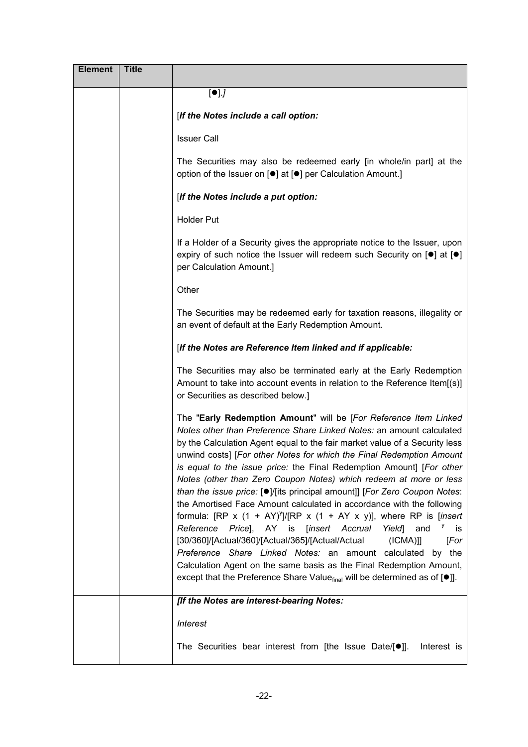| Element | Title | |
|---|---|---|
| | | [●].*]*<br><br>[***If the Notes include a call option:***<br><br>Issuer Call<br><br>The Securities may also be redeemed early [in whole/in part] at the option of the Issuer on [●] at [●] per Calculation Amount.]<br><br>[***If the Notes include a put option:***<br><br>Holder Put<br><br>If a Holder of a Security gives the appropriate notice to the Issuer, upon expiry of such notice the Issuer will redeem such Security on [●] at [●] per Calculation Amount.]<br><br>Other<br><br>The Securities may be redeemed early for taxation reasons, illegality or an event of default at the Early Redemption Amount.<br><br>[***If the Notes are Reference Item linked and if applicable:***<br><br>The Securities may also be terminated early at the Early Redemption Amount to take into account events in relation to the Reference Item[(s)] or Securities as described below.]<br><br>The "**Early Redemption Amount**" will be [*For Reference Item Linked Notes other than Preference Share Linked Notes:* an amount calculated by the Calculation Agent equal to the fair market value of a Security less unwind costs] [*For other Notes for which the Final Redemption Amount is equal to the issue price:* the Final Redemption Amount] [*For other Notes (other than Zero Coupon Notes) which redeem at more or less than the issue price:* [●]/[its principal amount]] [*For Zero Coupon Notes*: the Amortised Face Amount calculated in accordance with the following formula: [$RP \times (1 + AY)^y$]/[$RP \times (1 + AY \times y)$]], where RP is [*insert Reference Price*], AY is [*insert Accrual Yield*] and $^y$ is [30/360]/[Actual/360]/[Actual/365]/[Actual/Actual (ICMA)]] [*For Preference Share Linked Notes:* an amount calculated by the Calculation Agent on the same basis as the Final Redemption Amount, except that the Preference Share $Value_{final}$ will be determined as of [●]]. |
| | | ***[If the Notes are interest-bearing Notes:***<br><br>*Interest*<br><br>The Securities bear interest from [the Issue Date/[●]]. Interest is |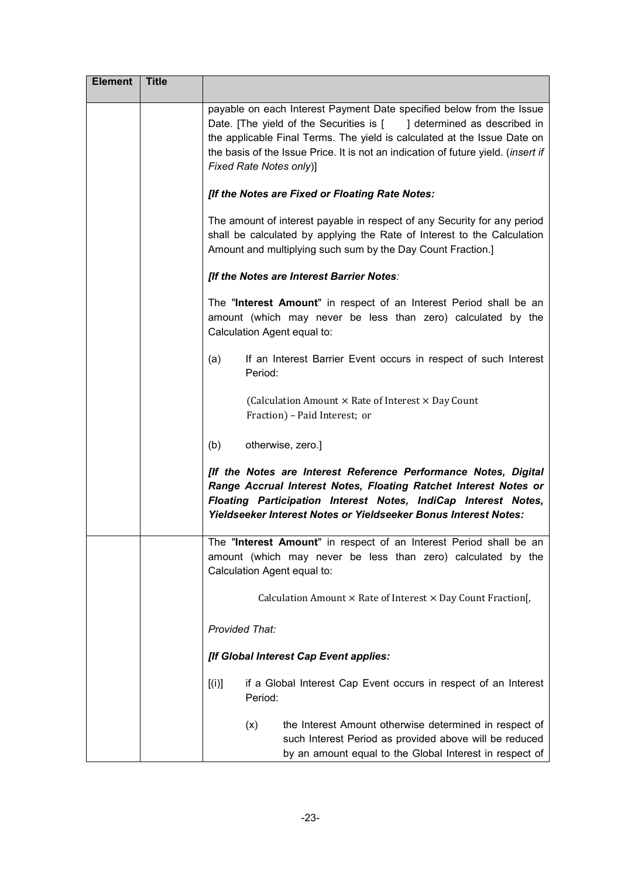| Element | Title | |
|---|---|---|
| | | payable on each Interest Payment Date specified below from the Issue Date. [The yield of the Securities is [ ] determined as described in the applicable Final Terms. The yield is calculated at the Issue Date on the basis of the Issue Price. It is not an indication of future yield. (*insert if Fixed Rate Notes only*)]<br><br>***[If the Notes are Fixed or Floating Rate Notes:***<br><br>The amount of interest payable in respect of any Security for any period shall be calculated by applying the Rate of Interest to the Calculation Amount and multiplying such sum by the Day Count Fraction.]<br><br>***[If the Notes are Interest Barrier Notes****:*<br><br>The "**Interest Amount**" in respect of an Interest Period shall be an amount (which may never be less than zero) calculated by the Calculation Agent equal to:<br><br>(a) If an Interest Barrier Event occurs in respect of such Interest Period:<br><br>(Calculation Amount × Rate of Interest × Day Count Fraction) – Paid Interest; or<br><br>(b) otherwise, zero.]<br><br>***[If the Notes are Interest Reference Performance Notes, Digital Range Accrual Interest Notes, Floating Ratchet Interest Notes or Floating Participation Interest Notes, IndiCap Interest Notes, Yieldseeker Interest Notes or Yieldseeker Bonus Interest Notes:*** |
| | | The "**Interest Amount**" in respect of an Interest Period shall be an amount (which may never be less than zero) calculated by the Calculation Agent equal to:<br><br>Calculation Amount × Rate of Interest × Day Count Fraction[,<br><br>*Provided That:*<br><br>***[If Global Interest Cap Event applies:***<br><br>[(i)] if a Global Interest Cap Event occurs in respect of an Interest Period:<br><br>(x) the Interest Amount otherwise determined in respect of such Interest Period as provided above will be reduced by an amount equal to the Global Interest in respect of |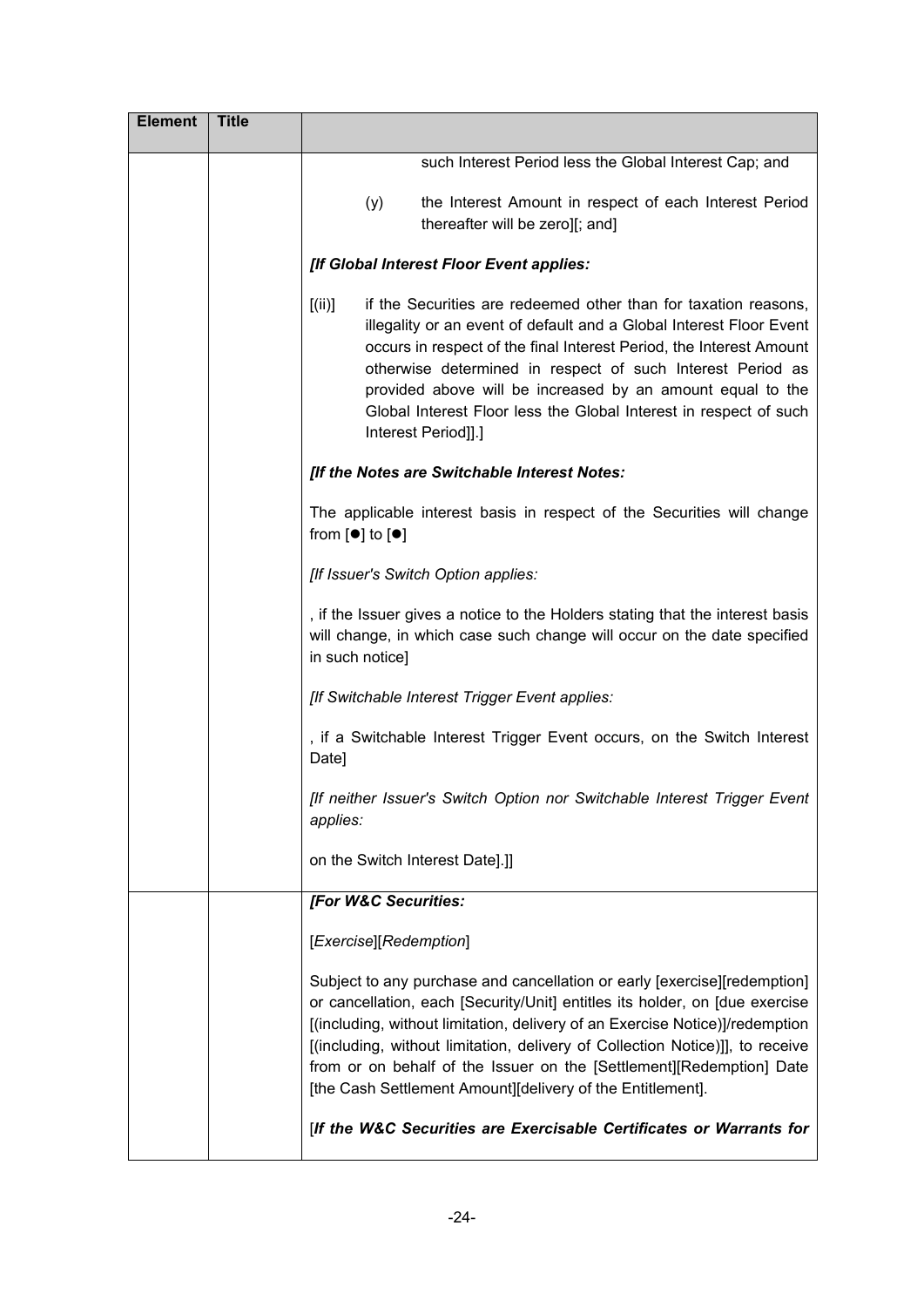| Element | Title |  |
|---|---|---|
| | | such Interest Period less the Global Interest Cap; and<br><br>(y) the Interest Amount in respect of each Interest Period thereafter will be zero][; and]<br><br>***[If Global Interest Floor Event applies:***<br><br>[(ii)] if the Securities are redeemed other than for taxation reasons, illegality or an event of default and a Global Interest Floor Event occurs in respect of the final Interest Period, the Interest Amount otherwise determined in respect of such Interest Period as provided above will be increased by an amount equal to the Global Interest Floor less the Global Interest in respect of such Interest Period]].]<br><br>***[If the Notes are Switchable Interest Notes:***<br><br>The applicable interest basis in respect of the Securities will change from [●] to [●]<br><br>*[If Issuer's Switch Option applies:*<br><br>, if the Issuer gives a notice to the Holders stating that the interest basis will change, in which case such change will occur on the date specified in such notice]<br><br>*[If Switchable Interest Trigger Event applies:*<br><br>, if a Switchable Interest Trigger Event occurs, on the Switch Interest Date]<br><br>*[If neither Issuer's Switch Option nor Switchable Interest Trigger Event applies:*<br><br>on the Switch Interest Date].]] |
| | | ***[For W&C Securities:***<br><br>[*Exercise*][*Redemption*]<br><br>Subject to any purchase and cancellation or early [exercise][redemption] or cancellation, each [Security/Unit] entitles its holder, on [due exercise [(including, without limitation, delivery of an Exercise Notice)]/redemption [(including, without limitation, delivery of Collection Notice)]], to receive from or on behalf of the Issuer on the [Settlement][Redemption] Date [the Cash Settlement Amount][delivery of the Entitlement].<br><br>[***If the W&C Securities are Exercisable Certificates or Warrants for*** |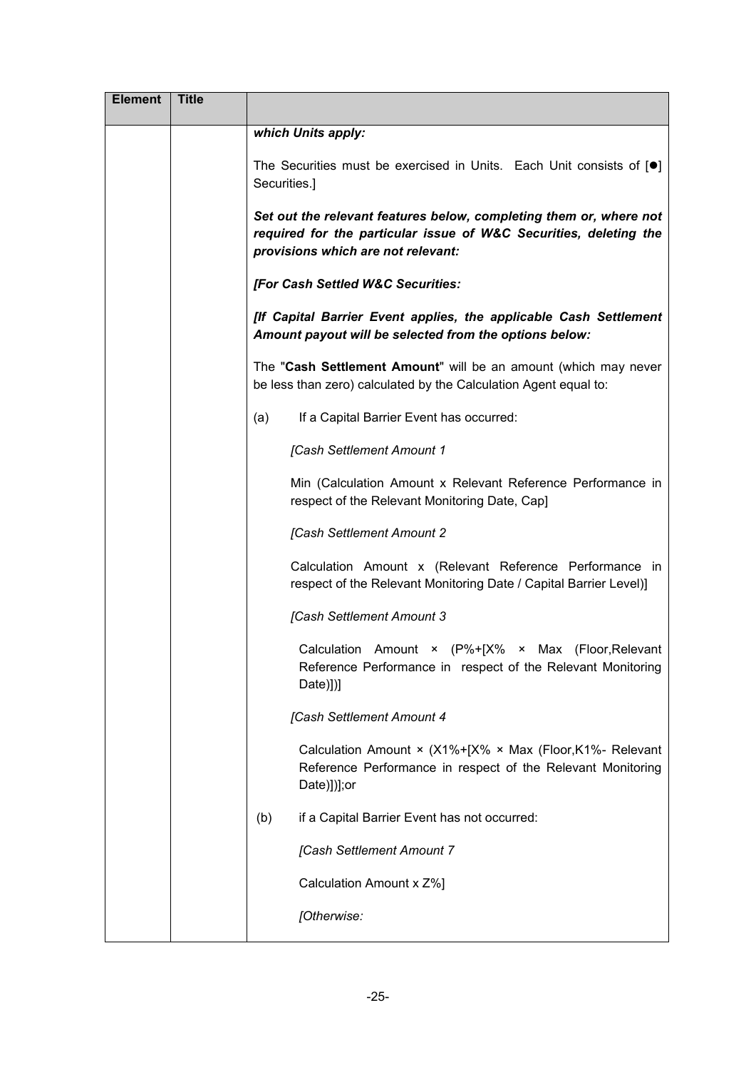| Element | Title | |
|---|---|---|
| | | ***which Units apply:***<br><br>The Securities must be exercised in Units. Each Unit consists of [●] Securities.]<br><br>***Set out the relevant features below, completing them or, where not required for the particular issue of W&C Securities, deleting the provisions which are not relevant:***<br><br>***[For Cash Settled W&C Securities:***<br><br>***[If Capital Barrier Event applies, the applicable Cash Settlement Amount payout will be selected from the options below:***<br><br>The "**Cash Settlement Amount**" will be an amount (which may never be less than zero) calculated by the Calculation Agent equal to:<br><br>(a) If a Capital Barrier Event has occurred:<br><br>*[Cash Settlement Amount 1*<br><br>Min (Calculation Amount x Relevant Reference Performance in respect of the Relevant Monitoring Date, Cap]<br><br>*[Cash Settlement Amount 2*<br><br>Calculation Amount x (Relevant Reference Performance in respect of the Relevant Monitoring Date / Capital Barrier Level)]<br><br>*[Cash Settlement Amount 3*<br><br>Calculation Amount × (P%+[X% × Max (Floor,Relevant Reference Performance in respect of the Relevant Monitoring Date)])]<br><br>*[Cash Settlement Amount 4*<br><br>Calculation Amount × (X1%+[X% × Max (Floor,K1%- Relevant Reference Performance in respect of the Relevant Monitoring Date)])];or<br><br>(b) if a Capital Barrier Event has not occurred:<br><br>*[Cash Settlement Amount 7*<br><br>Calculation Amount x Z%]<br><br>*[Otherwise:* |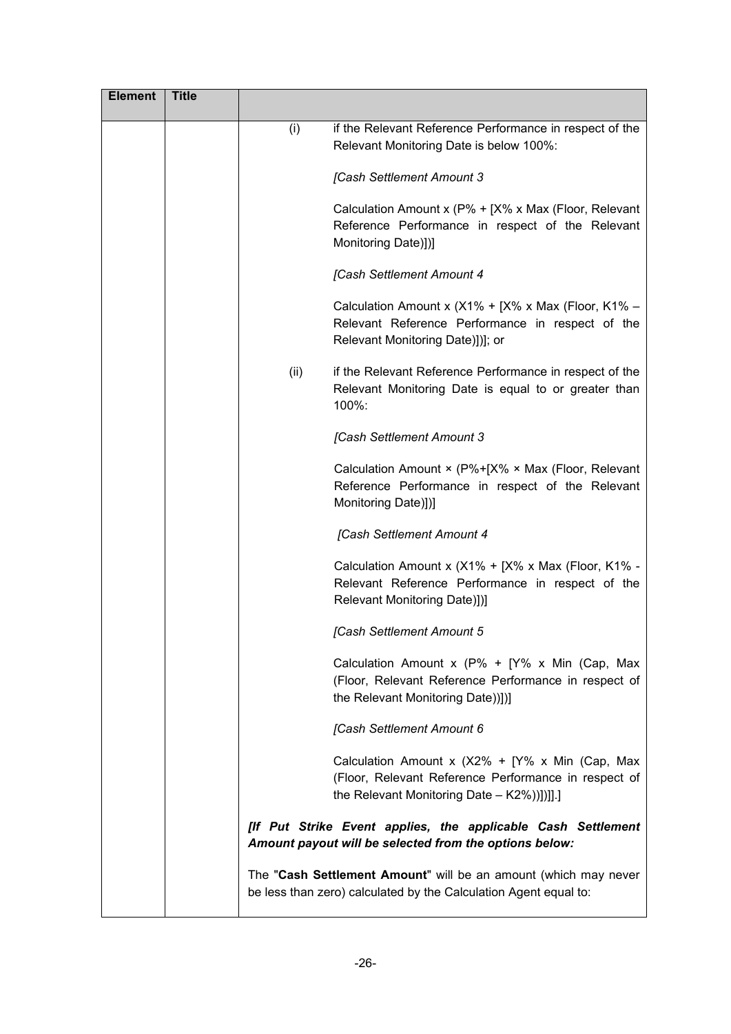| Element | Title | |
|---|---|---|
| | | (i) if the Relevant Reference Performance in respect of the Relevant Monitoring Date is below 100%:<br><br>*[Cash Settlement Amount 3*<br><br>Calculation Amount x (P% + [X% x Max (Floor, Relevant Reference Performance in respect of the Relevant Monitoring Date)])]<br><br>*[Cash Settlement Amount 4*<br><br>Calculation Amount x (X1% + [X% x Max (Floor, K1% – Relevant Reference Performance in respect of the Relevant Monitoring Date)])]; or<br><br>(ii) if the Relevant Reference Performance in respect of the Relevant Monitoring Date is equal to or greater than 100%:<br><br>*[Cash Settlement Amount 3*<br><br>Calculation Amount × (P%+[X% × Max (Floor, Relevant Reference Performance in respect of the Relevant Monitoring Date)])]<br><br>*[Cash Settlement Amount 4*<br><br>Calculation Amount x (X1% + [X% x Max (Floor, K1% - Relevant Reference Performance in respect of the Relevant Monitoring Date)])]<br><br>*[Cash Settlement Amount 5*<br><br>Calculation Amount x (P% + [Y% x Min (Cap, Max (Floor, Relevant Reference Performance in respect of the Relevant Monitoring Date))])]<br><br>*[Cash Settlement Amount 6*<br><br>Calculation Amount x (X2% + [Y% x Min (Cap, Max (Floor, Relevant Reference Performance in respect of the Relevant Monitoring Date – K2%))])]].]<br><br>***[If Put Strike Event applies, the applicable Cash Settlement Amount payout will be selected from the options below:***<br><br>The "**Cash Settlement Amount**" will be an amount (which may never be less than zero) calculated by the Calculation Agent equal to: |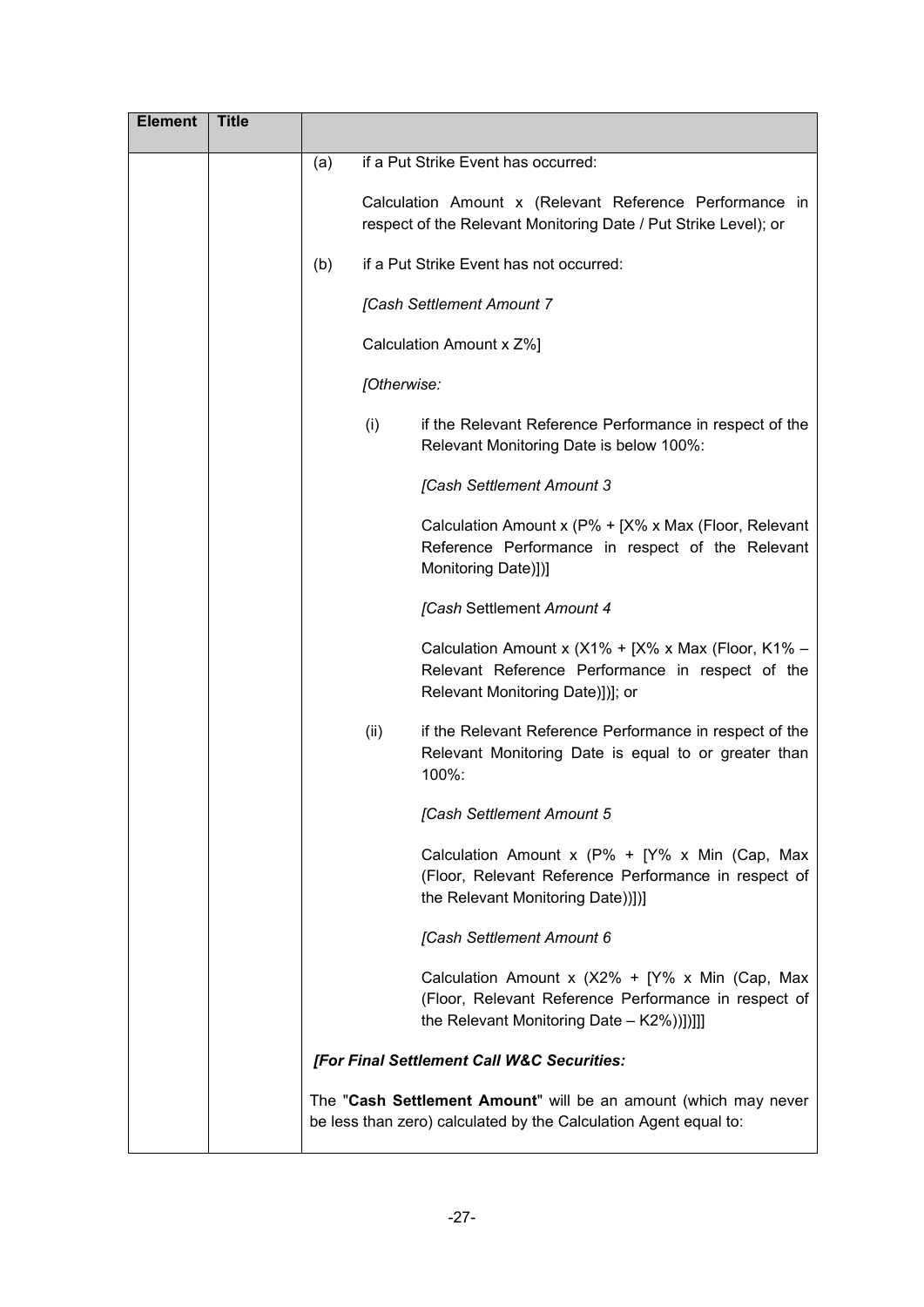| Element | Title | |
|---|---|---|
| | | (a) if a Put Strike Event has occurred:<br><br>Calculation Amount x (Relevant Reference Performance in respect of the Relevant Monitoring Date / Put Strike Level); or<br><br>(b) if a Put Strike Event has not occurred:<br><br>*[Cash Settlement Amount 7*<br><br>Calculation Amount x Z%]<br><br>*[Otherwise:*<br><br>(i) if the Relevant Reference Performance in respect of the Relevant Monitoring Date is below 100%:<br><br>*[Cash Settlement Amount 3*<br><br>Calculation Amount x (P% + [X% x Max (Floor, Relevant Reference Performance in respect of the Relevant Monitoring Date)])]<br><br>*[Cash* Settlement *Amount 4*<br><br>Calculation Amount x (X1% + [X% x Max (Floor, K1% – Relevant Reference Performance in respect of the Relevant Monitoring Date)])]; or<br><br>(ii) if the Relevant Reference Performance in respect of the Relevant Monitoring Date is equal to or greater than 100%:<br><br>*[Cash Settlement Amount 5*<br><br>Calculation Amount x (P% + [Y% x Min (Cap, Max (Floor, Relevant Reference Performance in respect of the Relevant Monitoring Date))])]<br><br>*[Cash Settlement Amount 6*<br><br>Calculation Amount x (X2% + [Y% x Min (Cap, Max (Floor, Relevant Reference Performance in respect of the Relevant Monitoring Date – K2%))])]]]<br><br>***[For Final Settlement Call W&C Securities:***<br><br>The "**Cash Settlement Amount**" will be an amount (which may never be less than zero) calculated by the Calculation Agent equal to: |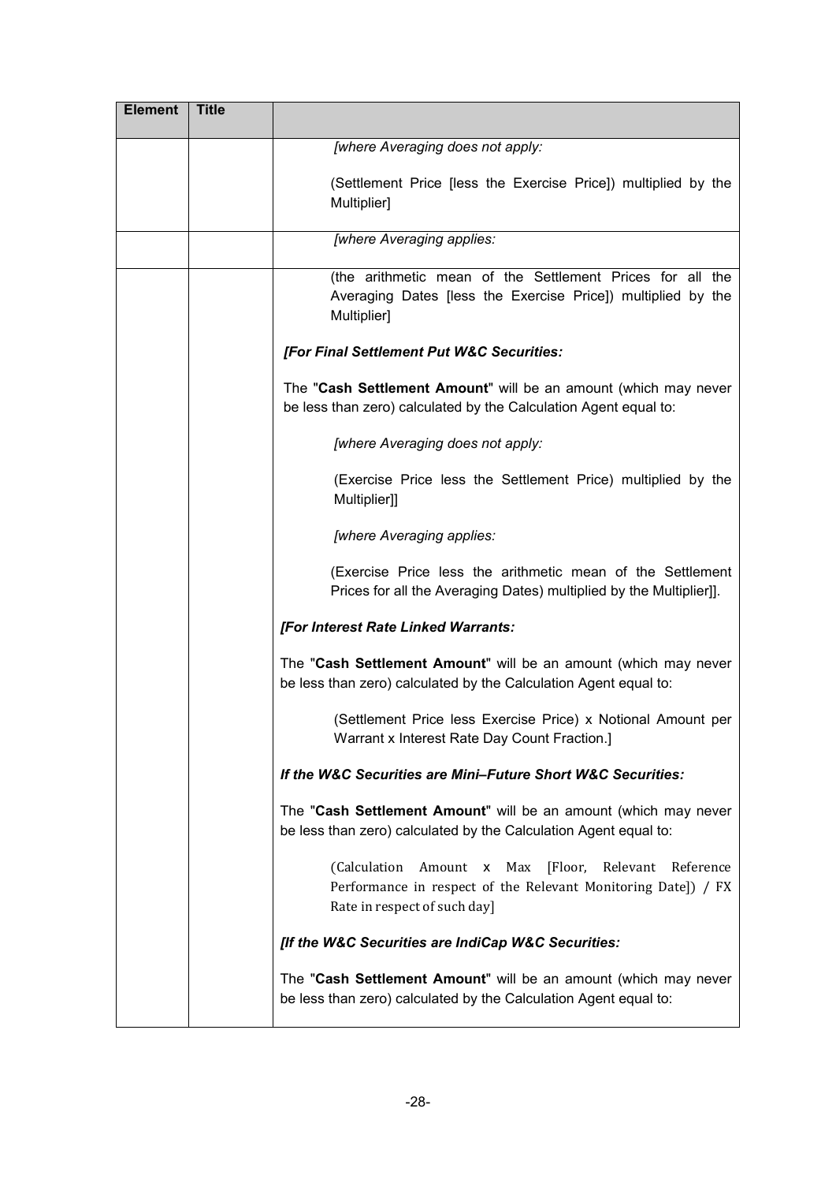| Element | Title | |
|---|---|---|
| | | *[where Averaging does not apply:*<br><br>(Settlement Price [less the Exercise Price]) multiplied by the Multiplier] |
| | | *[where Averaging applies:* |
| | | (the arithmetic mean of the Settlement Prices for all the Averaging Dates [less the Exercise Price]) multiplied by the Multiplier]<br><br>***[For Final Settlement Put W&C Securities:***<br><br>The "**Cash Settlement Amount**" will be an amount (which may never be less than zero) calculated by the Calculation Agent equal to:<br><br>*[where Averaging does not apply:*<br><br>(Exercise Price less the Settlement Price) multiplied by the Multiplier]]<br><br>*[where Averaging applies:*<br><br>(Exercise Price less the arithmetic mean of the Settlement Prices for all the Averaging Dates) multiplied by the Multiplier]].<br><br>***[For Interest Rate Linked Warrants:***<br><br>The "**Cash Settlement Amount**" will be an amount (which may never be less than zero) calculated by the Calculation Agent equal to:<br><br>(Settlement Price less Exercise Price) x Notional Amount per Warrant x Interest Rate Day Count Fraction.]<br><br>***If the W&C Securities are Mini–Future Short W&C Securities:***<br><br>The "**Cash Settlement Amount**" will be an amount (which may never be less than zero) calculated by the Calculation Agent equal to:<br><br>(Calculation Amount x Max [Floor, Relevant Reference Performance in respect of the Relevant Monitoring Date]) / FX Rate in respect of such day]<br><br>***[If the W&C Securities are IndiCap W&C Securities:***<br><br>The "**Cash Settlement Amount**" will be an amount (which may never be less than zero) calculated by the Calculation Agent equal to: |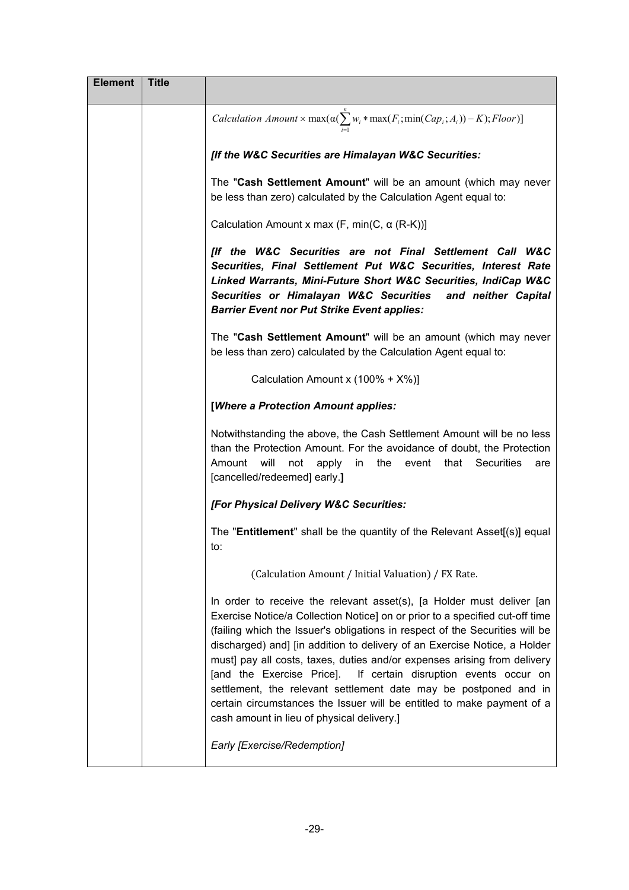| Element | Title | |
|---|---|---|
| | | $Calculation\ Amount \times \max(\alpha(\sum_{i=1}^{n} w_i * \max(F_i; \min(Cap_i; A_i)) - K); Floor)]$<br><br>***[If the W&C Securities are Himalayan W&C Securities:***<br><br>The "**Cash Settlement Amount**" will be an amount (which may never be less than zero) calculated by the Calculation Agent equal to:<br><br>Calculation Amount x max (F, min(C, α (R-K))]<br><br>***[If the W&C Securities are not Final Settlement Call W&C Securities, Final Settlement Put W&C Securities, Interest Rate Linked Warrants, Mini-Future Short W&C Securities, IndiCap W&C Securities or Himalayan W&C Securities and neither Capital Barrier Event nor Put Strike Event applies:***<br><br>The "**Cash Settlement Amount**" will be an amount (which may never be less than zero) calculated by the Calculation Agent equal to:<br><br>Calculation Amount x (100% + X%)]<br><br>**[*Where a Protection Amount applies:***<br><br>Notwithstanding the above, the Cash Settlement Amount will be no less than the Protection Amount. For the avoidance of doubt, the Protection Amount will not apply in the event that Securities are [cancelled/redeemed] early.**]**<br><br>***[For Physical Delivery W&C Securities:***<br><br>The "**Entitlement**" shall be the quantity of the Relevant Asset[(s)] equal to:<br><br>(Calculation Amount / Initial Valuation) / FX Rate.<br><br>In order to receive the relevant asset(s), [a Holder must deliver [an Exercise Notice/a Collection Notice] on or prior to a specified cut-off time (failing which the Issuer's obligations in respect of the Securities will be discharged) and] [in addition to delivery of an Exercise Notice, a Holder must] pay all costs, taxes, duties and/or expenses arising from delivery [and the Exercise Price]. If certain disruption events occur on settlement, the relevant settlement date may be postponed and in certain circumstances the Issuer will be entitled to make payment of a cash amount in lieu of physical delivery.]<br><br>*Early [Exercise/Redemption]* |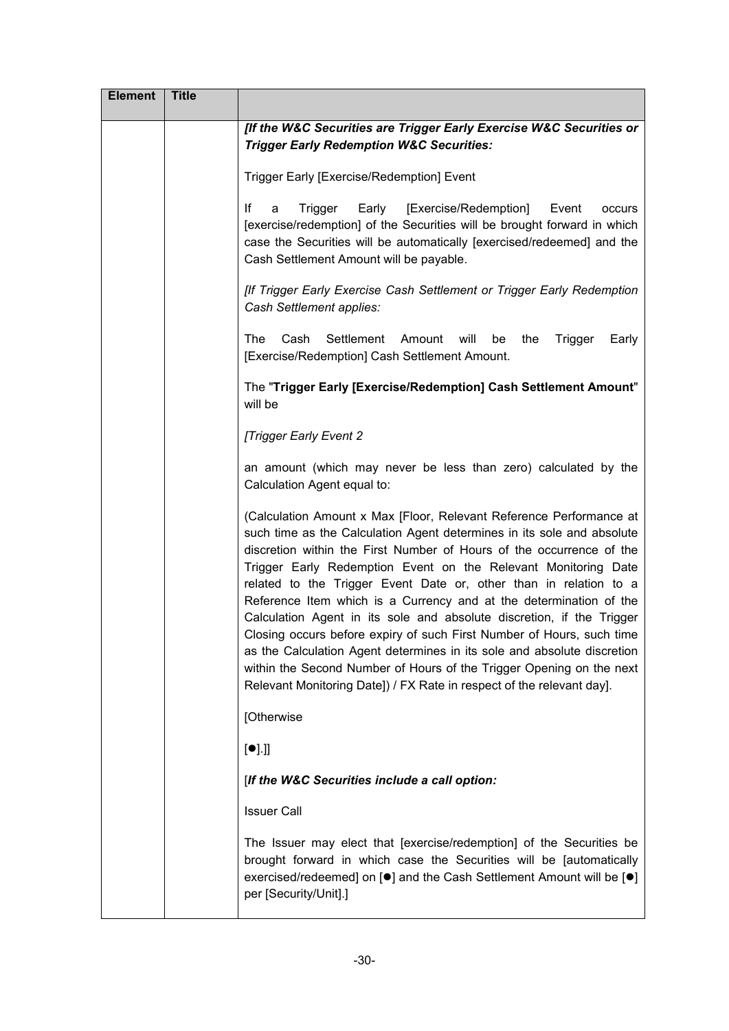| Element | Title | |
|---|---|---|
| | | ***[If the W&C Securities are Trigger Early Exercise W&C Securities or Trigger Early Redemption W&C Securities:***<br><br>Trigger Early [Exercise/Redemption] Event<br><br>If a Trigger Early [Exercise/Redemption] Event occurs [exercise/redemption] of the Securities will be brought forward in which case the Securities will be automatically [exercised/redeemed] and the Cash Settlement Amount will be payable.<br><br>*[If Trigger Early Exercise Cash Settlement or Trigger Early Redemption Cash Settlement applies:*<br><br>The Cash Settlement Amount will be the Trigger Early [Exercise/Redemption] Cash Settlement Amount.<br><br>The "**Trigger Early [Exercise/Redemption] Cash Settlement Amount**" will be<br><br>*[Trigger Early Event 2*<br><br>an amount (which may never be less than zero) calculated by the Calculation Agent equal to:<br><br>(Calculation Amount x Max [Floor, Relevant Reference Performance at such time as the Calculation Agent determines in its sole and absolute discretion within the First Number of Hours of the occurrence of the Trigger Early Redemption Event on the Relevant Monitoring Date related to the Trigger Event Date or, other than in relation to a Reference Item which is a Currency and at the determination of the Calculation Agent in its sole and absolute discretion, if the Trigger Closing occurs before expiry of such First Number of Hours, such time as the Calculation Agent determines in its sole and absolute discretion within the Second Number of Hours of the Trigger Opening on the next Relevant Monitoring Date]) / FX Rate in respect of the relevant day].<br><br>[Otherwise<br><br>[●].]]<br><br>[***If the W&C Securities include a call option:***<br><br>Issuer Call<br><br>The Issuer may elect that [exercise/redemption] of the Securities be brought forward in which case the Securities will be [automatically exercised/redeemed] on [●] and the Cash Settlement Amount will be [●] per [Security/Unit].] |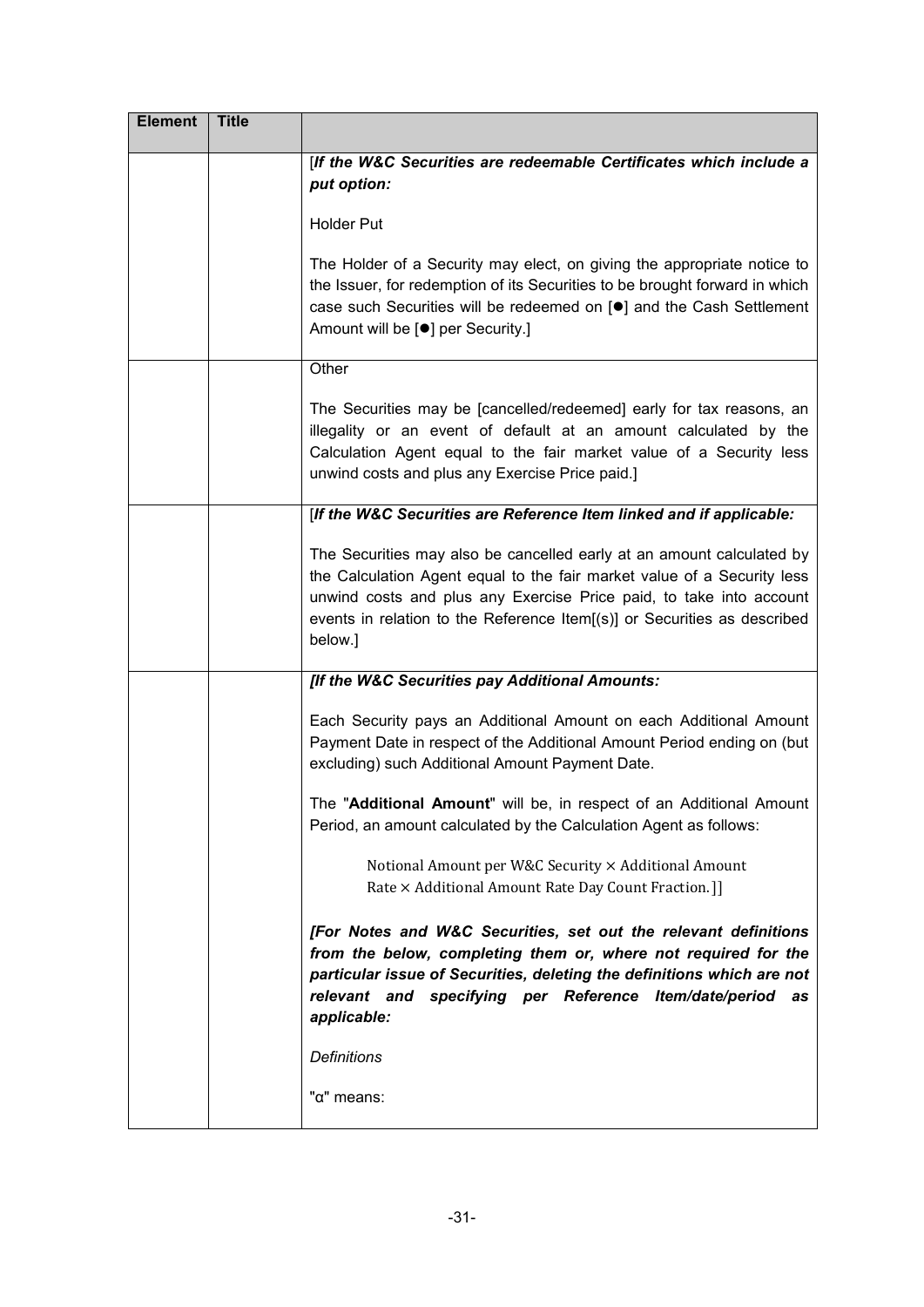| Element | Title | |
|---|---|---|
| | | [*If the W&C Securities are redeemable Certificates which include a put option:*<br><br>Holder Put<br><br>The Holder of a Security may elect, on giving the appropriate notice to the Issuer, for redemption of its Securities to be brought forward in which case such Securities will be redeemed on [●] and the Cash Settlement Amount will be [●] per Security.] |
| | | Other<br><br>The Securities may be [cancelled/redeemed] early for tax reasons, an illegality or an event of default at an amount calculated by the Calculation Agent equal to the fair market value of a Security less unwind costs and plus any Exercise Price paid.] |
| | | [*If the W&C Securities are Reference Item linked and if applicable:*<br><br>The Securities may also be cancelled early at an amount calculated by the Calculation Agent equal to the fair market value of a Security less unwind costs and plus any Exercise Price paid, to take into account events in relation to the Reference Item[(s)] or Securities as described below.] |
| | | *[If the W&C Securities pay Additional Amounts:*<br><br>Each Security pays an Additional Amount on each Additional Amount Payment Date in respect of the Additional Amount Period ending on (but excluding) such Additional Amount Payment Date.<br><br>The "**Additional Amount**" will be, in respect of an Additional Amount Period, an amount calculated by the Calculation Agent as follows:<br><br>$\text{Notional Amount per W\&C Security} \times \text{Additional Amount Rate} \times \text{Additional Amount Rate Day Count Fraction.}$]]<br><br>***[For Notes and W&C Securities, set out the relevant definitions from the below, completing them or, where not required for the particular issue of Securities, deleting the definitions which are not relevant and specifying per Reference Item/date/period as applicable:***<br><br>*Definitions*<br><br>"α" means: |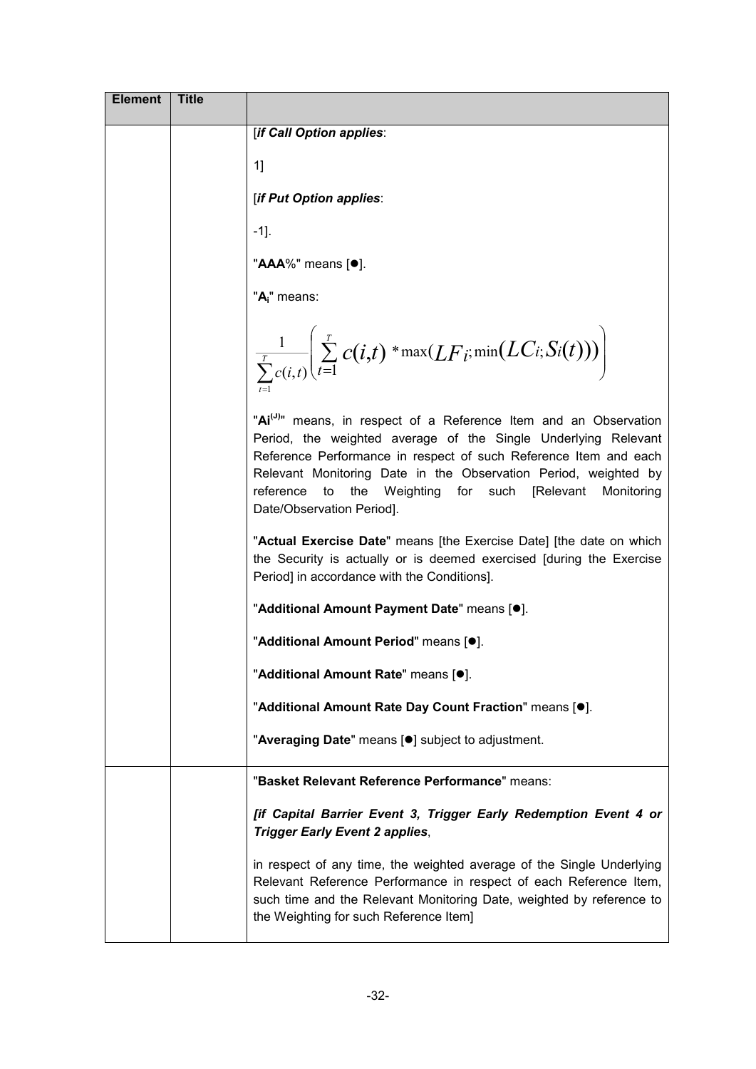| Element | Title | |
|---|---|---|
| | | [***if Call Option applies***:<br><br>1]<br><br>[***if Put Option applies***:<br><br>-1].<br><br>"**AAA%**" means [●].<br><br>"**$A_i$**" means:<br><br>$$\frac{1}{\sum_{t=1}^{T} c(i,t)} \left( \sum_{t=1}^{T} c(i,t) * \max(LF_i; \min(LC_i; S_i(t))) \right)$$<br><br>"**$Ai^{(J)}$**" means, in respect of a Reference Item and an Observation Period, the weighted average of the Single Underlying Relevant Reference Performance in respect of such Reference Item and each Relevant Monitoring Date in the Observation Period, weighted by reference to the Weighting for such [Relevant Monitoring Date/Observation Period].<br><br>"**Actual Exercise Date**" means [the Exercise Date] [the date on which the Security is actually or is deemed exercised [during the Exercise Period] in accordance with the Conditions].<br><br>"**Additional Amount Payment Date**" means [●].<br><br>"**Additional Amount Period**" means [●].<br><br>"**Additional Amount Rate**" means [●].<br><br>"**Additional Amount Rate Day Count Fraction**" means [●].<br><br>"**Averaging Date**" means [●] subject to adjustment. |
| | | "**Basket Relevant Reference Performance**" means:<br><br>***[if Capital Barrier Event 3, Trigger Early Redemption Event 4 or Trigger Early Event 2 applies***,<br><br>in respect of any time, the weighted average of the Single Underlying Relevant Reference Performance in respect of each Reference Item, such time and the Relevant Monitoring Date, weighted by reference to the Weighting for such Reference Item] |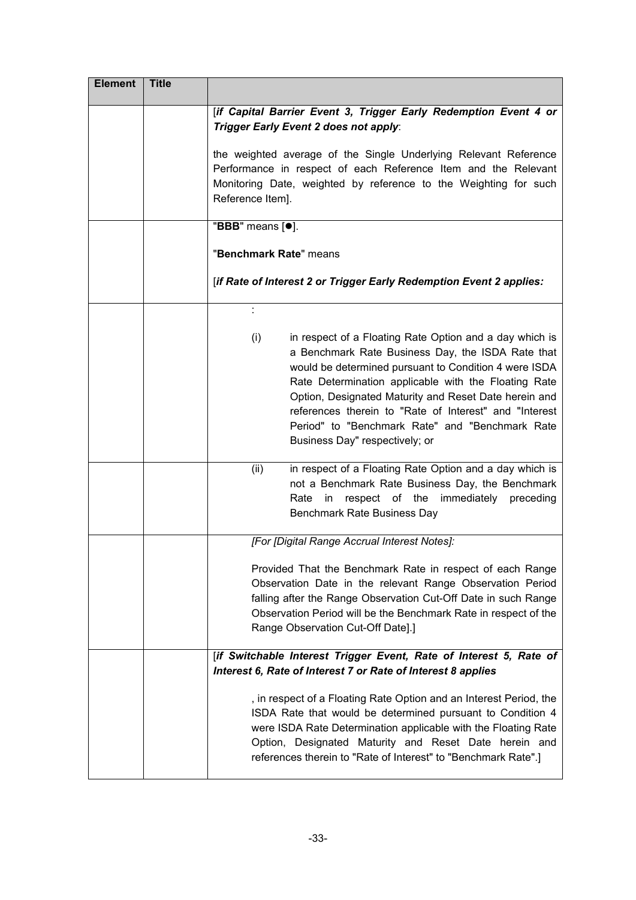| Element | Title | |
|---|---|---|
| | | [*if Capital Barrier Event 3, Trigger Early Redemption Event 4 or Trigger Early Event 2 does not apply*:<br><br>the weighted average of the Single Underlying Relevant Reference Performance in respect of each Reference Item and the Relevant Monitoring Date, weighted by reference to the Weighting for such Reference Item]. |
| | | "**BBB**" means [●].<br><br>"**Benchmark Rate**" means<br><br>[*if Rate of Interest 2 or Trigger Early Redemption Event 2 applies:* |
| | | :<br><br>(i) in respect of a Floating Rate Option and a day which is a Benchmark Rate Business Day, the ISDA Rate that would be determined pursuant to Condition 4 were ISDA Rate Determination applicable with the Floating Rate Option, Designated Maturity and Reset Date herein and references therein to "Rate of Interest" and "Interest Period" to "Benchmark Rate" and "Benchmark Rate Business Day" respectively; or |
| | | (ii) in respect of a Floating Rate Option and a day which is not a Benchmark Rate Business Day, the Benchmark Rate in respect of the immediately preceding Benchmark Rate Business Day |
| | | *[For [Digital Range Accrual Interest Notes]:*<br><br>Provided That the Benchmark Rate in respect of each Range Observation Date in the relevant Range Observation Period falling after the Range Observation Cut-Off Date in such Range Observation Period will be the Benchmark Rate in respect of the Range Observation Cut-Off Date].] |
| | | [*if Switchable Interest Trigger Event, Rate of Interest 5, Rate of Interest 6, Rate of Interest 7 or Rate of Interest 8 applies*<br><br>, in respect of a Floating Rate Option and an Interest Period, the ISDA Rate that would be determined pursuant to Condition 4 were ISDA Rate Determination applicable with the Floating Rate Option, Designated Maturity and Reset Date herein and references therein to "Rate of Interest" to "Benchmark Rate".] |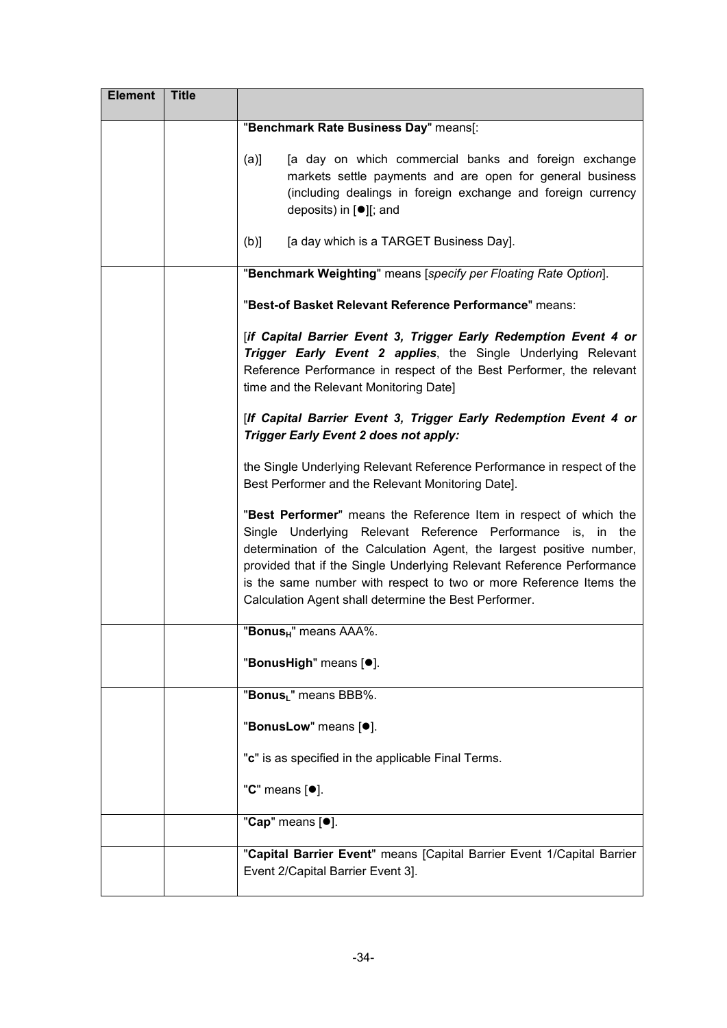| Element | Title | |
|---|---|---|
| | | "**Benchmark Rate Business Day**" means[:<br><br>(a)] [a day on which commercial banks and foreign exchange markets settle payments and are open for general business (including dealings in foreign exchange and foreign currency deposits) in [●][; and<br><br>(b)] [a day which is a TARGET Business Day]. |
| | | "**Benchmark Weighting**" means [*specify per Floating Rate Option*].<br><br>"**Best-of Basket Relevant Reference Performance**" means:<br><br>[***if Capital Barrier Event 3, Trigger Early Redemption Event 4 or Trigger Early Event 2 applies***, the Single Underlying Relevant Reference Performance in respect of the Best Performer, the relevant time and the Relevant Monitoring Date]<br><br>[***If Capital Barrier Event 3, Trigger Early Redemption Event 4 or Trigger Early Event 2 does not apply:***<br><br>the Single Underlying Relevant Reference Performance in respect of the Best Performer and the Relevant Monitoring Date].<br><br>"**Best Performer**" means the Reference Item in respect of which the Single Underlying Relevant Reference Performance is, in the determination of the Calculation Agent, the largest positive number, provided that if the Single Underlying Relevant Reference Performance is the same number with respect to two or more Reference Items the Calculation Agent shall determine the Best Performer. |
| | | "**$Bonus_H$**" means AAA%.<br><br>"**BonusHigh**" means [●]. |
| | | "**$Bonus_L$**" means BBB%.<br><br>"**BonusLow**" means [●].<br><br>"**c**" is as specified in the applicable Final Terms.<br><br>"**C**" means [●]. |
| | | "**Cap**" means [●]. |
| | | "**Capital Barrier Event**" means [Capital Barrier Event 1/Capital Barrier Event 2/Capital Barrier Event 3]. |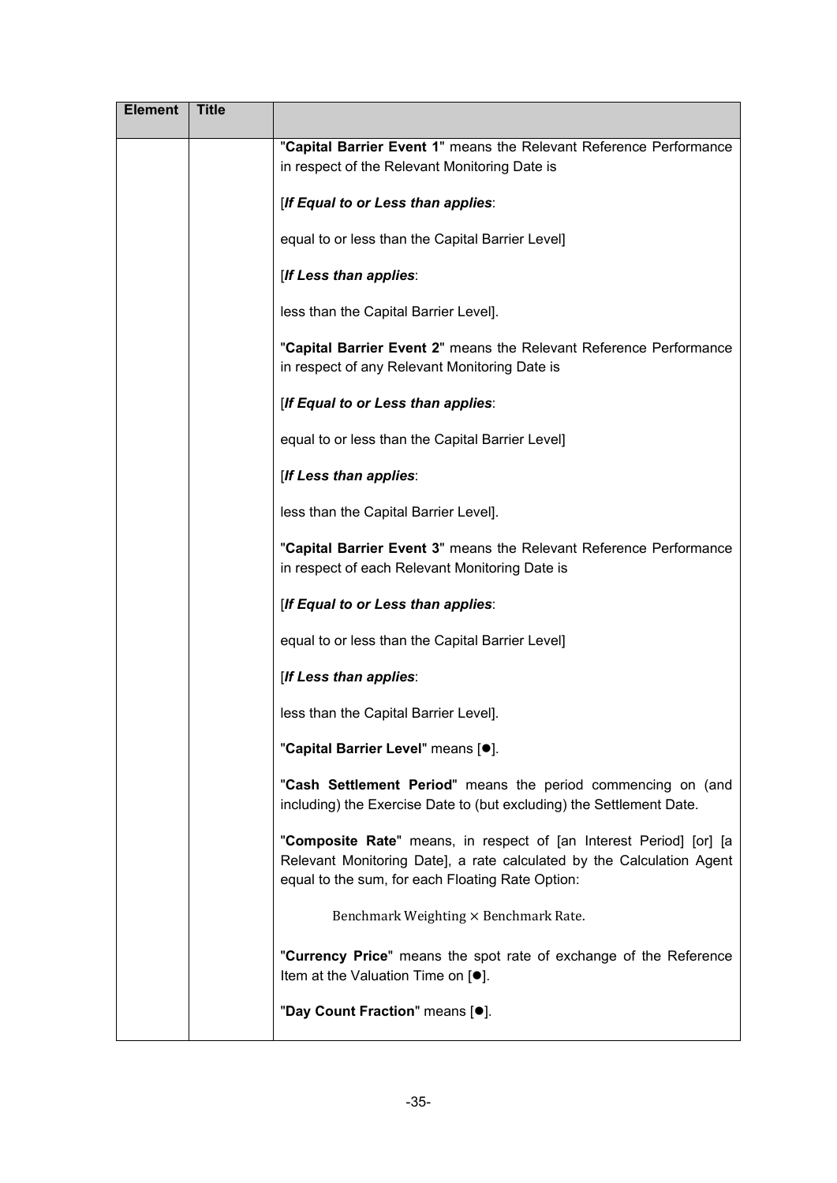| Element | Title | |
|---|---|---|
| | | "**Capital Barrier Event 1**" means the Relevant Reference Performance in respect of the Relevant Monitoring Date is<br><br>[***If Equal to or Less than applies***:<br><br>equal to or less than the Capital Barrier Level]<br><br>[***If Less than applies***:<br><br>less than the Capital Barrier Level].<br><br>"**Capital Barrier Event 2**" means the Relevant Reference Performance in respect of any Relevant Monitoring Date is<br><br>[***If Equal to or Less than applies***:<br><br>equal to or less than the Capital Barrier Level]<br><br>[***If Less than applies***:<br><br>less than the Capital Barrier Level].<br><br>"**Capital Barrier Event 3**" means the Relevant Reference Performance in respect of each Relevant Monitoring Date is<br><br>[***If Equal to or Less than applies***:<br><br>equal to or less than the Capital Barrier Level]<br><br>[***If Less than applies***:<br><br>less than the Capital Barrier Level].<br><br>"**Capital Barrier Level**" means [●].<br><br>"**Cash Settlement Period**" means the period commencing on (and including) the Exercise Date to (but excluding) the Settlement Date.<br><br>"**Composite Rate**" means, in respect of [an Interest Period] [or] [a Relevant Monitoring Date], a rate calculated by the Calculation Agent equal to the sum, for each Floating Rate Option:<br><br>$\text{Benchmark Weighting} \times \text{Benchmark Rate}.$<br><br>"**Currency Price**" means the spot rate of exchange of the Reference Item at the Valuation Time on [●].<br><br>"**Day Count Fraction**" means [●]. |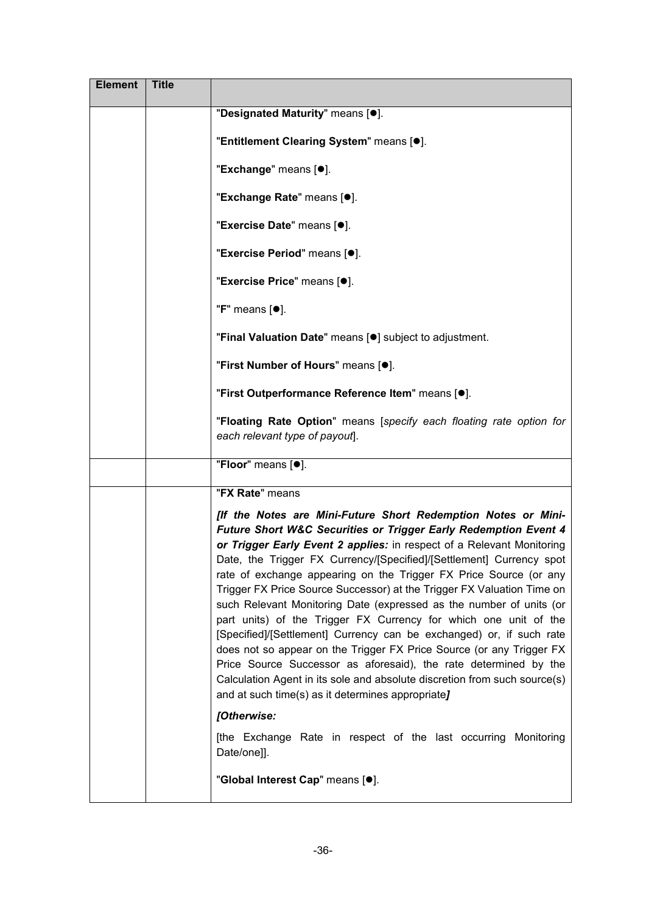| Element | Title | |
|---|---|---|
| | | "**Designated Maturity**" means [●].<br><br>"**Entitlement Clearing System**" means [●].<br><br>"**Exchange**" means [●].<br><br>"**Exchange Rate**" means [●].<br><br>"**Exercise Date**" means [●].<br><br>"**Exercise Period**" means [●].<br><br>"**Exercise Price**" means [●].<br><br>"**F**" means [●].<br><br>"**Final Valuation Date**" means [●] subject to adjustment.<br><br>"**First Number of Hours**" means [●].<br><br>"**First Outperformance Reference Item**" means [●].<br><br>"**Floating Rate Option**" means [*specify each floating rate option for each relevant type of payout*]. |
| | | "**Floor**" means [●]. |
| | | "**FX Rate**" means<br><br>***[If the Notes are Mini-Future Short Redemption Notes or Mini-Future Short W&C Securities or Trigger Early Redemption Event 4 or Trigger Early Event 2 applies:*** in respect of a Relevant Monitoring Date, the Trigger FX Currency/[Specified]/[Settlement] Currency spot rate of exchange appearing on the Trigger FX Price Source (or any Trigger FX Price Source Successor) at the Trigger FX Valuation Time on such Relevant Monitoring Date (expressed as the number of units (or part units) of the Trigger FX Currency for which one unit of the [Specified]/[Settlement] Currency can be exchanged) or, if such rate does not so appear on the Trigger FX Price Source (or any Trigger FX Price Source Successor as aforesaid), the rate determined by the Calculation Agent in its sole and absolute discretion from such source(s) and at such time(s) as it determines appropriate***]***<br><br>***[Otherwise:***<br><br>[the Exchange Rate in respect of the last occurring Monitoring Date/one]].<br><br>"**Global Interest Cap**" means [●]. |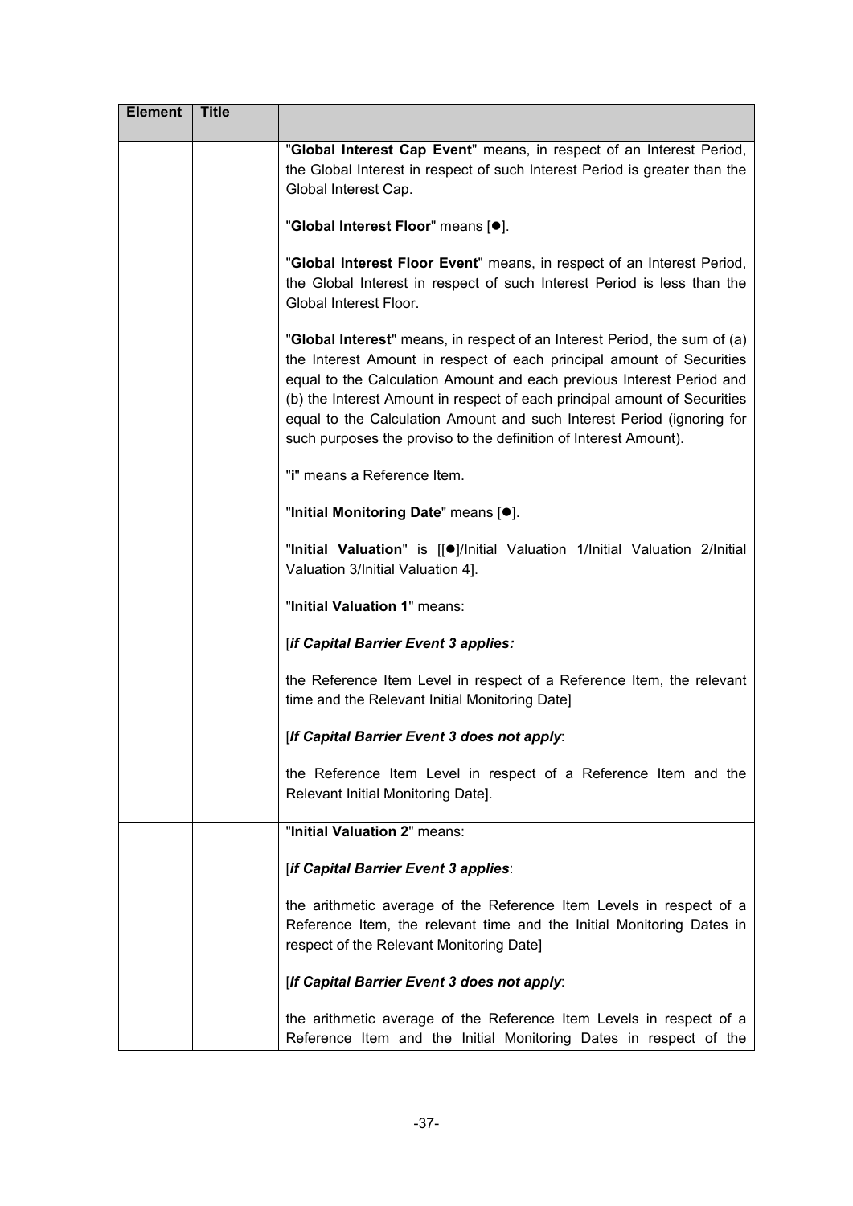| Element | Title | |
|---|---|---|
| | | "**Global Interest Cap Event**" means, in respect of an Interest Period, the Global Interest in respect of such Interest Period is greater than the Global Interest Cap.<br><br>"**Global Interest Floor**" means [●].<br><br>"**Global Interest Floor Event**" means, in respect of an Interest Period, the Global Interest in respect of such Interest Period is less than the Global Interest Floor.<br><br>"**Global Interest**" means, in respect of an Interest Period, the sum of (a) the Interest Amount in respect of each principal amount of Securities equal to the Calculation Amount and each previous Interest Period and (b) the Interest Amount in respect of each principal amount of Securities equal to the Calculation Amount and such Interest Period (ignoring for such purposes the proviso to the definition of Interest Amount).<br><br>"**i**" means a Reference Item.<br><br>"**Initial Monitoring Date**" means [●].<br><br>"**Initial Valuation**" is [[●]/Initial Valuation 1/Initial Valuation 2/Initial Valuation 3/Initial Valuation 4].<br><br>"**Initial Valuation 1**" means:<br><br>[***if Capital Barrier Event 3 applies:***<br><br>the Reference Item Level in respect of a Reference Item, the relevant time and the Relevant Initial Monitoring Date]<br><br>[***If Capital Barrier Event 3 does not apply***:<br><br>the Reference Item Level in respect of a Reference Item and the Relevant Initial Monitoring Date]. |
| | | "**Initial Valuation 2**" means:<br><br>[***if Capital Barrier Event 3 applies***:<br><br>the arithmetic average of the Reference Item Levels in respect of a Reference Item, the relevant time and the Initial Monitoring Dates in respect of the Relevant Monitoring Date]<br><br>[***If Capital Barrier Event 3 does not apply***:<br><br>the arithmetic average of the Reference Item Levels in respect of a Reference Item and the Initial Monitoring Dates in respect of the |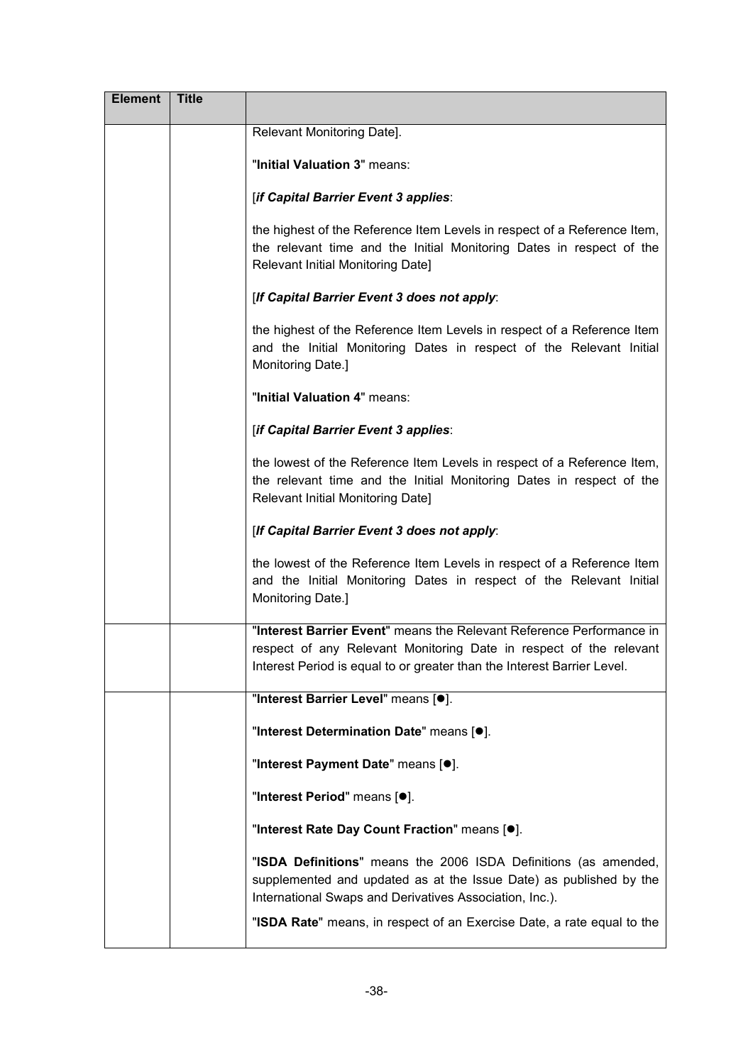| Element | Title | |
|---|---|---|
| | | Relevant Monitoring Date].<br><br>"**Initial Valuation 3**" means:<br><br>[***if Capital Barrier Event 3 applies***:<br><br>the highest of the Reference Item Levels in respect of a Reference Item, the relevant time and the Initial Monitoring Dates in respect of the Relevant Initial Monitoring Date]<br><br>[***If Capital Barrier Event 3 does not apply***:<br><br>the highest of the Reference Item Levels in respect of a Reference Item and the Initial Monitoring Dates in respect of the Relevant Initial Monitoring Date.]<br><br>"**Initial Valuation 4**" means:<br><br>[***if Capital Barrier Event 3 applies***:<br><br>the lowest of the Reference Item Levels in respect of a Reference Item, the relevant time and the Initial Monitoring Dates in respect of the Relevant Initial Monitoring Date]<br><br>[***If Capital Barrier Event 3 does not apply***:<br><br>the lowest of the Reference Item Levels in respect of a Reference Item and the Initial Monitoring Dates in respect of the Relevant Initial Monitoring Date.] |
| | | "**Interest Barrier Event**" means the Relevant Reference Performance in respect of any Relevant Monitoring Date in respect of the relevant Interest Period is equal to or greater than the Interest Barrier Level. |
| | | "**Interest Barrier Level**" means [●].<br><br>"**Interest Determination Date**" means [●].<br><br>"**Interest Payment Date**" means [●].<br><br>"**Interest Period**" means [●].<br><br>"**Interest Rate Day Count Fraction**" means [●].<br><br>"**ISDA Definitions**" means the 2006 ISDA Definitions (as amended, supplemented and updated as at the Issue Date) as published by the International Swaps and Derivatives Association, Inc.).<br><br>"**ISDA Rate**" means, in respect of an Exercise Date, a rate equal to the |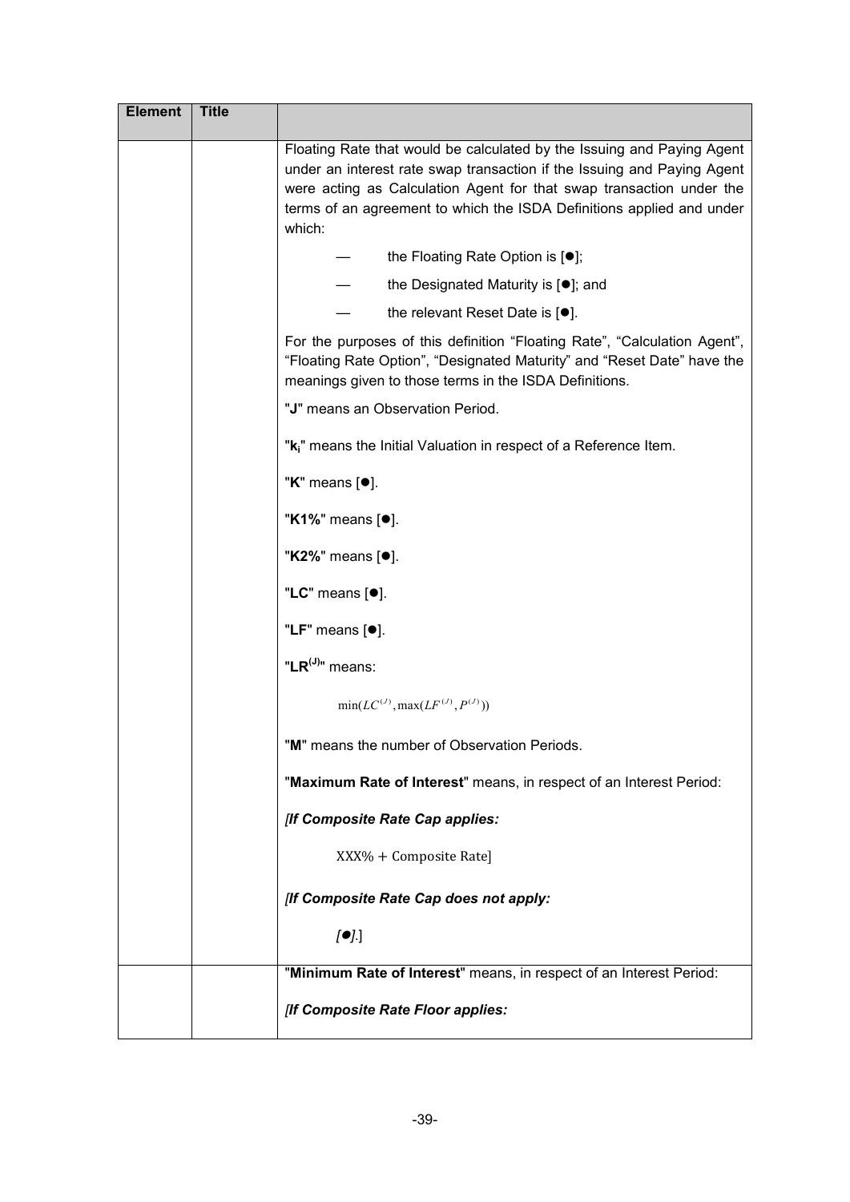| Element | Title | |
|---|---|---|
| | | Floating Rate that would be calculated by the Issuing and Paying Agent under an interest rate swap transaction if the Issuing and Paying Agent were acting as Calculation Agent for that swap transaction under the terms of an agreement to which the ISDA Definitions applied and under which: <br> — the Floating Rate Option is [●]; <br> — the Designated Maturity is [●]; and <br> — the relevant Reset Date is [●]. <br> For the purposes of this definition "Floating Rate", "Calculation Agent", "Floating Rate Option", "Designated Maturity" and "Reset Date" have the meanings given to those terms in the ISDA Definitions. <br> "**J**" means an Observation Period. <br> "$k_i$" means the Initial Valuation in respect of a Reference Item. <br> "**K**" means [●]. <br> "**K1%**" means [●]. <br> "**K2%**" means [●]. <br> "**LC**" means [●]. <br> "**LF**" means [●]. <br> "$LR^{(J)}$" means: <br> $\min(LC^{(J)}, \max(LF^{(J)}, P^{(J)}))$ <br> "**M**" means the number of Observation Periods. <br> "**Maximum Rate of Interest**" means, in respect of an Interest Period: <br> *[If Composite Rate Cap applies:* <br> XXX% + Composite Rate] <br> *[If Composite Rate Cap does not apply:* <br> *[●].*] |
| | | "**Minimum Rate of Interest**" means, in respect of an Interest Period: <br> *[If Composite Rate Floor applies:* |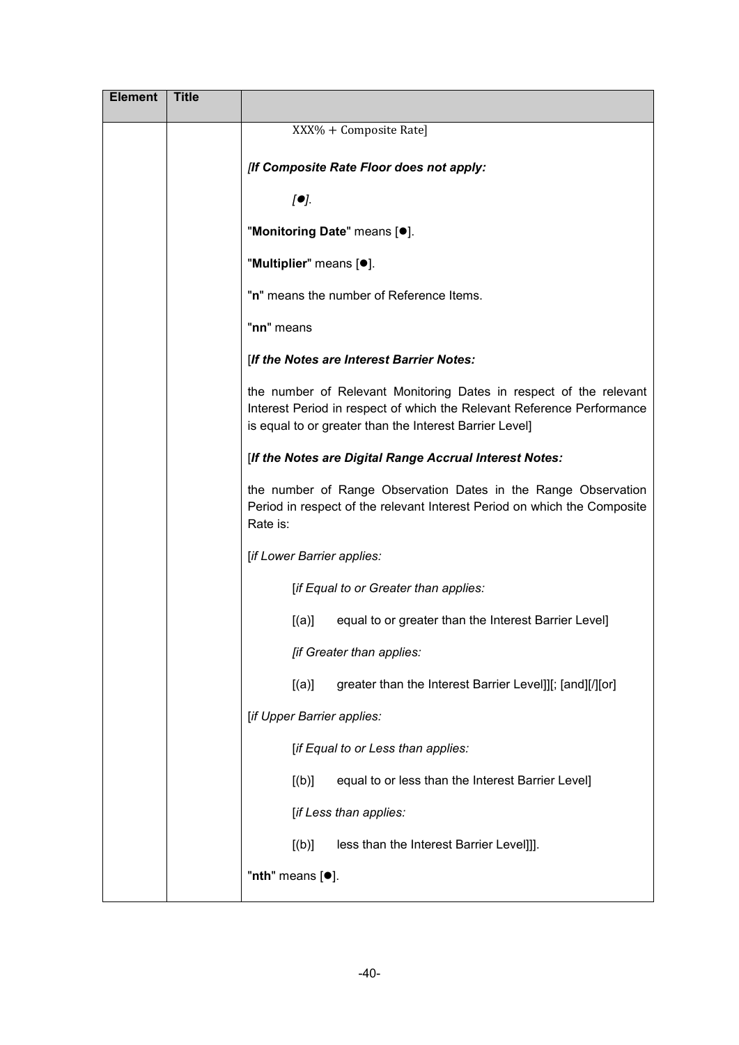| Element | Title | |
|---|---|---|
| | | $XXX\% + \text{Composite Rate}$]<br><br>*[If Composite Rate Floor does not apply:*<br><br>*[●].*<br><br>"**Monitoring Date**" means [●].<br><br>"**Multiplier**" means [●].<br><br>"**n**" means the number of Reference Items.<br><br>"**nn**" means<br><br>[***If the Notes are Interest Barrier Notes:***<br><br>the number of Relevant Monitoring Dates in respect of the relevant Interest Period in respect of which the Relevant Reference Performance is equal to or greater than the Interest Barrier Level]<br><br>[***If the Notes are Digital Range Accrual Interest Notes:***<br><br>the number of Range Observation Dates in the Range Observation Period in respect of the relevant Interest Period on which the Composite Rate is:<br><br>[*if Lower Barrier applies:*<br><br>[*if Equal to or Greater than applies:*<br><br>[(a)] equal to or greater than the Interest Barrier Level]<br><br>*[if Greater than applies:*<br><br>[(a)] greater than the Interest Barrier Level]][; [and][/][or]<br><br>[*if Upper Barrier applies:*<br><br>[*if Equal to or Less than applies:*<br><br>[(b)] equal to or less than the Interest Barrier Level]<br><br>[*if Less than applies:*<br><br>[(b)] less than the Interest Barrier Level]]].<br><br>"**nth**" means [●]. |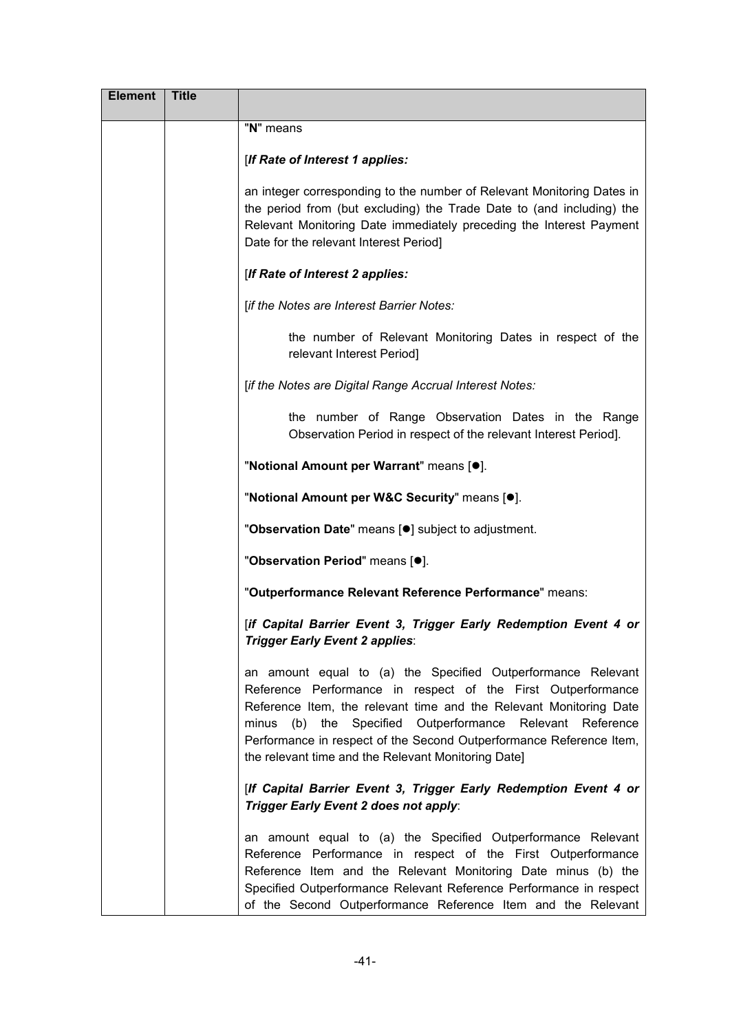| Element | Title | |
|---|---|---|
| | | "**N**" means<br><br>[***If Rate of Interest 1 applies:***<br><br>an integer corresponding to the number of Relevant Monitoring Dates in the period from (but excluding) the Trade Date to (and including) the Relevant Monitoring Date immediately preceding the Interest Payment Date for the relevant Interest Period]<br><br>[***If Rate of Interest 2 applies:***<br><br>[*if the Notes are Interest Barrier Notes:*<br><br>the number of Relevant Monitoring Dates in respect of the relevant Interest Period]<br><br>[*if the Notes are Digital Range Accrual Interest Notes:*<br><br>the number of Range Observation Dates in the Range Observation Period in respect of the relevant Interest Period].<br><br>"**Notional Amount per Warrant**" means [●].<br><br>"**Notional Amount per W&C Security**" means [●].<br><br>"**Observation Date**" means [●] subject to adjustment.<br><br>"**Observation Period**" means [●].<br><br>"**Outperformance Relevant Reference Performance**" means:<br><br>[***if Capital Barrier Event 3, Trigger Early Redemption Event 4 or Trigger Early Event 2 applies***:<br><br>an amount equal to (a) the Specified Outperformance Relevant Reference Performance in respect of the First Outperformance Reference Item, the relevant time and the Relevant Monitoring Date minus (b) the Specified Outperformance Relevant Reference Performance in respect of the Second Outperformance Reference Item, the relevant time and the Relevant Monitoring Date]<br><br>[***If Capital Barrier Event 3, Trigger Early Redemption Event 4 or Trigger Early Event 2 does not apply***:<br><br>an amount equal to (a) the Specified Outperformance Relevant Reference Performance in respect of the First Outperformance Reference Item and the Relevant Monitoring Date minus (b) the Specified Outperformance Relevant Reference Performance in respect of the Second Outperformance Reference Item and the Relevant |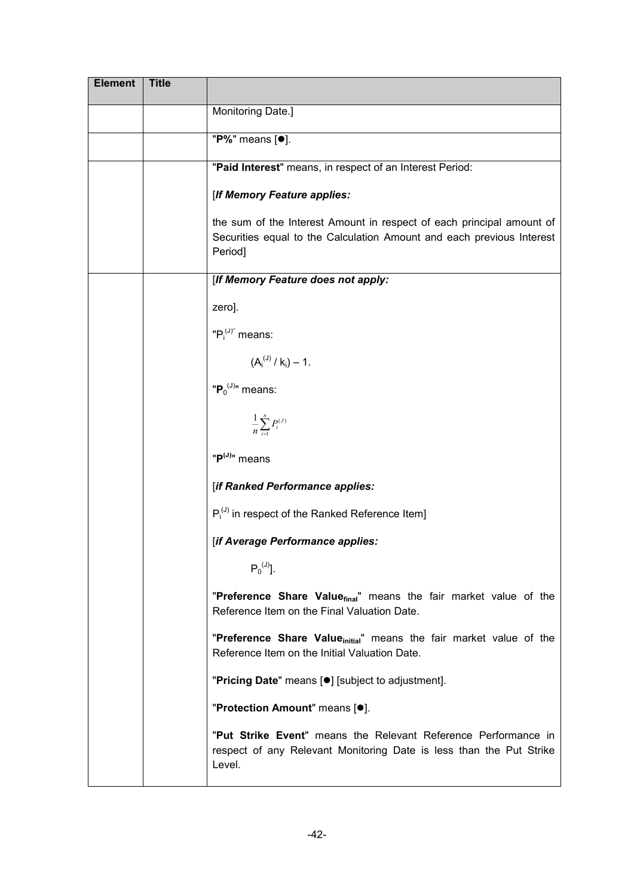| Element | Title | |
|---|---|---|
| | | Monitoring Date.] |
| | | "**P%**" means [●]. |
| | | "**Paid Interest**" means, in respect of an Interest Period:<br><br>[***If Memory Feature applies:***<br><br>the sum of the Interest Amount in respect of each principal amount of Securities equal to the Calculation Amount and each previous Interest Period] |
| | | [***If Memory Feature does not apply:***<br><br>zero].<br><br>"$P_i^{(J)}$" means:<br><br>$(A_i^{(J)} / k_i) - 1$.<br><br>"**$P_0^{(J)}$**" means:<br><br>$\frac{1}{n}\sum_{i=1}^{n} P_i^{(J)}$<br><br>"**$P^{(J)}$**" means<br><br>[***if Ranked Performance applies:***<br><br>$P_i^{(J)}$ in respect of the Ranked Reference Item]<br><br>[***if Average Performance applies:***<br><br>$P_0^{(J)}$].<br><br>"**Preference Share Value$_{final}$**" means the fair market value of the Reference Item on the Final Valuation Date.<br><br>"**Preference Share Value$_{initial}$**" means the fair market value of the Reference Item on the Initial Valuation Date.<br><br>"**Pricing Date**" means [●] [subject to adjustment].<br><br>"**Protection Amount**" means [●].<br><br>"**Put Strike Event**" means the Relevant Reference Performance in respect of any Relevant Monitoring Date is less than the Put Strike Level. |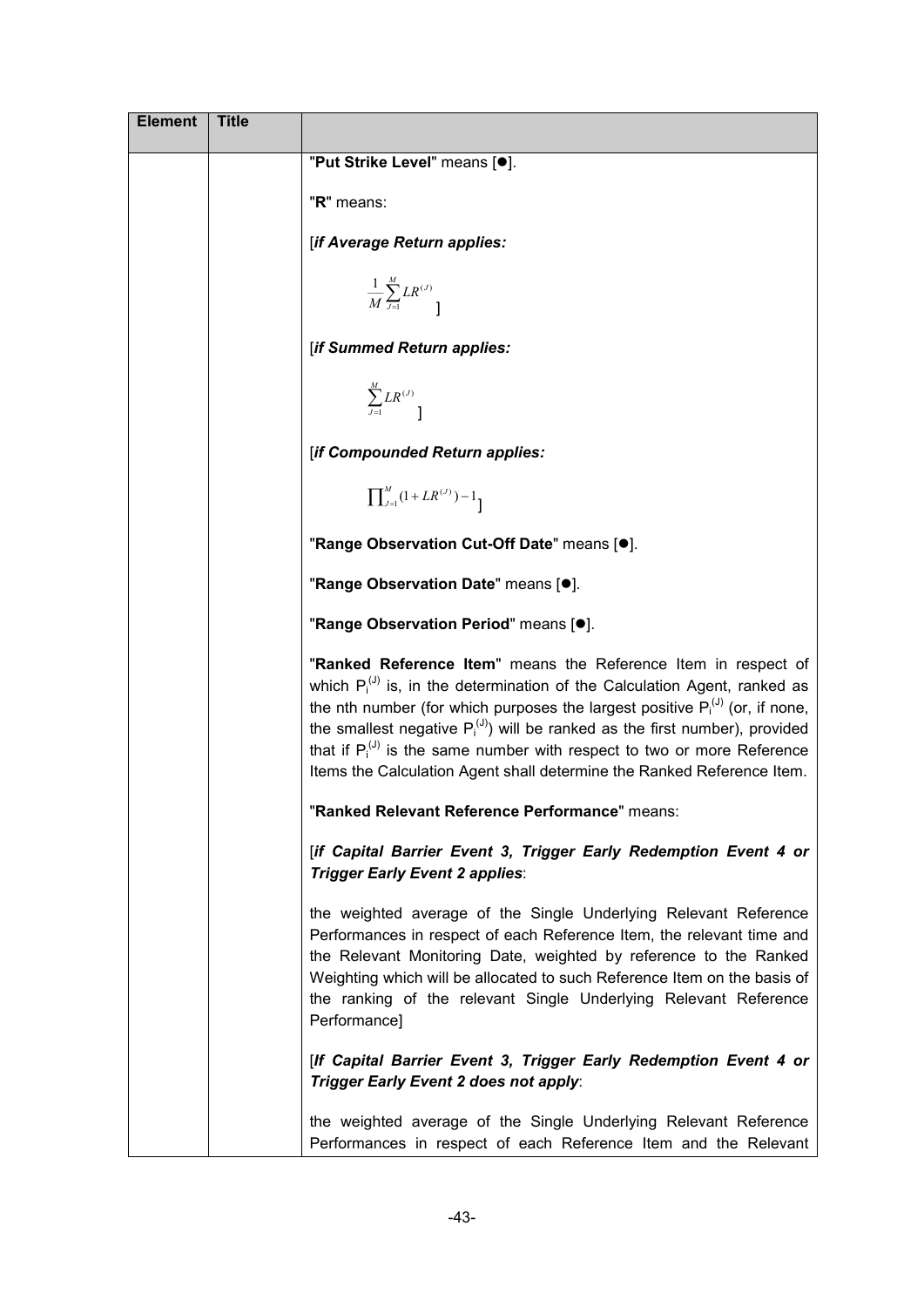| Element | Title | |
|---|---|---|
| | | "**Put Strike Level**" means [●].<br><br>"**R**" means:<br><br>[*if Average Return applies:*<br><br>$\frac{1}{M}\sum_{J=1}^{M}LR^{(J)}$ ]<br><br>[*if Summed Return applies:*<br><br>$\sum_{J=1}^{M}LR^{(J)}$ ]<br><br>[*if Compounded Return applies:*<br><br>$\prod_{J=1}^{M}(1+LR^{(J)})-1$ ]<br><br>"**Range Observation Cut-Off Date**" means [●].<br><br>"**Range Observation Date**" means [●].<br><br>"**Range Observation Period**" means [●].<br><br>"**Ranked Reference Item**" means the Reference Item in respect of which $P_i^{(J)}$ is, in the determination of the Calculation Agent, ranked as the nth number (for which purposes the largest positive $P_i^{(J)}$ (or, if none, the smallest negative $P_i^{(J)}$) will be ranked as the first number), provided that if $P_i^{(J)}$ is the same number with respect to two or more Reference Items the Calculation Agent shall determine the Ranked Reference Item.<br><br>"**Ranked Relevant Reference Performance**" means:<br><br>[***if Capital Barrier Event 3, Trigger Early Redemption Event 4 or Trigger Early Event 2 applies***:<br><br>the weighted average of the Single Underlying Relevant Reference Performances in respect of each Reference Item, the relevant time and the Relevant Monitoring Date, weighted by reference to the Ranked Weighting which will be allocated to such Reference Item on the basis of the ranking of the relevant Single Underlying Relevant Reference Performance]<br><br>[***If Capital Barrier Event 3, Trigger Early Redemption Event 4 or Trigger Early Event 2 does not apply***:<br><br>the weighted average of the Single Underlying Relevant Reference Performances in respect of each Reference Item and the Relevant |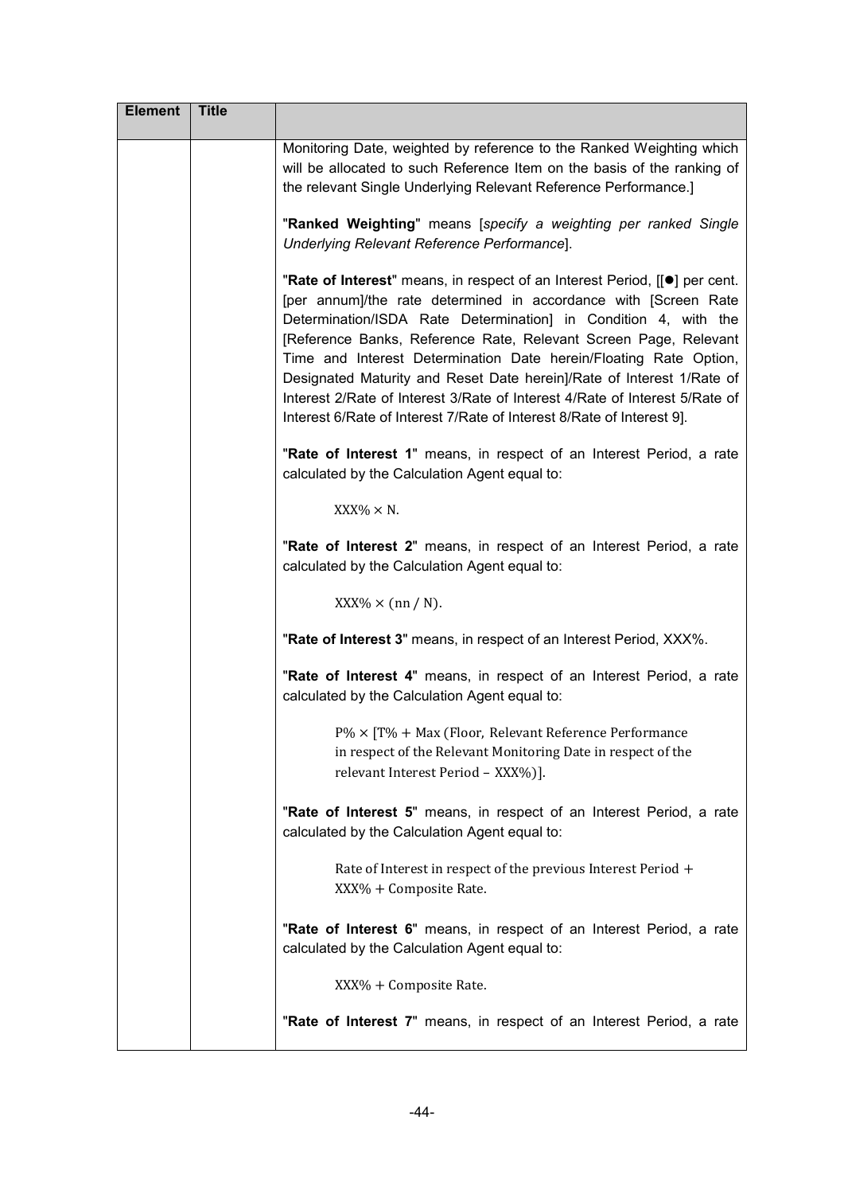| Element | Title | |
|---|---|---|
| | | Monitoring Date, weighted by reference to the Ranked Weighting which will be allocated to such Reference Item on the basis of the ranking of the relevant Single Underlying Relevant Reference Performance.]<br><br>"**Ranked Weighting**" means [*specify a weighting per ranked Single Underlying Relevant Reference Performance*].<br><br>"**Rate of Interest**" means, in respect of an Interest Period, [[●] per cent. [per annum]/the rate determined in accordance with [Screen Rate Determination/ISDA Rate Determination] in Condition 4, with the [Reference Banks, Reference Rate, Relevant Screen Page, Relevant Time and Interest Determination Date herein/Floating Rate Option, Designated Maturity and Reset Date herein]/Rate of Interest 1/Rate of Interest 2/Rate of Interest 3/Rate of Interest 4/Rate of Interest 5/Rate of Interest 6/Rate of Interest 7/Rate of Interest 8/Rate of Interest 9].<br><br>"**Rate of Interest 1**" means, in respect of an Interest Period, a rate calculated by the Calculation Agent equal to:<br><br>$\text{XXX\%} \times \text{N}.$<br><br>"**Rate of Interest 2**" means, in respect of an Interest Period, a rate calculated by the Calculation Agent equal to:<br><br>$\text{XXX\%} \times (\text{nn} / \text{N}).$<br><br>"**Rate of Interest 3**" means, in respect of an Interest Period, XXX%.<br><br>"**Rate of Interest 4**" means, in respect of an Interest Period, a rate calculated by the Calculation Agent equal to:<br><br>$\text{P\%} \times [\text{T\%} + \text{Max (Floor, Relevant Reference Performance in respect of the Relevant Monitoring Date in respect of the relevant Interest Period} - \text{XXX\%})].$<br><br>"**Rate of Interest 5**" means, in respect of an Interest Period, a rate calculated by the Calculation Agent equal to:<br><br>$\text{Rate of Interest in respect of the previous Interest Period} + \text{XXX\%} + \text{Composite Rate}.$<br><br>"**Rate of Interest 6**" means, in respect of an Interest Period, a rate calculated by the Calculation Agent equal to:<br><br>$\text{XXX\%} + \text{Composite Rate}.$<br><br>"**Rate of Interest 7**" means, in respect of an Interest Period, a rate |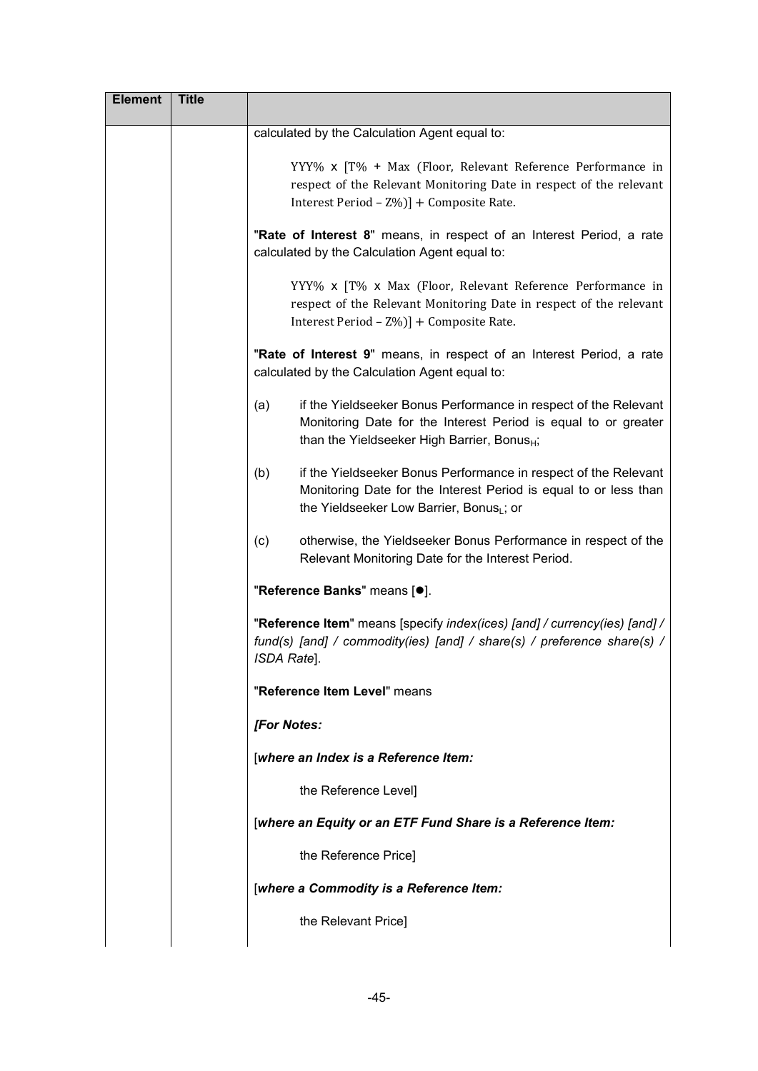| Element | Title | |
|---|---|---|
| | | calculated by the Calculation Agent equal to:<br><br>YYY% x [T% + Max (Floor, Relevant Reference Performance in respect of the Relevant Monitoring Date in respect of the relevant Interest Period – Z%)] + Composite Rate.<br><br>"**Rate of Interest 8**" means, in respect of an Interest Period, a rate calculated by the Calculation Agent equal to:<br><br>YYY% x [T% x Max (Floor, Relevant Reference Performance in respect of the Relevant Monitoring Date in respect of the relevant Interest Period – Z%)] + Composite Rate.<br><br>"**Rate of Interest 9**" means, in respect of an Interest Period, a rate calculated by the Calculation Agent equal to:<br><br>(a) if the Yieldseeker Bonus Performance in respect of the Relevant Monitoring Date for the Interest Period is equal to or greater than the Yieldseeker High Barrier, $Bonus_H$;<br><br>(b) if the Yieldseeker Bonus Performance in respect of the Relevant Monitoring Date for the Interest Period is equal to or less than the Yieldseeker Low Barrier, $Bonus_L$; or<br><br>(c) otherwise, the Yieldseeker Bonus Performance in respect of the Relevant Monitoring Date for the Interest Period.<br><br>"**Reference Banks**" means [●].<br><br>"**Reference Item**" means [specify *index(ices) [and] / currency(ies) [and] / fund(s) [and] / commodity(ies) [and] / share(s) / preference share(s) / ISDA Rate*].<br><br>"**Reference Item Level**" means<br><br>***[For Notes:***<br><br>[***where an Index is a Reference Item:***<br><br>the Reference Level]<br><br>[***where an Equity or an ETF Fund Share is a Reference Item:***<br><br>the Reference Price]<br><br>[***where a Commodity is a Reference Item:***<br><br>the Relevant Price] |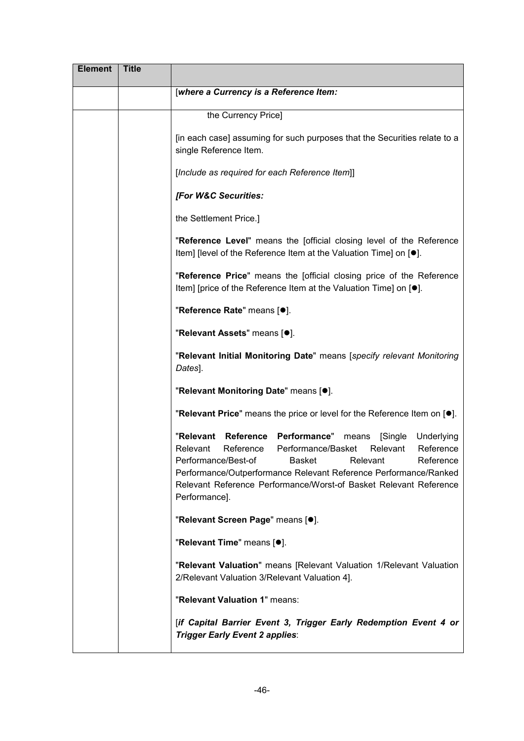| Element | Title | |
|---|---|---|
| | | [*where a Currency is a Reference Item:* |
| | | the Currency Price]<br><br>[in each case] assuming for such purposes that the Securities relate to a single Reference Item.<br><br>[*Include as required for each Reference Item*]]<br><br>***[For W&C Securities:***<br><br>the Settlement Price.]<br><br>"**Reference Level**" means the [official closing level of the Reference Item] [level of the Reference Item at the Valuation Time] on [●].<br><br>"**Reference Price**" means the [official closing price of the Reference Item] [price of the Reference Item at the Valuation Time] on [●].<br><br>"**Reference Rate**" means [●].<br><br>"**Relevant Assets**" means [●].<br><br>"**Relevant Initial Monitoring Date**" means [*specify relevant Monitoring Dates*].<br><br>"**Relevant Monitoring Date**" means [●].<br><br>"**Relevant Price**" means the price or level for the Reference Item on [●].<br><br>"**Relevant Reference Performance**" means [Single Underlying Relevant Reference Performance/Basket Relevant Reference Performance/Best-of Basket Relevant Reference Performance/Outperformance Relevant Reference Performance/Ranked Relevant Reference Performance/Worst-of Basket Relevant Reference Performance].<br><br>"**Relevant Screen Page**" means [●].<br><br>"**Relevant Time**" means [●].<br><br>"**Relevant Valuation**" means [Relevant Valuation 1/Relevant Valuation 2/Relevant Valuation 3/Relevant Valuation 4].<br><br>"**Relevant Valuation 1**" means:<br><br>[***if Capital Barrier Event 3, Trigger Early Redemption Event 4 or Trigger Early Event 2 applies***: |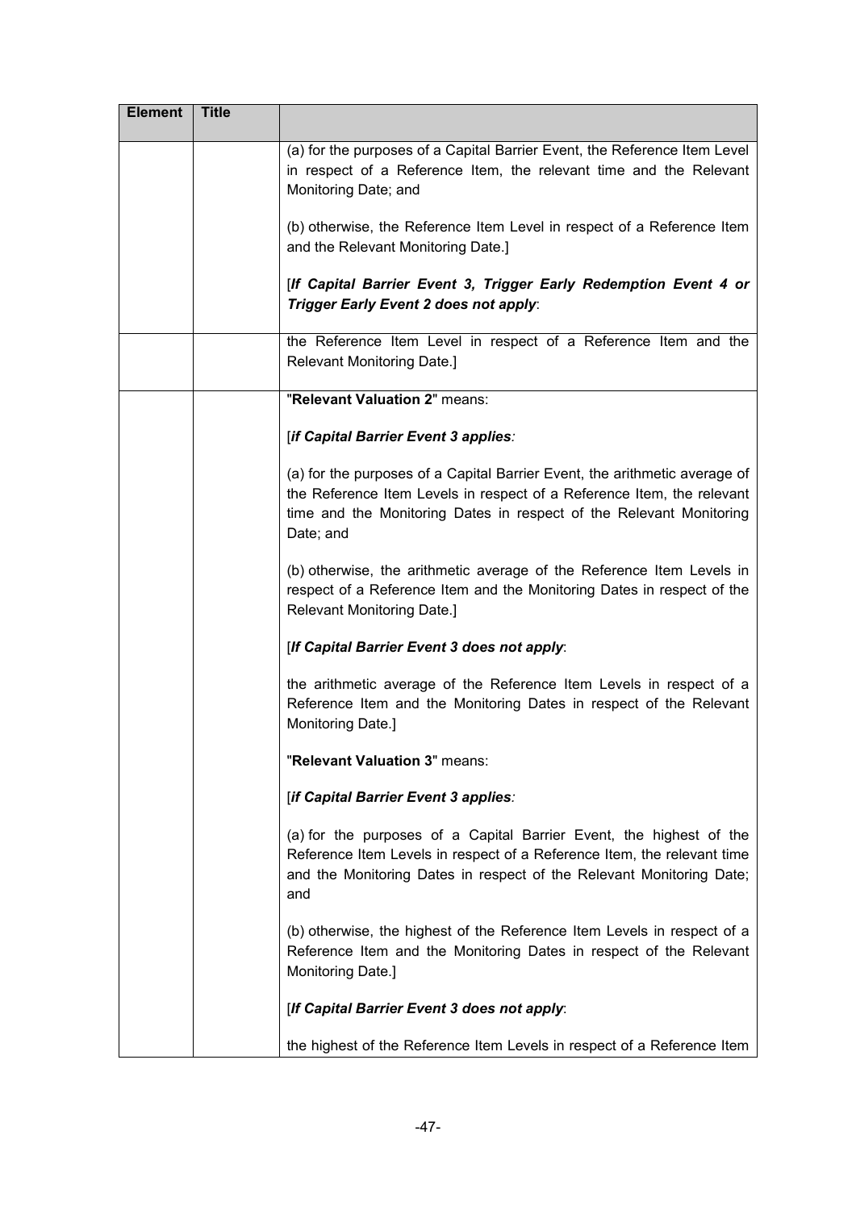| Element | Title | |
|---|---|---|
| | | (a) for the purposes of a Capital Barrier Event, the Reference Item Level in respect of a Reference Item, the relevant time and the Relevant Monitoring Date; and<br><br>(b) otherwise, the Reference Item Level in respect of a Reference Item and the Relevant Monitoring Date.]<br><br>[***If Capital Barrier Event 3, Trigger Early Redemption Event 4 or Trigger Early Event 2 does not apply***: |
| | | the Reference Item Level in respect of a Reference Item and the Relevant Monitoring Date.] |
| | | "**Relevant Valuation 2**" means:<br><br>[***if Capital Barrier Event 3 applies:***<br><br>(a) for the purposes of a Capital Barrier Event, the arithmetic average of the Reference Item Levels in respect of a Reference Item, the relevant time and the Monitoring Dates in respect of the Relevant Monitoring Date; and<br><br>(b) otherwise, the arithmetic average of the Reference Item Levels in respect of a Reference Item and the Monitoring Dates in respect of the Relevant Monitoring Date.]<br><br>[***If Capital Barrier Event 3 does not apply***:<br><br>the arithmetic average of the Reference Item Levels in respect of a Reference Item and the Monitoring Dates in respect of the Relevant Monitoring Date.]<br><br>"**Relevant Valuation 3**" means:<br><br>[***if Capital Barrier Event 3 applies:***<br><br>(a) for the purposes of a Capital Barrier Event, the highest of the Reference Item Levels in respect of a Reference Item, the relevant time and the Monitoring Dates in respect of the Relevant Monitoring Date; and<br><br>(b) otherwise, the highest of the Reference Item Levels in respect of a Reference Item and the Monitoring Dates in respect of the Relevant Monitoring Date.]<br><br>[***If Capital Barrier Event 3 does not apply***:<br><br>the highest of the Reference Item Levels in respect of a Reference Item |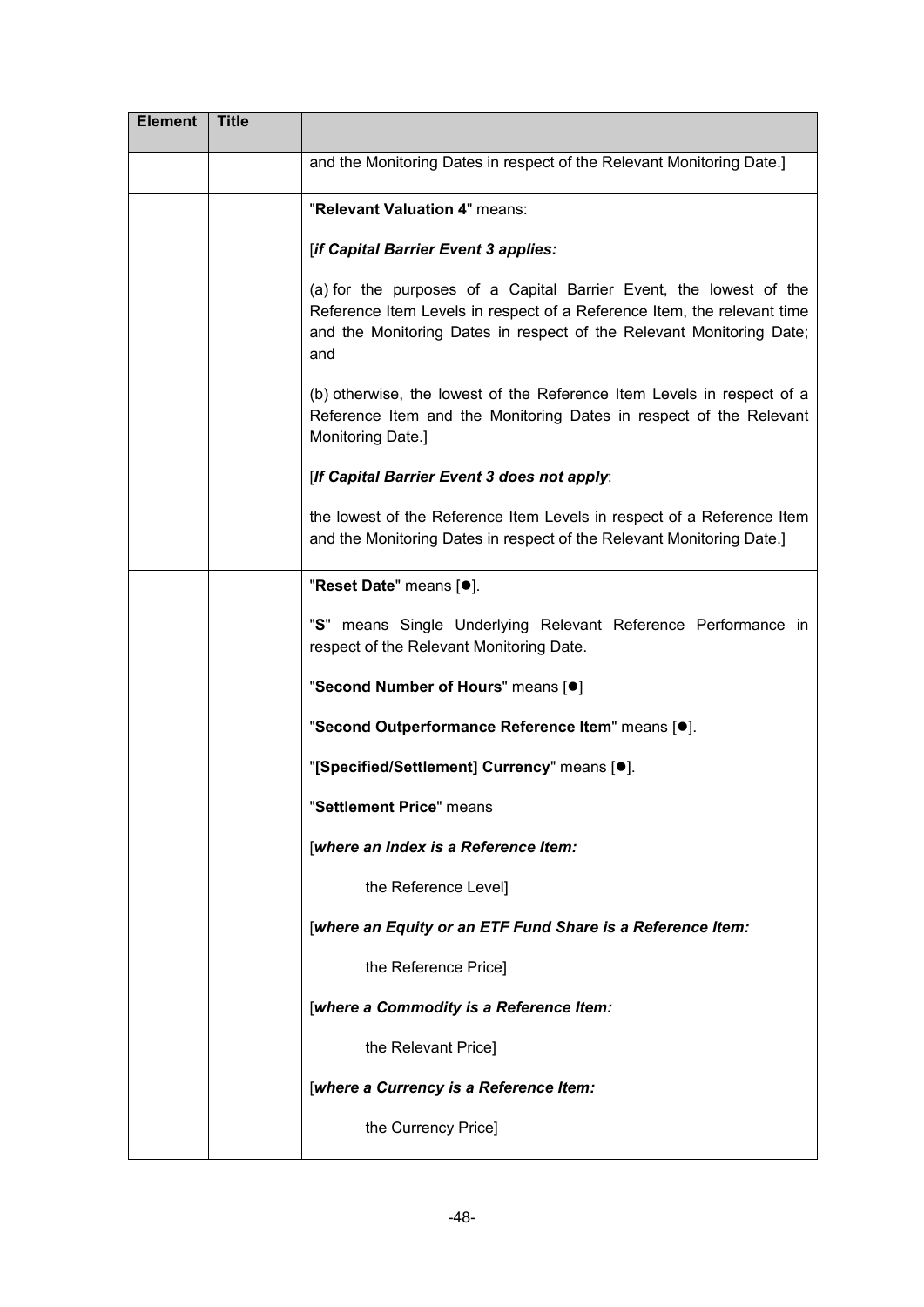| Element | Title | |
|---|---|---|
| | | and the Monitoring Dates in respect of the Relevant Monitoring Date.] |
| | | "**Relevant Valuation 4**" means:<br><br>[***if Capital Barrier Event 3 applies:***<br><br>(a) for the purposes of a Capital Barrier Event, the lowest of the Reference Item Levels in respect of a Reference Item, the relevant time and the Monitoring Dates in respect of the Relevant Monitoring Date; and<br><br>(b) otherwise, the lowest of the Reference Item Levels in respect of a Reference Item and the Monitoring Dates in respect of the Relevant Monitoring Date.]<br><br>[***If Capital Barrier Event 3 does not apply***:<br><br>the lowest of the Reference Item Levels in respect of a Reference Item and the Monitoring Dates in respect of the Relevant Monitoring Date.] |
| | | "**Reset Date**" means [●].<br><br>"**S**" means Single Underlying Relevant Reference Performance in respect of the Relevant Monitoring Date.<br><br>"**Second Number of Hours**" means [●]<br><br>"**Second Outperformance Reference Item**" means [●].<br><br>"**[Specified/Settlement] Currency**" means [●].<br><br>"**Settlement Price**" means<br><br>[***where an Index is a Reference Item:***<br><br>the Reference Level]<br><br>[***where an Equity or an ETF Fund Share is a Reference Item:***<br><br>the Reference Price]<br><br>[***where a Commodity is a Reference Item:***<br><br>the Relevant Price]<br><br>[***where a Currency is a Reference Item:***<br><br>the Currency Price] |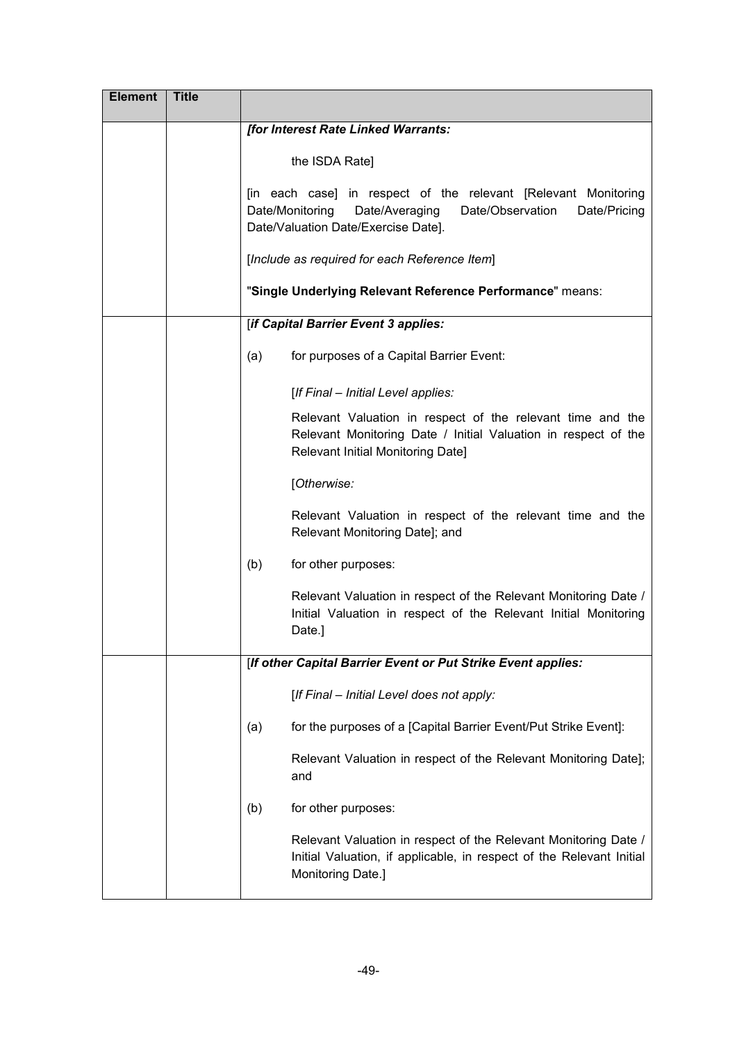| Element | Title | |
|---|---|---|
| | | ***[for Interest Rate Linked Warrants:***<br><br>the ISDA Rate]<br><br>[in each case] in respect of the relevant [Relevant Monitoring Date/Monitoring Date/Averaging Date/Observation Date/Pricing Date/Valuation Date/Exercise Date].<br><br>[*Include as required for each Reference Item*]<br><br>"**Single Underlying Relevant Reference Performance**" means: |
| | | [***if Capital Barrier Event 3 applies:***<br><br>(a) for purposes of a Capital Barrier Event:<br><br>[*If Final – Initial Level applies:*<br><br>Relevant Valuation in respect of the relevant time and the Relevant Monitoring Date / Initial Valuation in respect of the Relevant Initial Monitoring Date]<br><br>[*Otherwise:*<br><br>Relevant Valuation in respect of the relevant time and the Relevant Monitoring Date]; and<br><br>(b) for other purposes:<br><br>Relevant Valuation in respect of the Relevant Monitoring Date / Initial Valuation in respect of the Relevant Initial Monitoring Date.] |
| | | [***If other Capital Barrier Event or Put Strike Event applies:***<br><br>[*If Final – Initial Level does not apply:*<br><br>(a) for the purposes of a [Capital Barrier Event/Put Strike Event]:<br><br>Relevant Valuation in respect of the Relevant Monitoring Date]; and<br><br>(b) for other purposes:<br><br>Relevant Valuation in respect of the Relevant Monitoring Date / Initial Valuation, if applicable, in respect of the Relevant Initial Monitoring Date.] |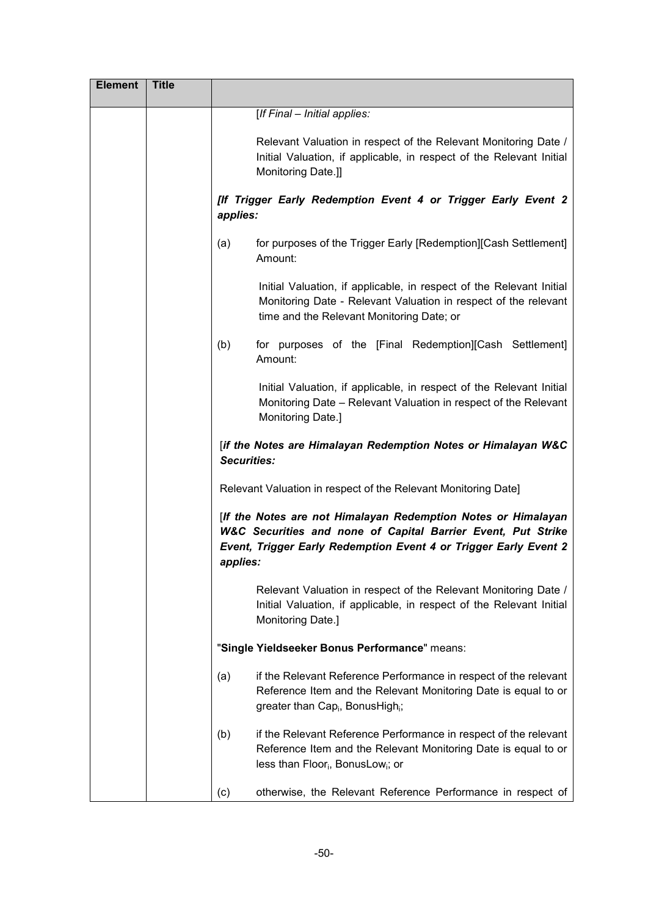| Element | Title | |
|---|---|---|
| | | [*If Final – Initial applies:*<br><br>Relevant Valuation in respect of the Relevant Monitoring Date / Initial Valuation, if applicable, in respect of the Relevant Initial Monitoring Date.]]<br><br>***[If Trigger Early Redemption Event 4 or Trigger Early Event 2 applies:***<br><br>(a) for purposes of the Trigger Early [Redemption][Cash Settlement] Amount:<br><br>Initial Valuation, if applicable, in respect of the Relevant Initial Monitoring Date - Relevant Valuation in respect of the relevant time and the Relevant Monitoring Date; or<br><br>(b) for purposes of the [Final Redemption][Cash Settlement] Amount:<br><br>Initial Valuation, if applicable, in respect of the Relevant Initial Monitoring Date – Relevant Valuation in respect of the Relevant Monitoring Date.]<br><br>[***if the Notes are Himalayan Redemption Notes or Himalayan W&C Securities:***<br><br>Relevant Valuation in respect of the Relevant Monitoring Date]<br><br>[***If the Notes are not Himalayan Redemption Notes or Himalayan W&C Securities and none of Capital Barrier Event, Put Strike Event, Trigger Early Redemption Event 4 or Trigger Early Event 2 applies:***<br><br>Relevant Valuation in respect of the Relevant Monitoring Date / Initial Valuation, if applicable, in respect of the Relevant Initial Monitoring Date.]<br><br>"**Single Yieldseeker Bonus Performance**" means:<br><br>(a) if the Relevant Reference Performance in respect of the relevant Reference Item and the Relevant Monitoring Date is equal to or greater than $Cap_i$, $BonusHigh_i$;<br><br>(b) if the Relevant Reference Performance in respect of the relevant Reference Item and the Relevant Monitoring Date is equal to or less than $Floor_i$, $BonusLow_i$; or<br><br>(c) otherwise, the Relevant Reference Performance in respect of |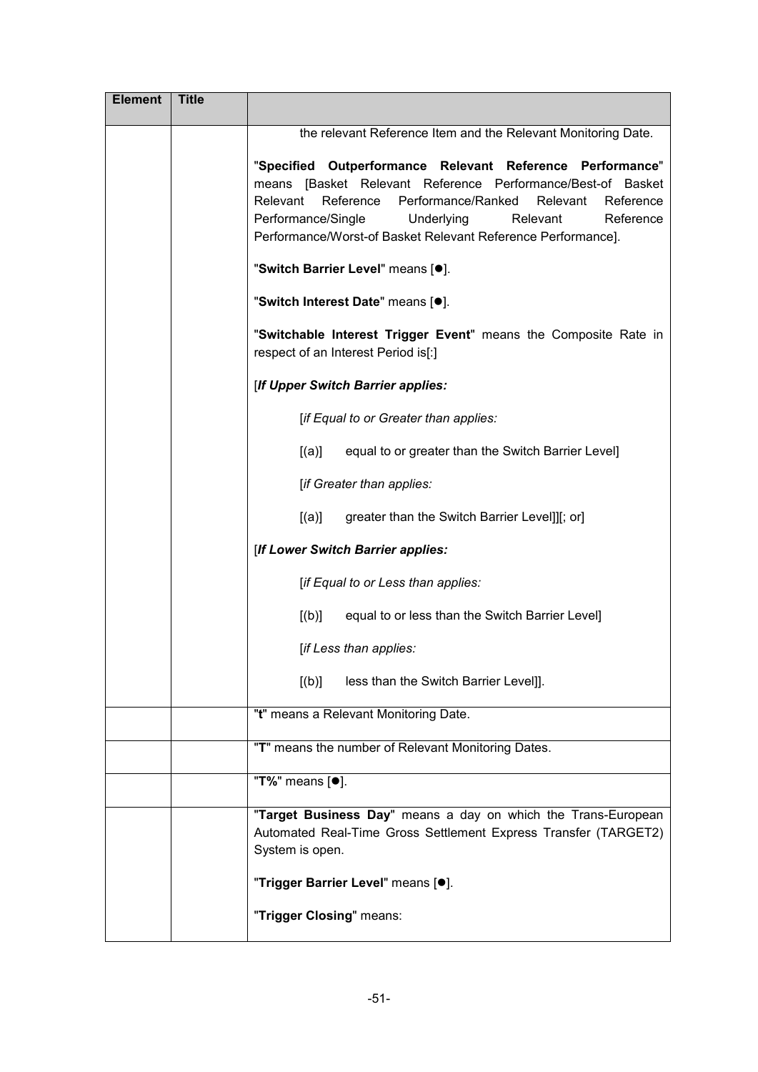| Element | Title | |
|---|---|---|
| | | the relevant Reference Item and the Relevant Monitoring Date.<br><br>"**Specified Outperformance Relevant Reference Performance**" means [Basket Relevant Reference Performance/Best-of Basket Relevant Reference Performance/Ranked Relevant Reference Performance/Single Underlying Relevant Reference Performance/Worst-of Basket Relevant Reference Performance].<br><br>"**Switch Barrier Level**" means [●].<br><br>"**Switch Interest Date**" means [●].<br><br>"**Switchable Interest Trigger Event**" means the Composite Rate in respect of an Interest Period is[:]<br><br>[***If Upper Switch Barrier applies:***<br><br>[*if Equal to or Greater than applies:*<br><br>[(a)] equal to or greater than the Switch Barrier Level]<br><br>[*if Greater than applies:*<br><br>[(a)] greater than the Switch Barrier Level]][; or]<br><br>[***If Lower Switch Barrier applies:***<br><br>[*if Equal to or Less than applies:*<br><br>[(b)] equal to or less than the Switch Barrier Level]<br><br>[*if Less than applies:*<br><br>[(b)] less than the Switch Barrier Level]]. |
| | | "**t**" means a Relevant Monitoring Date. |
| | | "**T**" means the number of Relevant Monitoring Dates. |
| | | "**T%**" means [●]. |
| | | "**Target Business Day**" means a day on which the Trans-European Automated Real-Time Gross Settlement Express Transfer (TARGET2) System is open.<br><br>"**Trigger Barrier Level**" means [●].<br><br>"**Trigger Closing**" means: |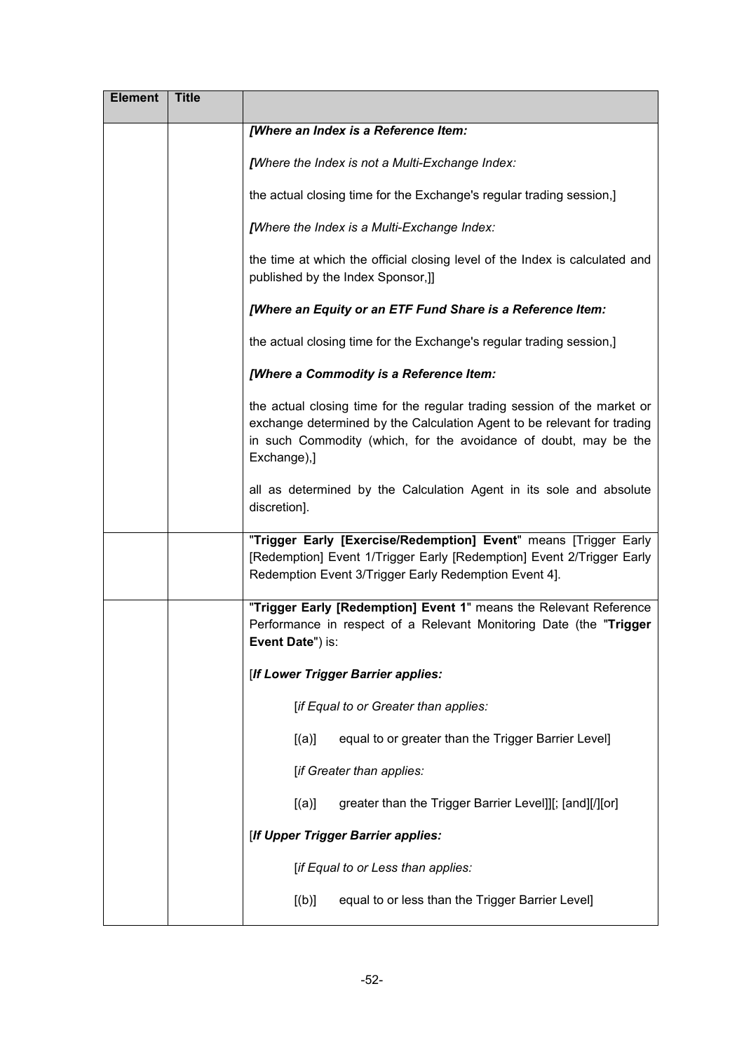| Element | Title | |
|---|---|---|
| | | ***[Where an Index is a Reference Item:***<br><br>***[Where the Index is not a Multi-Exchange Index:***<br><br>the actual closing time for the Exchange's regular trading session,]<br><br>***[Where the Index is a Multi-Exchange Index:***<br><br>the time at which the official closing level of the Index is calculated and published by the Index Sponsor,]]<br><br>***[Where an Equity or an ETF Fund Share is a Reference Item:***<br><br>the actual closing time for the Exchange's regular trading session,]<br><br>***[Where a Commodity is a Reference Item:***<br><br>the actual closing time for the regular trading session of the market or exchange determined by the Calculation Agent to be relevant for trading in such Commodity (which, for the avoidance of doubt, may be the Exchange),]<br><br>all as determined by the Calculation Agent in its sole and absolute discretion]. |
| | | "**Trigger Early [Exercise/Redemption] Event**" means [Trigger Early [Redemption] Event 1/Trigger Early [Redemption] Event 2/Trigger Early Redemption Event 3/Trigger Early Redemption Event 4]. |
| | | "**Trigger Early [Redemption] Event 1**" means the Relevant Reference Performance in respect of a Relevant Monitoring Date (the "**Trigger Event Date**") is:<br><br>[***If Lower Trigger Barrier applies:***<br><br>[*if Equal to or Greater than applies:*<br><br>[(a)] equal to or greater than the Trigger Barrier Level]<br><br>[*if Greater than applies:*<br><br>[(a)] greater than the Trigger Barrier Level]][; [and][/][or]<br><br>[***If Upper Trigger Barrier applies:***<br><br>[*if Equal to or Less than applies:*<br><br>[(b)] equal to or less than the Trigger Barrier Level] |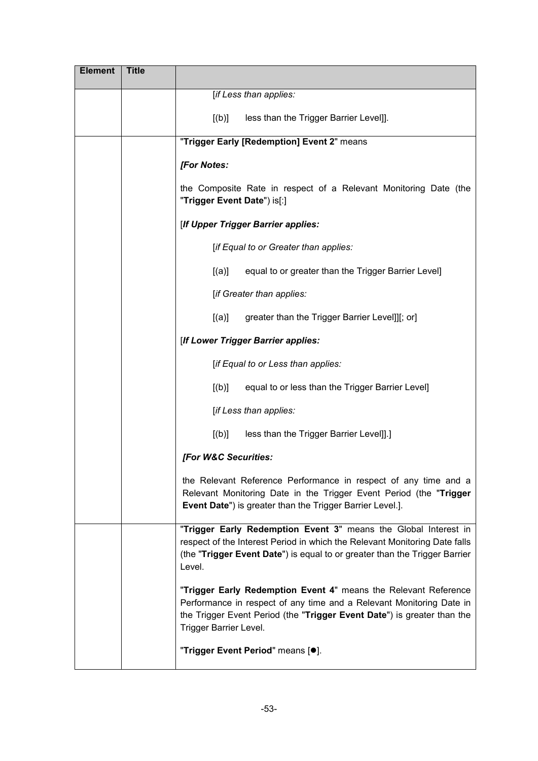| Element | Title | |
|---|---|---|
| | | [*if Less than applies:*<br><br>[(b)] less than the Trigger Barrier Level]]. |
| | | "**Trigger Early [Redemption] Event 2**" means<br><br>***[For Notes:***<br><br>the Composite Rate in respect of a Relevant Monitoring Date (the "**Trigger Event Date**") is[:]<br><br>[***If Upper Trigger Barrier applies:***<br><br>[*if Equal to or Greater than applies:*<br><br>[(a)] equal to or greater than the Trigger Barrier Level]<br><br>[*if Greater than applies:*<br><br>[(a)] greater than the Trigger Barrier Level]][; or]<br><br>[***If Lower Trigger Barrier applies:***<br><br>[*if Equal to or Less than applies:*<br><br>[(b)] equal to or less than the Trigger Barrier Level]<br><br>[*if Less than applies:*<br><br>[(b)] less than the Trigger Barrier Level]].]<br><br>***[For W&C Securities:***<br><br>the Relevant Reference Performance in respect of any time and a Relevant Monitoring Date in the Trigger Event Period (the "**Trigger Event Date**") is greater than the Trigger Barrier Level.]. |
| | | "**Trigger Early Redemption Event 3**" means the Global Interest in respect of the Interest Period in which the Relevant Monitoring Date falls (the "**Trigger Event Date**") is equal to or greater than the Trigger Barrier Level.<br><br>"**Trigger Early Redemption Event 4**" means the Relevant Reference Performance in respect of any time and a Relevant Monitoring Date in the Trigger Event Period (the "**Trigger Event Date**") is greater than the Trigger Barrier Level.<br><br>"**Trigger Event Period**" means [●]. |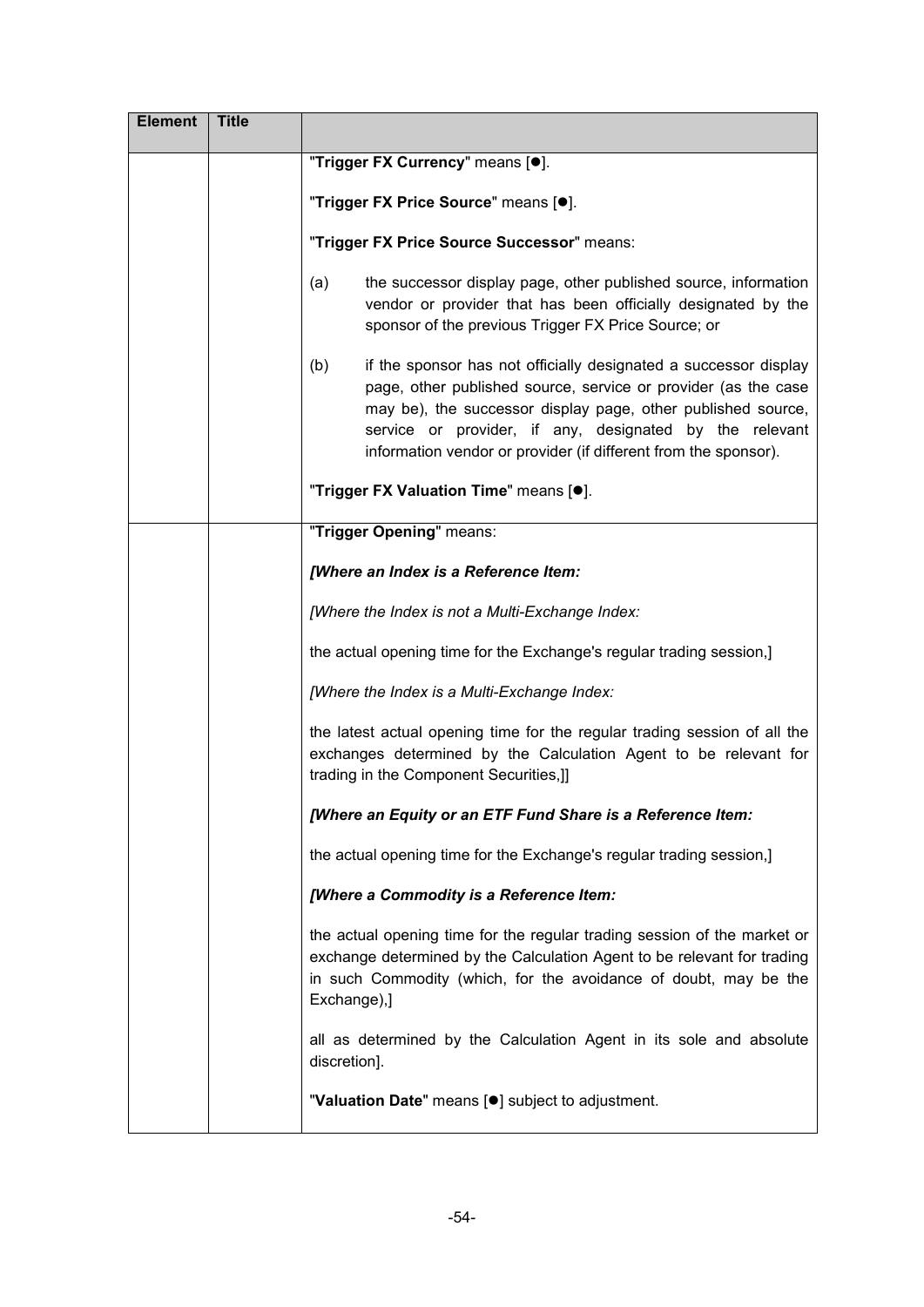| Element | Title | |
|---|---|---|
| | | "**Trigger FX Currency**" means [●].<br><br>"**Trigger FX Price Source**" means [●].<br><br>"**Trigger FX Price Source Successor**" means:<br><br>(a) the successor display page, other published source, information vendor or provider that has been officially designated by the sponsor of the previous Trigger FX Price Source; or<br><br>(b) if the sponsor has not officially designated a successor display page, other published source, service or provider (as the case may be), the successor display page, other published source, service or provider, if any, designated by the relevant information vendor or provider (if different from the sponsor).<br><br>"**Trigger FX Valuation Time**" means [●]. |
| | | "**Trigger Opening**" means:<br><br>***[Where an Index is a Reference Item:***<br><br>*[Where the Index is not a Multi-Exchange Index:*<br><br>the actual opening time for the Exchange's regular trading session,]<br><br>*[Where the Index is a Multi-Exchange Index:*<br><br>the latest actual opening time for the regular trading session of all the exchanges determined by the Calculation Agent to be relevant for trading in the Component Securities,]]<br><br>***[Where an Equity or an ETF Fund Share is a Reference Item:***<br><br>the actual opening time for the Exchange's regular trading session,]<br><br>***[Where a Commodity is a Reference Item:***<br><br>the actual opening time for the regular trading session of the market or exchange determined by the Calculation Agent to be relevant for trading in such Commodity (which, for the avoidance of doubt, may be the Exchange),]<br><br>all as determined by the Calculation Agent in its sole and absolute discretion].<br><br>"**Valuation Date**" means [●] subject to adjustment. |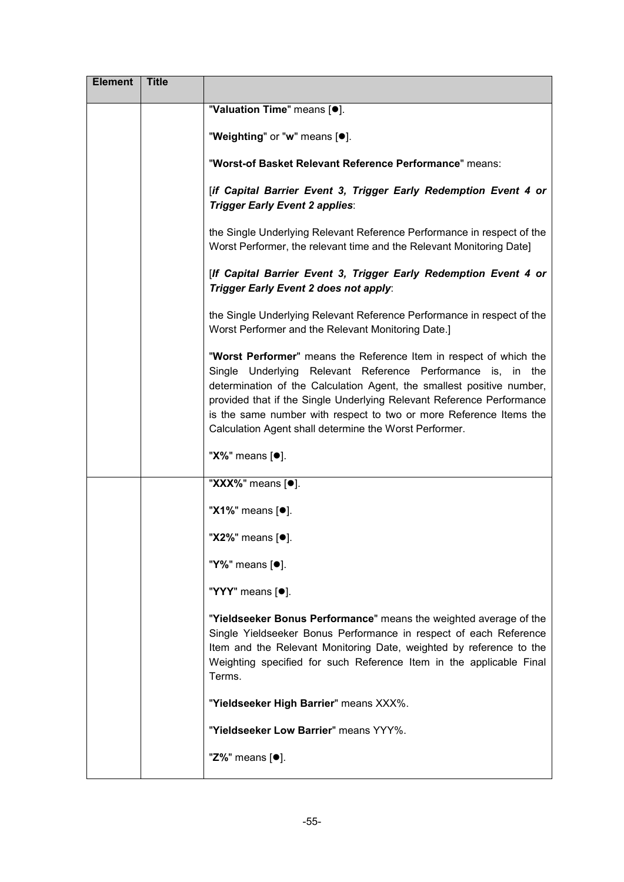| Element | Title | |
|---|---|---|
| | | "**Valuation Time**" means [●].<br><br>"**Weighting**" or "**w**" means [●].<br><br>"**Worst-of Basket Relevant Reference Performance**" means:<br><br>[***if Capital Barrier Event 3, Trigger Early Redemption Event 4 or Trigger Early Event 2 applies***:<br><br>the Single Underlying Relevant Reference Performance in respect of the Worst Performer, the relevant time and the Relevant Monitoring Date]<br><br>[***If Capital Barrier Event 3, Trigger Early Redemption Event 4 or Trigger Early Event 2 does not apply***:<br><br>the Single Underlying Relevant Reference Performance in respect of the Worst Performer and the Relevant Monitoring Date.]<br><br>"**Worst Performer**" means the Reference Item in respect of which the Single Underlying Relevant Reference Performance is, in the determination of the Calculation Agent, the smallest positive number, provided that if the Single Underlying Relevant Reference Performance is the same number with respect to two or more Reference Items the Calculation Agent shall determine the Worst Performer.<br><br>"**X%**" means [●]. |
| | | "**XXX%**" means [●].<br><br>"**X1%**" means [●].<br><br>"**X2%**" means [●].<br><br>"**Y%**" means [●].<br><br>"**YYY**" means [●].<br><br>"**Yieldseeker Bonus Performance**" means the weighted average of the Single Yieldseeker Bonus Performance in respect of each Reference Item and the Relevant Monitoring Date, weighted by reference to the Weighting specified for such Reference Item in the applicable Final Terms.<br><br>"**Yieldseeker High Barrier**" means XXX%.<br><br>"**Yieldseeker Low Barrier**" means YYY%.<br><br>"**Z%**" means [●]. |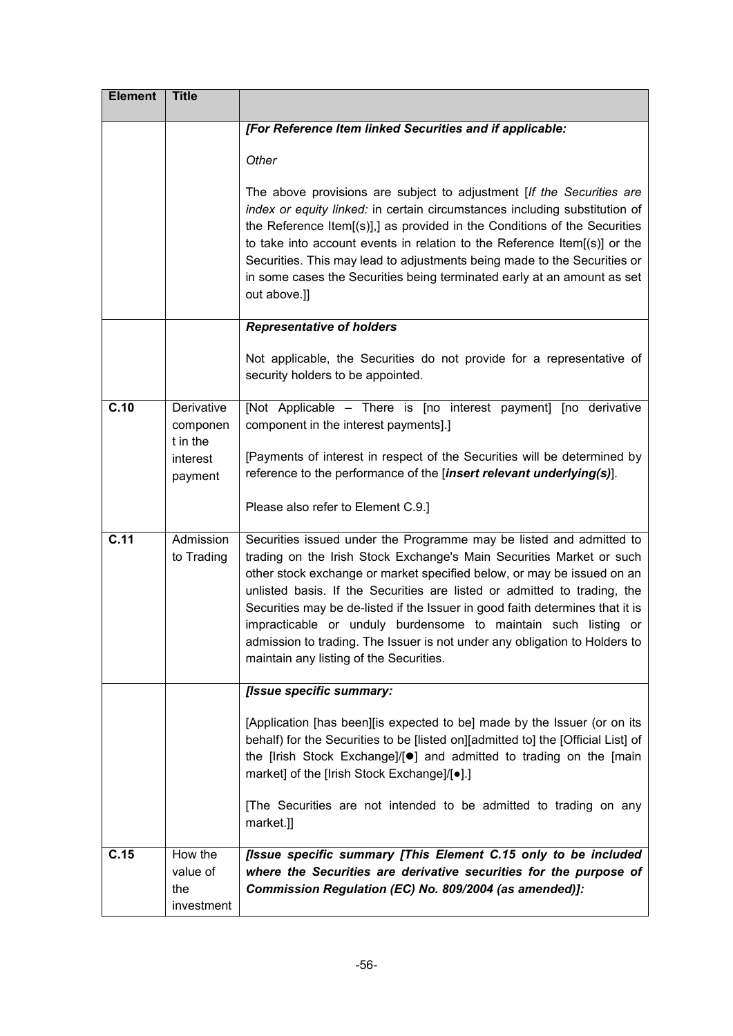| Element | Title | |
|---|---|---|
| | | ***[For Reference Item linked Securities and if applicable:***<br><br>*Other*<br><br>The above provisions are subject to adjustment [*If the Securities are index or equity linked:* in certain circumstances including substitution of the Reference Item[(s)],] as provided in the Conditions of the Securities to take into account events in relation to the Reference Item[(s)] or the Securities. This may lead to adjustments being made to the Securities or in some cases the Securities being terminated early at an amount as set out above.]] |
| | | ***Representative of holders***<br><br>Not applicable, the Securities do not provide for a representative of security holders to be appointed. |
| **C.10** | Derivative component in the interest payment | [Not Applicable – There is [no interest payment] [no derivative component in the interest payments].]<br><br>[Payments of interest in respect of the Securities will be determined by reference to the performance of the [***insert relevant underlying(s)***].<br><br>Please also refer to Element C.9.] |
| **C.11** | Admission to Trading | Securities issued under the Programme may be listed and admitted to trading on the Irish Stock Exchange's Main Securities Market or such other stock exchange or market specified below, or may be issued on an unlisted basis. If the Securities are listed or admitted to trading, the Securities may be de-listed if the Issuer in good faith determines that it is impracticable or unduly burdensome to maintain such listing or admission to trading. The Issuer is not under any obligation to Holders to maintain any listing of the Securities. |
| | | ***[Issue specific summary:***<br><br>[Application [has been][is expected to be] made by the Issuer (or on its behalf) for the Securities to be [listed on][admitted to] the [Official List] of the [Irish Stock Exchange]/[●] and admitted to trading on the [main market] of the [Irish Stock Exchange]/[●].]<br><br>[The Securities are not intended to be admitted to trading on any market.]] |
| **C.15** | How the value of the investment | ***[Issue specific summary [This Element C.15 only to be included where the Securities are derivative securities for the purpose of Commission Regulation (EC) No. 809/2004 (as amended)]:*** |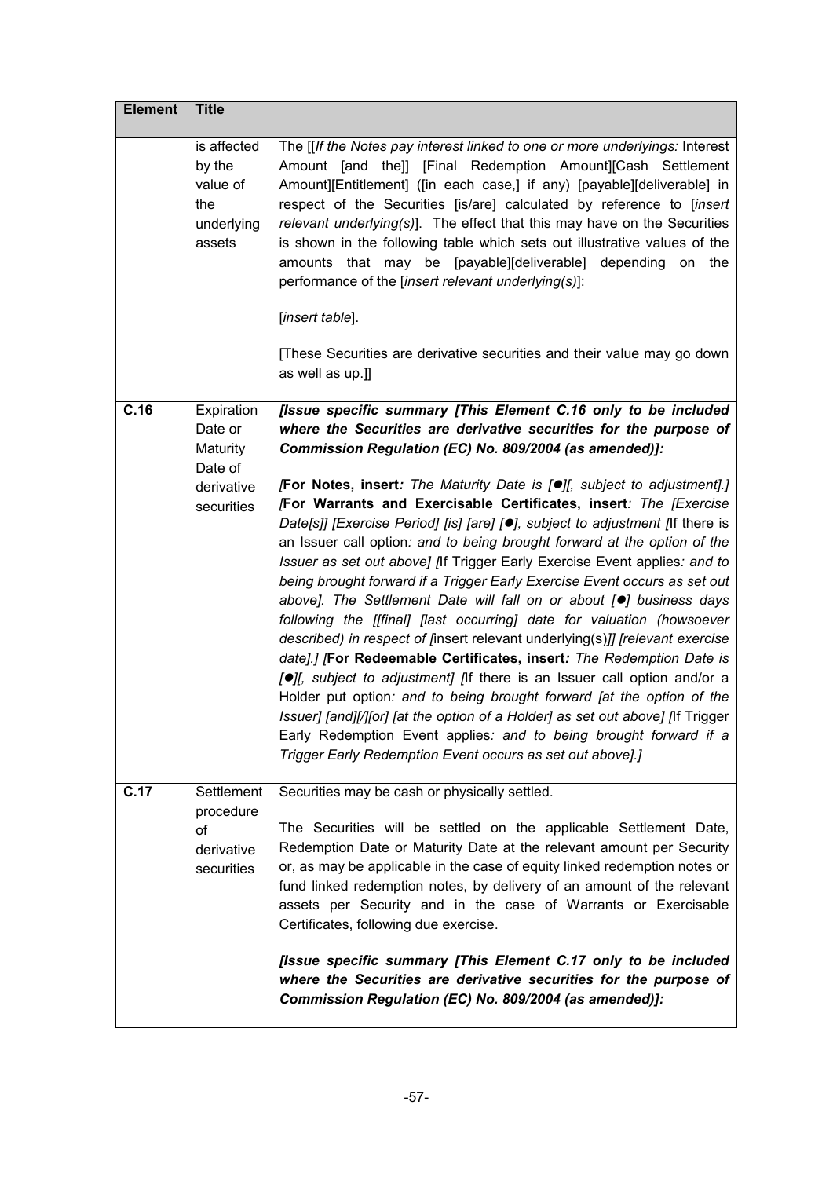| Element | Title | |
|---|---|---|
| | is affected by the value of the underlying assets | The [[*If the Notes pay interest linked to one or more underlyings:* Interest Amount [and the]] [Final Redemption Amount][Cash Settlement Amount][Entitlement] ([in each case,] if any) [payable][deliverable] in respect of the Securities [is/are] calculated by reference to [*insert relevant underlying(s)*]. The effect that this may have on the Securities is shown in the following table which sets out illustrative values of the amounts that may be [payable][deliverable] depending on the performance of the [*insert relevant underlying(s)*]:<br><br>[*insert table*].<br><br>[These Securities are derivative securities and their value may go down as well as up.]] |
| **C.16** | Expiration Date or Maturity Date of derivative securities | ***[Issue specific summary [This Element C.16 only to be included where the Securities are derivative securities for the purpose of Commission Regulation (EC) No. 809/2004 (as amended)]:***<br><br>*[***For Notes, insert****: The Maturity Date is [●][, subject to adjustment].] [***For Warrants and Exercisable Certificates, insert****: The [Exercise Date[s]] [Exercise Period] [is] [are] [●], subject to adjustment [*If there is an Issuer call option*: and to being brought forward at the option of the Issuer as set out above] [*If Trigger Early Exercise Event applies*: and to being brought forward if a Trigger Early Exercise Event occurs as set out above]. The Settlement Date will fall on or about [●] business days following the [[final] [last occurring] date for valuation (howsoever described) in respect of [*insert relevant underlying(s)*]] [relevant exercise date].] [***For Redeemable Certificates, insert****: The Redemption Date is [●][, subject to adjustment] [*If there is an Issuer call option and/or a Holder put option*: and to being brought forward [at the option of the Issuer] [and][/][or] [at the option of a Holder] as set out above] [*If Trigger Early Redemption Event applies*: and to being brought forward if a Trigger Early Redemption Event occurs as set out above].]* |
| **C.17** | Settlement procedure of derivative securities | Securities may be cash or physically settled.<br><br>The Securities will be settled on the applicable Settlement Date, Redemption Date or Maturity Date at the relevant amount per Security or, as may be applicable in the case of equity linked redemption notes or fund linked redemption notes, by delivery of an amount of the relevant assets per Security and in the case of Warrants or Exercisable Certificates, following due exercise.<br><br>***[Issue specific summary [This Element C.17 only to be included where the Securities are derivative securities for the purpose of Commission Regulation (EC) No. 809/2004 (as amended)]:*** |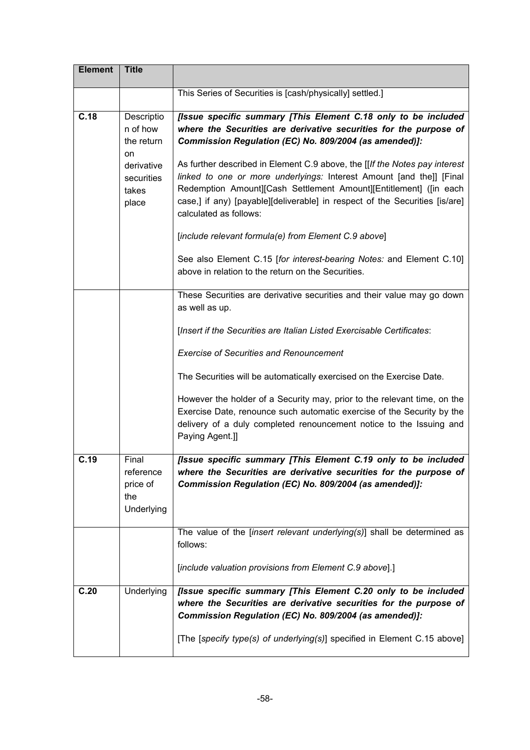| Element | Title | |
|---|---|---|
| | | This Series of Securities is [cash/physically] settled.] |
| **C.18** | Description of how the return on derivative securities takes place | ***[Issue specific summary [This Element C.18 only to be included where the Securities are derivative securities for the purpose of Commission Regulation (EC) No. 809/2004 (as amended)]:***<br><br>As further described in Element C.9 above, the [[*If the Notes pay interest linked to one or more underlyings:* Interest Amount [and the]] [Final Redemption Amount][Cash Settlement Amount][Entitlement] ([in each case,] if any) [payable][deliverable] in respect of the Securities [is/are] calculated as follows:<br><br>[*include relevant formula(e) from Element C.9 above*]<br><br>See also Element C.15 [*for interest-bearing Notes:* and Element C.10] above in relation to the return on the Securities. |
| | | These Securities are derivative securities and their value may go down as well as up.<br><br>[*Insert if the Securities are Italian Listed Exercisable Certificates*:<br><br>*Exercise of Securities and Renouncement*<br><br>The Securities will be automatically exercised on the Exercise Date.<br><br>However the holder of a Security may, prior to the relevant time, on the Exercise Date, renounce such automatic exercise of the Security by the delivery of a duly completed renouncement notice to the Issuing and Paying Agent.]] |
| **C.19** | Final reference price of the Underlying | ***[Issue specific summary [This Element C.19 only to be included where the Securities are derivative securities for the purpose of Commission Regulation (EC) No. 809/2004 (as amended)]:*** |
| | | The value of the [*insert relevant underlying(s)*] shall be determined as follows:<br><br>[*include valuation provisions from Element C.9 above*].] |
| **C.20** | Underlying | ***[Issue specific summary [This Element C.20 only to be included where the Securities are derivative securities for the purpose of Commission Regulation (EC) No. 809/2004 (as amended)]:***<br><br>[The [*specify type(s) of underlying(s)*] specified in Element C.15 above] |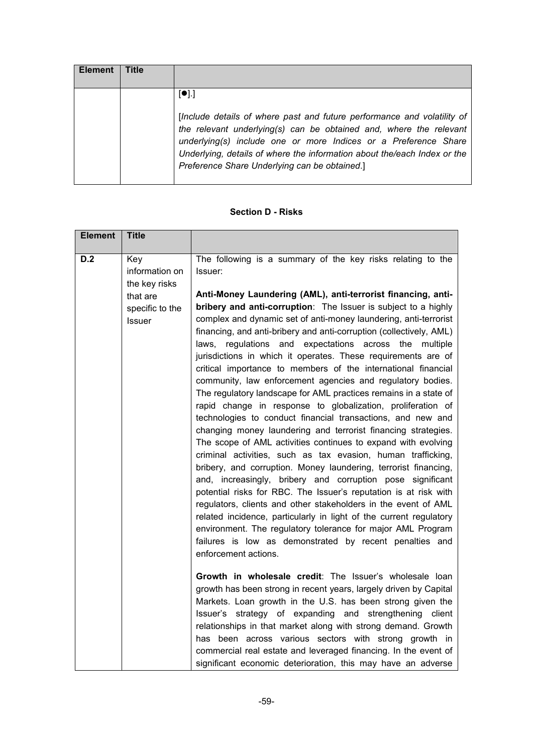| Element | Title | |
|---|---|---|
| | | [●].]<br><br>*[Include details of where past and future performance and volatility of the relevant underlying(s) can be obtained and, where the relevant underlying(s) include one or more Indices or a Preference Share Underlying, details of where the information about the/each Index or the Preference Share Underlying can be obtained.]* |

**Section D - Risks**

| Element | Title | |
|---|---|---|
| **D.2** | Key information on the key risks that are specific to the Issuer | The following is a summary of the key risks relating to the Issuer:<br><br>**Anti-Money Laundering (AML), anti-terrorist financing, anti-bribery and anti-corruption**: The Issuer is subject to a highly complex and dynamic set of anti-money laundering, anti-terrorist financing, and anti-bribery and anti-corruption (collectively, AML) laws, regulations and expectations across the multiple jurisdictions in which it operates. These requirements are of critical importance to members of the international financial community, law enforcement agencies and regulatory bodies. The regulatory landscape for AML practices remains in a state of rapid change in response to globalization, proliferation of technologies to conduct financial transactions, and new and changing money laundering and terrorist financing strategies. The scope of AML activities continues to expand with evolving criminal activities, such as tax evasion, human trafficking, bribery, and corruption. Money laundering, terrorist financing, and, increasingly, bribery and corruption pose significant potential risks for RBC. The Issuer's reputation is at risk with regulators, clients and other stakeholders in the event of AML related incidence, particularly in light of the current regulatory environment. The regulatory tolerance for major AML Program failures is low as demonstrated by recent penalties and enforcement actions.<br><br>**Growth in wholesale credit**: The Issuer's wholesale loan growth has been strong in recent years, largely driven by Capital Markets. Loan growth in the U.S. has been strong given the Issuer's strategy of expanding and strengthening client relationships in that market along with strong demand. Growth has been across various sectors with strong growth in commercial real estate and leveraged financing. In the event of significant economic deterioration, this may have an adverse |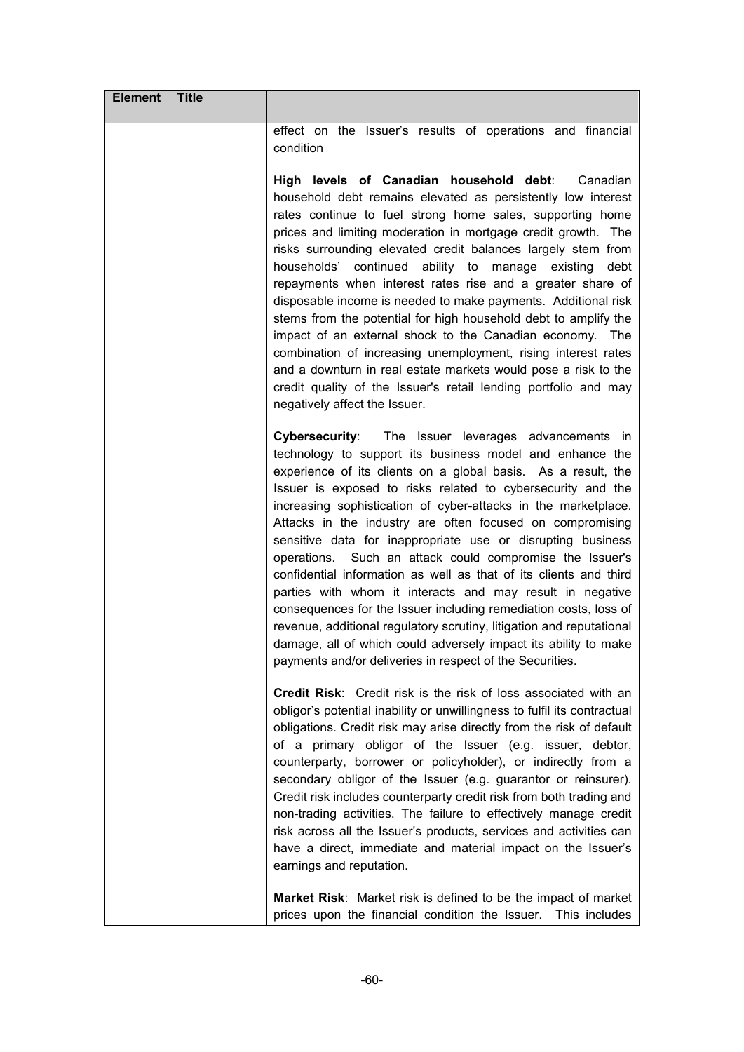| Element | Title | |
|---|---|---|
| | | effect on the Issuer's results of operations and financial condition<br><br>**High levels of Canadian household debt**: Canadian household debt remains elevated as persistently low interest rates continue to fuel strong home sales, supporting home prices and limiting moderation in mortgage credit growth. The risks surrounding elevated credit balances largely stem from households' continued ability to manage existing debt repayments when interest rates rise and a greater share of disposable income is needed to make payments. Additional risk stems from the potential for high household debt to amplify the impact of an external shock to the Canadian economy. The combination of increasing unemployment, rising interest rates and a downturn in real estate markets would pose a risk to the credit quality of the Issuer's retail lending portfolio and may negatively affect the Issuer.<br><br>**Cybersecurity**: The Issuer leverages advancements in technology to support its business model and enhance the experience of its clients on a global basis. As a result, the Issuer is exposed to risks related to cybersecurity and the increasing sophistication of cyber-attacks in the marketplace. Attacks in the industry are often focused on compromising sensitive data for inappropriate use or disrupting business operations. Such an attack could compromise the Issuer's confidential information as well as that of its clients and third parties with whom it interacts and may result in negative consequences for the Issuer including remediation costs, loss of revenue, additional regulatory scrutiny, litigation and reputational damage, all of which could adversely impact its ability to make payments and/or deliveries in respect of the Securities.<br><br>**Credit Risk**: Credit risk is the risk of loss associated with an obligor's potential inability or unwillingness to fulfil its contractual obligations. Credit risk may arise directly from the risk of default of a primary obligor of the Issuer (e.g. issuer, debtor, counterparty, borrower or policyholder), or indirectly from a secondary obligor of the Issuer (e.g. guarantor or reinsurer). Credit risk includes counterparty credit risk from both trading and non-trading activities. The failure to effectively manage credit risk across all the Issuer's products, services and activities can have a direct, immediate and material impact on the Issuer's earnings and reputation.<br><br>**Market Risk**: Market risk is defined to be the impact of market prices upon the financial condition the Issuer. This includes |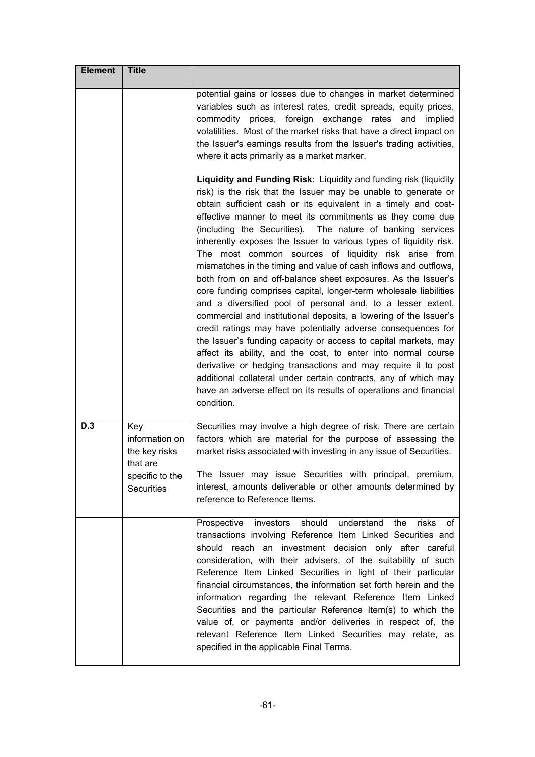| Element | Title | |
|---|---|---|
| | | potential gains or losses due to changes in market determined variables such as interest rates, credit spreads, equity prices, commodity prices, foreign exchange rates and implied volatilities. Most of the market risks that have a direct impact on the Issuer's earnings results from the Issuer's trading activities, where it acts primarily as a market marker.<br><br>**Liquidity and Funding Risk**: Liquidity and funding risk (liquidity risk) is the risk that the Issuer may be unable to generate or obtain sufficient cash or its equivalent in a timely and cost-effective manner to meet its commitments as they come due (including the Securities). The nature of banking services inherently exposes the Issuer to various types of liquidity risk. The most common sources of liquidity risk arise from mismatches in the timing and value of cash inflows and outflows, both from on and off-balance sheet exposures. As the Issuer's core funding comprises capital, longer-term wholesale liabilities and a diversified pool of personal and, to a lesser extent, commercial and institutional deposits, a lowering of the Issuer's credit ratings may have potentially adverse consequences for the Issuer's funding capacity or access to capital markets, may affect its ability, and the cost, to enter into normal course derivative or hedging transactions and may require it to post additional collateral under certain contracts, any of which may have an adverse effect on its results of operations and financial condition. |
| **D.3** | Key information on the key risks that are specific to the Securities | Securities may involve a high degree of risk. There are certain factors which are material for the purpose of assessing the market risks associated with investing in any issue of Securities.<br><br>The Issuer may issue Securities with principal, premium, interest, amounts deliverable or other amounts determined by reference to Reference Items. |
| | | Prospective investors should understand the risks of transactions involving Reference Item Linked Securities and should reach an investment decision only after careful consideration, with their advisers, of the suitability of such Reference Item Linked Securities in light of their particular financial circumstances, the information set forth herein and the information regarding the relevant Reference Item Linked Securities and the particular Reference Item(s) to which the value of, or payments and/or deliveries in respect of, the relevant Reference Item Linked Securities may relate, as specified in the applicable Final Terms. |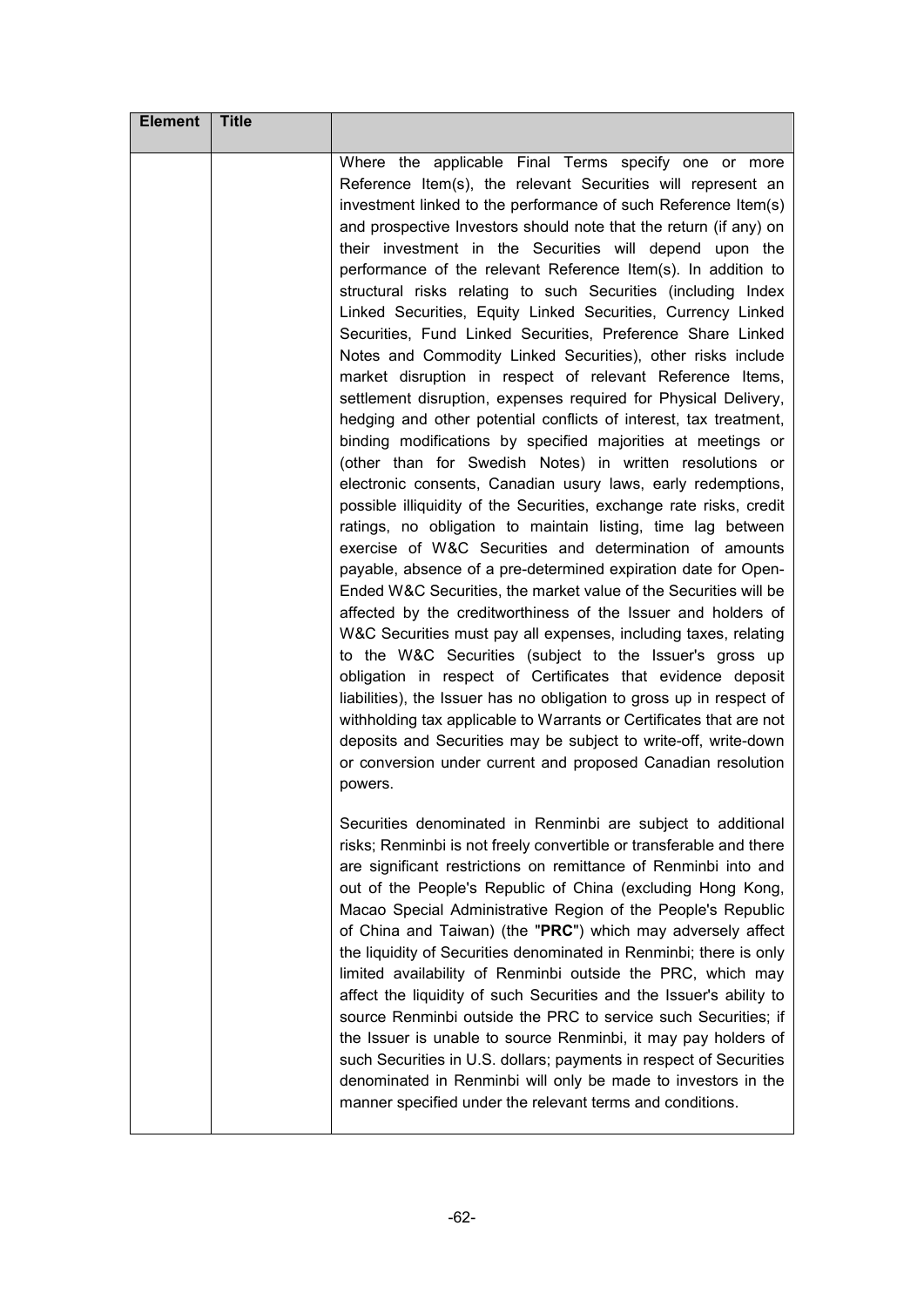| Element | Title | |
|---|---|---|
| | | Where the applicable Final Terms specify one or more Reference Item(s), the relevant Securities will represent an investment linked to the performance of such Reference Item(s) and prospective Investors should note that the return (if any) on their investment in the Securities will depend upon the performance of the relevant Reference Item(s). In addition to structural risks relating to such Securities (including Index Linked Securities, Equity Linked Securities, Currency Linked Securities, Fund Linked Securities, Preference Share Linked Notes and Commodity Linked Securities), other risks include market disruption in respect of relevant Reference Items, settlement disruption, expenses required for Physical Delivery, hedging and other potential conflicts of interest, tax treatment, binding modifications by specified majorities at meetings or (other than for Swedish Notes) in written resolutions or electronic consents, Canadian usury laws, early redemptions, possible illiquidity of the Securities, exchange rate risks, credit ratings, no obligation to maintain listing, time lag between exercise of W&C Securities and determination of amounts payable, absence of a pre-determined expiration date for Open-Ended W&C Securities, the market value of the Securities will be affected by the creditworthiness of the Issuer and holders of W&C Securities must pay all expenses, including taxes, relating to the W&C Securities (subject to the Issuer's gross up obligation in respect of Certificates that evidence deposit liabilities), the Issuer has no obligation to gross up in respect of withholding tax applicable to Warrants or Certificates that are not deposits and Securities may be subject to write-off, write-down or conversion under current and proposed Canadian resolution powers.<br><br>Securities denominated in Renminbi are subject to additional risks; Renminbi is not freely convertible or transferable and there are significant restrictions on remittance of Renminbi into and out of the People's Republic of China (excluding Hong Kong, Macao Special Administrative Region of the People's Republic of China and Taiwan) (the "**PRC**") which may adversely affect the liquidity of Securities denominated in Renminbi; there is only limited availability of Renminbi outside the PRC, which may affect the liquidity of such Securities and the Issuer's ability to source Renminbi outside the PRC to service such Securities; if the Issuer is unable to source Renminbi, it may pay holders of such Securities in U.S. dollars; payments in respect of Securities denominated in Renminbi will only be made to investors in the manner specified under the relevant terms and conditions. |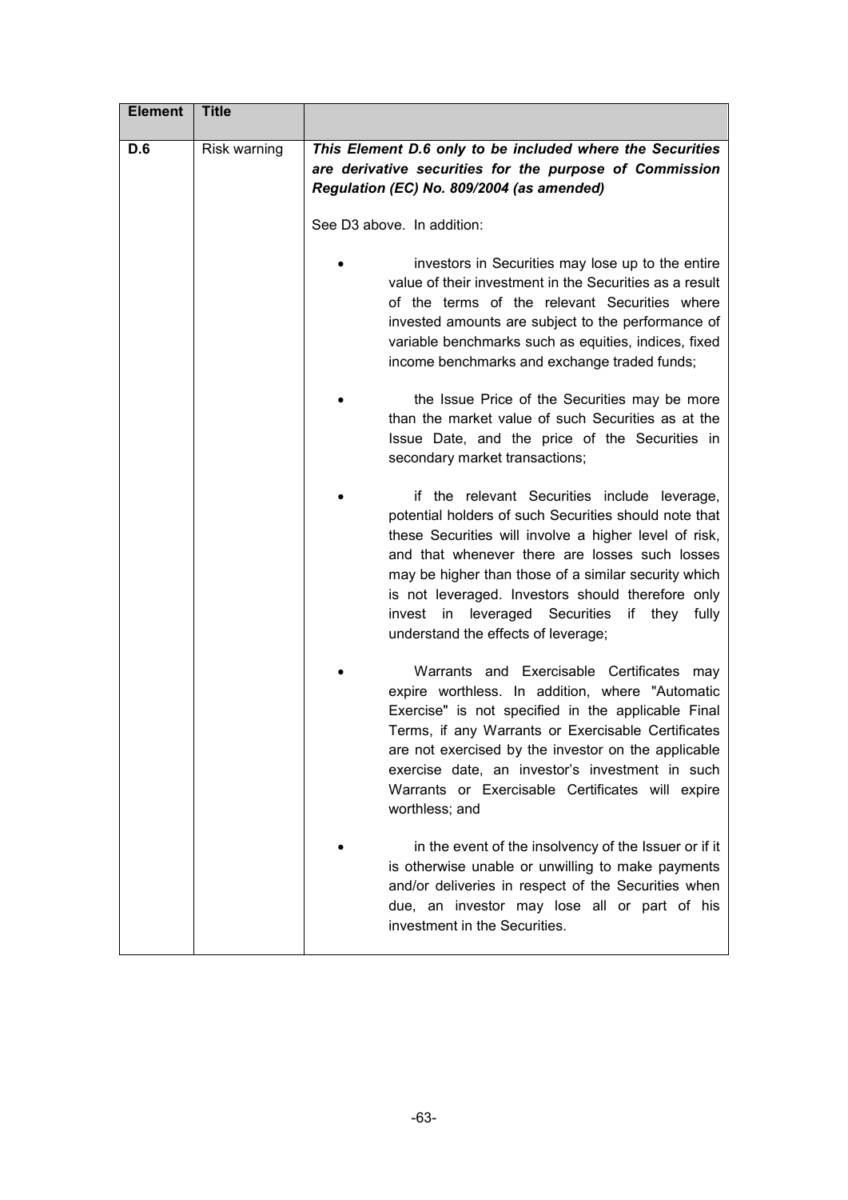| Element | Title | |
|---|---|---|
| D.6 | Risk warning | ***This Element D.6 only to be included where the Securities are derivative securities for the purpose of Commission Regulation (EC) No. 809/2004 (as amended)***<br><br>See D3 above. In addition:<br><br>• investors in Securities may lose up to the entire value of their investment in the Securities as a result of the terms of the relevant Securities where invested amounts are subject to the performance of variable benchmarks such as equities, indices, fixed income benchmarks and exchange traded funds;<br><br>• the Issue Price of the Securities may be more than the market value of such Securities as at the Issue Date, and the price of the Securities in secondary market transactions;<br><br>• if the relevant Securities include leverage, potential holders of such Securities should note that these Securities will involve a higher level of risk, and that whenever there are losses such losses may be higher than those of a similar security which is not leveraged. Investors should therefore only invest in leveraged Securities if they fully understand the effects of leverage;<br><br>• Warrants and Exercisable Certificates may expire worthless. In addition, where "Automatic Exercise" is not specified in the applicable Final Terms, if any Warrants or Exercisable Certificates are not exercised by the investor on the applicable exercise date, an investor's investment in such Warrants or Exercisable Certificates will expire worthless; and<br><br>• in the event of the insolvency of the Issuer or if it is otherwise unable or unwilling to make payments and/or deliveries in respect of the Securities when due, an investor may lose all or part of his investment in the Securities. |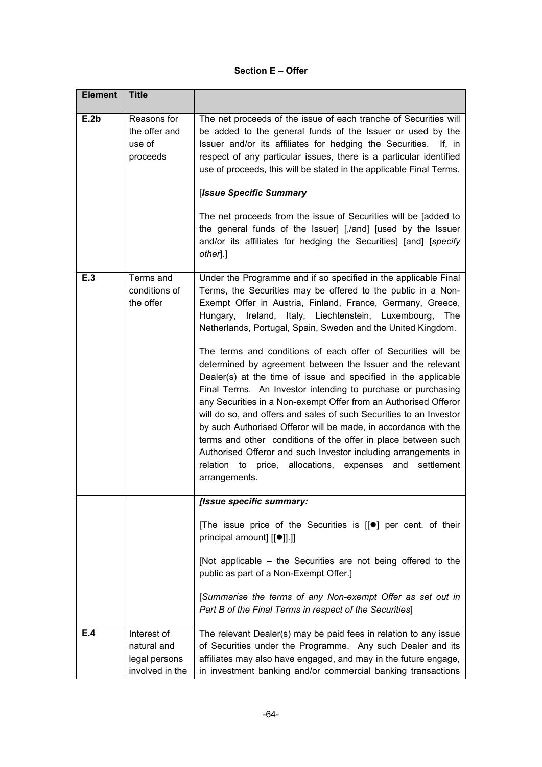**Section E – Offer**

| Element | Title | |
|---|---|---|
| **E.2b** | Reasons for the offer and use of proceeds | The net proceeds of the issue of each tranche of Securities will be added to the general funds of the Issuer or used by the Issuer and/or its affiliates for hedging the Securities. If, in respect of any particular issues, there is a particular identified use of proceeds, this will be stated in the applicable Final Terms.<br><br>[***Issue Specific Summary***<br><br>The net proceeds from the issue of Securities will be [added to the general funds of the Issuer] [,/and] [used by the Issuer and/or its affiliates for hedging the Securities] [and] [*specify other*].] |
| **E.3** | Terms and conditions of the offer | Under the Programme and if so specified in the applicable Final Terms, the Securities may be offered to the public in a Non-Exempt Offer in Austria, Finland, France, Germany, Greece, Hungary, Ireland, Italy, Liechtenstein, Luxembourg, The Netherlands, Portugal, Spain, Sweden and the United Kingdom.<br><br>The terms and conditions of each offer of Securities will be determined by agreement between the Issuer and the relevant Dealer(s) at the time of issue and specified in the applicable Final Terms. An Investor intending to purchase or purchasing any Securities in a Non-exempt Offer from an Authorised Offeror will do so, and offers and sales of such Securities to an Investor by such Authorised Offeror will be made, in accordance with the terms and other conditions of the offer in place between such Authorised Offeror and such Investor including arrangements in relation to price, allocations, expenses and settlement arrangements. |
| | | ***[Issue specific summary:***<br><br>[The issue price of the Securities is [[●] per cent. of their principal amount] [[●]].]]<br><br>[Not applicable – the Securities are not being offered to the public as part of a Non-Exempt Offer.]<br><br>[*Summarise the terms of any Non-exempt Offer as set out in Part B of the Final Terms in respect of the Securities*] |
| **E.4** | Interest of natural and legal persons involved in the | The relevant Dealer(s) may be paid fees in relation to any issue of Securities under the Programme. Any such Dealer and its affiliates may also have engaged, and may in the future engage, in investment banking and/or commercial banking transactions |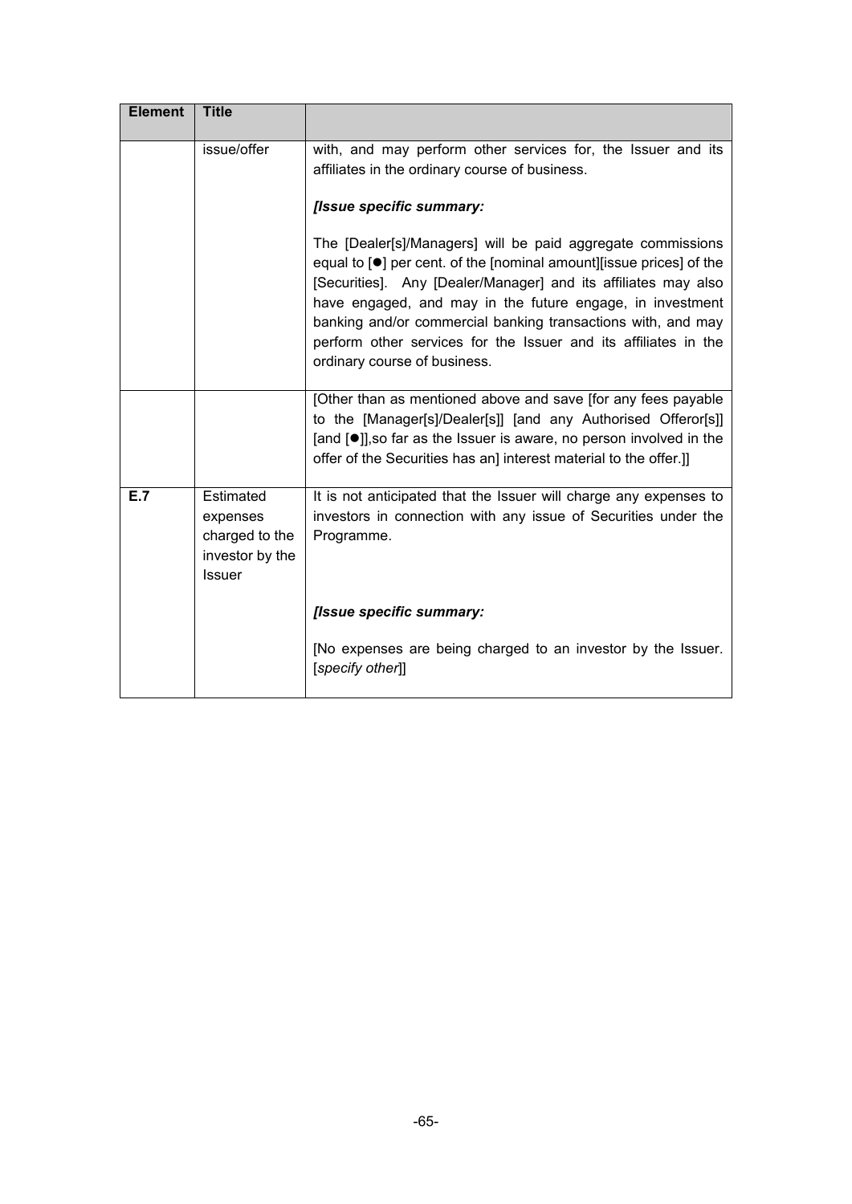| Element | Title | |
| --- | --- | --- |
| | issue/offer | with, and may perform other services for, the Issuer and its affiliates in the ordinary course of business.<br><br>***[Issue specific summary:***<br><br>The [Dealer[s]/Managers] will be paid aggregate commissions equal to [●] per cent. of the [nominal amount][issue prices] of the [Securities]. Any [Dealer/Manager] and its affiliates may also have engaged, and may in the future engage, in investment banking and/or commercial banking transactions with, and may perform other services for the Issuer and its affiliates in the ordinary course of business. |
| | | [Other than as mentioned above and save [for any fees payable to the [Manager[s]/Dealer[s]] [and any Authorised Offeror[s]] [and [●]],so far as the Issuer is aware, no person involved in the offer of the Securities has an] interest material to the offer.]] |
| **E.7** | Estimated expenses charged to the investor by the Issuer | It is not anticipated that the Issuer will charge any expenses to investors in connection with any issue of Securities under the Programme.<br><br>***[Issue specific summary:***<br><br>[No expenses are being charged to an investor by the Issuer. [*specify other*]] |